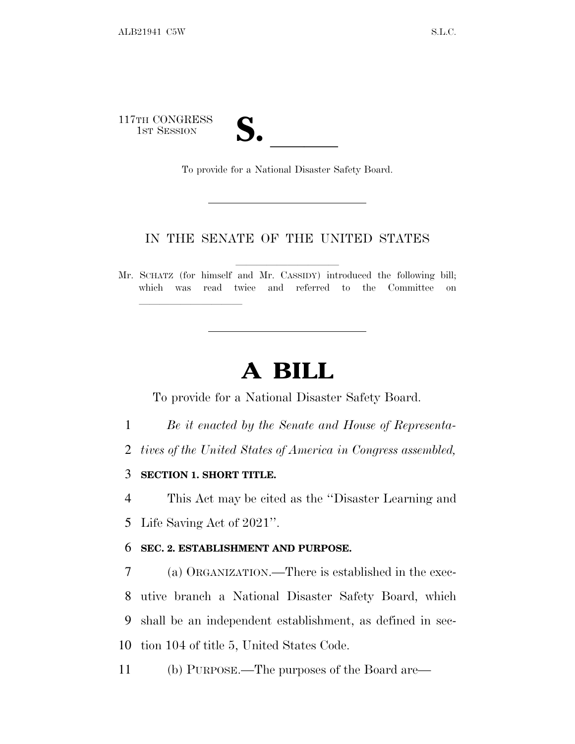117TH CONGRESS
1ST SESSION

# S. \_\_\_\_\_\_

To provide for a National Disaster Safety Board.

IN THE SENATE OF THE UNITED STATES

Mr. SCHATZ (for himself and Mr. CASSIDY) introduced the following bill; which was read twice and referred to the Committee on \_\_\_\_\_\_\_\_\_\_\_\_\_\_\_\_

# A BILL

To provide for a National Disaster Safety Board.

1 *Be it enacted by the Senate and House of Representa-*
2 *tives of the United States of America in Congress assembled,*

3 **SECTION 1. SHORT TITLE.**

4 This Act may be cited as the ''Disaster Learning and
5 Life Saving Act of 2021''.

6 **SEC. 2. ESTABLISHMENT AND PURPOSE.**

7 (a) ORGANIZATION.—There is established in the exec-
8 utive branch a National Disaster Safety Board, which
9 shall be an independent establishment, as defined in sec-
10 tion 104 of title 5, United States Code.

11 (b) PURPOSE.—The purposes of the Board are—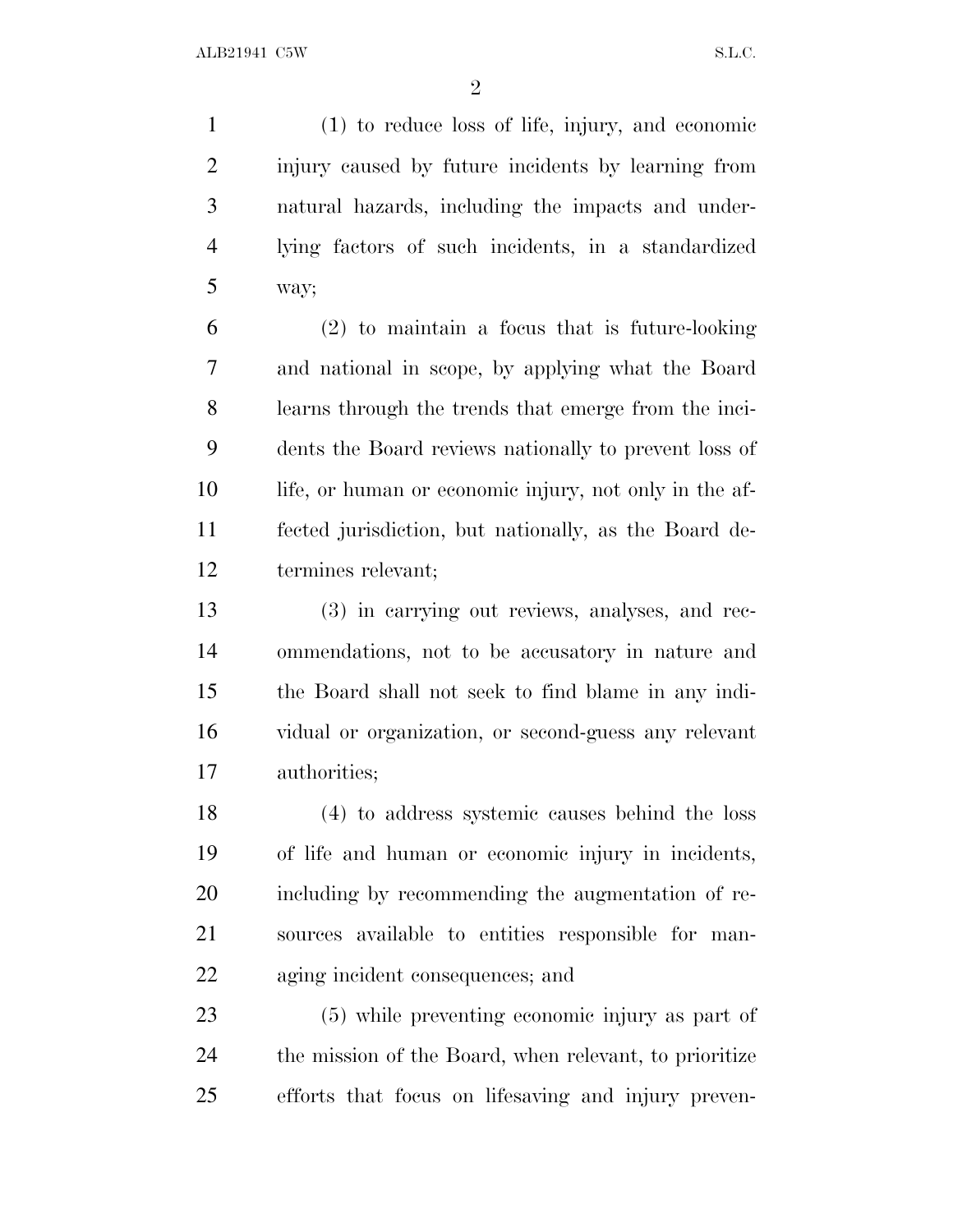(1) to reduce loss of life, injury, and economic injury caused by future incidents by learning from natural hazards, including the impacts and underlying factors of such incidents, in a standardized way;

(2) to maintain a focus that is future-looking and national in scope, by applying what the Board learns through the trends that emerge from the incidents the Board reviews nationally to prevent loss of life, or human or economic injury, not only in the affected jurisdiction, but nationally, as the Board determines relevant;

(3) in carrying out reviews, analyses, and recommendations, not to be accusatory in nature and the Board shall not seek to find blame in any individual or organization, or second-guess any relevant authorities;

(4) to address systemic causes behind the loss of life and human or economic injury in incidents, including by recommending the augmentation of resources available to entities responsible for managing incident consequences; and

(5) while preventing economic injury as part of the mission of the Board, when relevant, to prioritize efforts that focus on lifesaving and injury preven-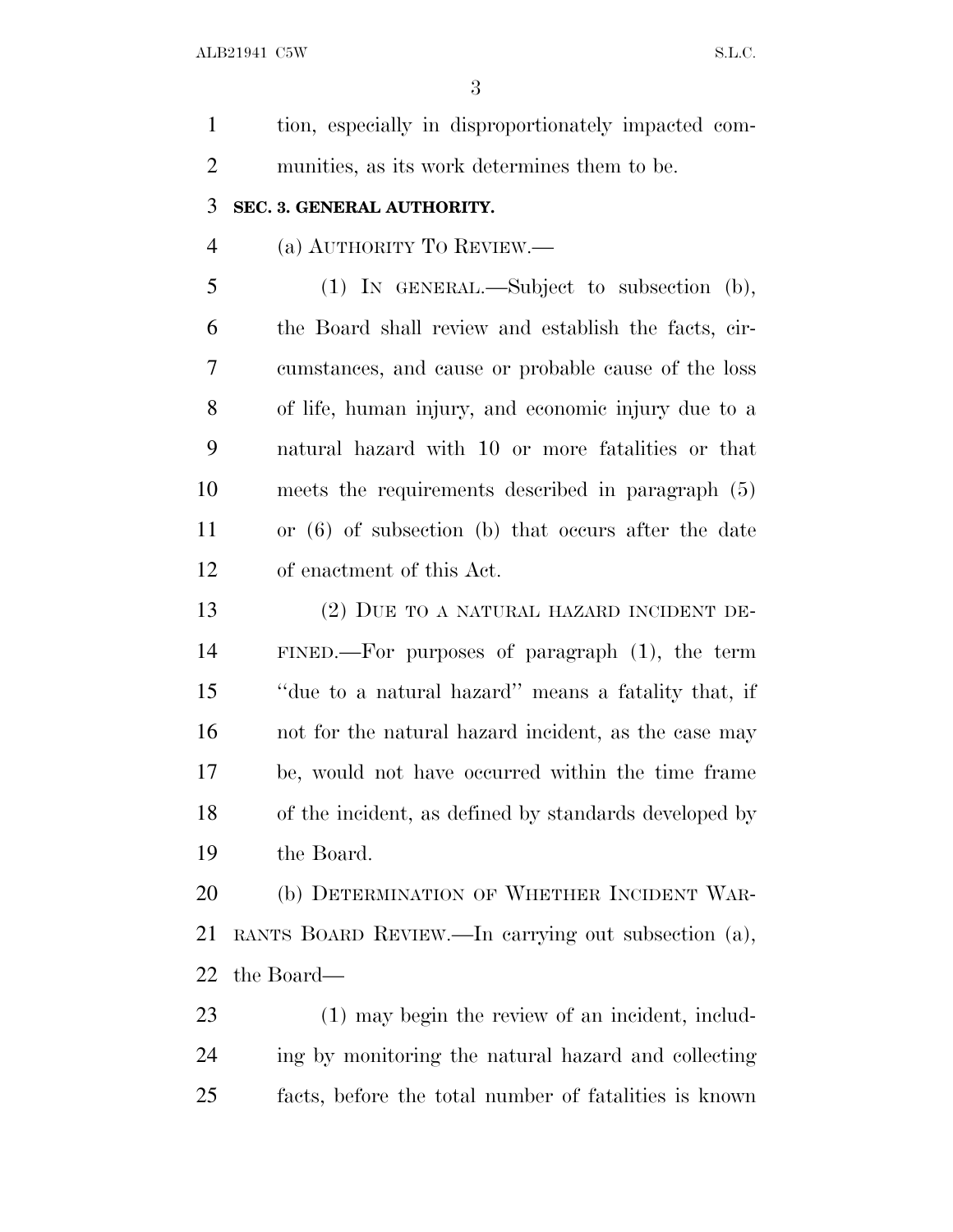tion, especially in disproportionately impacted communities, as its work determines them to be.

### SEC. 3. GENERAL AUTHORITY.

(a) AUTHORITY TO REVIEW.—

(1) IN GENERAL.—Subject to subsection (b), the Board shall review and establish the facts, circumstances, and cause or probable cause of the loss of life, human injury, and economic injury due to a natural hazard with 10 or more fatalities or that meets the requirements described in paragraph (5) or (6) of subsection (b) that occurs after the date of enactment of this Act.

(2) DUE TO A NATURAL HAZARD INCIDENT DEFINED.—For purposes of paragraph (1), the term "due to a natural hazard" means a fatality that, if not for the natural hazard incident, as the case may be, would not have occurred within the time frame of the incident, as defined by standards developed by the Board.

(b) DETERMINATION OF WHETHER INCIDENT WARRANTS BOARD REVIEW.—In carrying out subsection (a), the Board—

(1) may begin the review of an incident, including by monitoring the natural hazard and collecting facts, before the total number of fatalities is known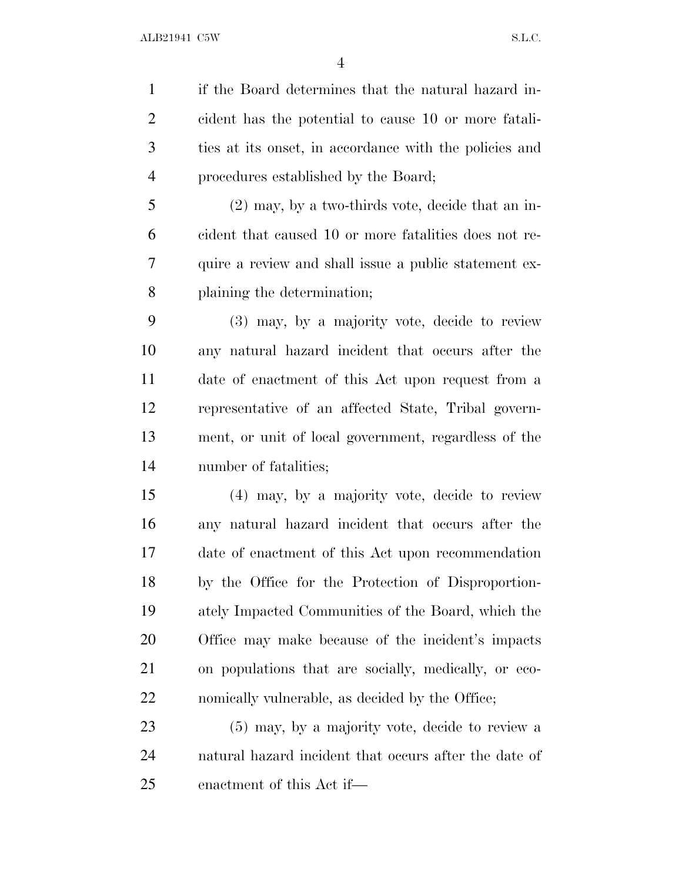if the Board determines that the natural hazard incident has the potential to cause 10 or more fatalities at its onset, in accordance with the policies and procedures established by the Board;

(2) may, by a two-thirds vote, decide that an incident that caused 10 or more fatalities does not require a review and shall issue a public statement explaining the determination;

(3) may, by a majority vote, decide to review any natural hazard incident that occurs after the date of enactment of this Act upon request from a representative of an affected State, Tribal government, or unit of local government, regardless of the number of fatalities;

(4) may, by a majority vote, decide to review any natural hazard incident that occurs after the date of enactment of this Act upon recommendation by the Office for the Protection of Disproportionately Impacted Communities of the Board, which the Office may make because of the incident's impacts on populations that are socially, medically, or economically vulnerable, as decided by the Office;

(5) may, by a majority vote, decide to review a natural hazard incident that occurs after the date of enactment of this Act if—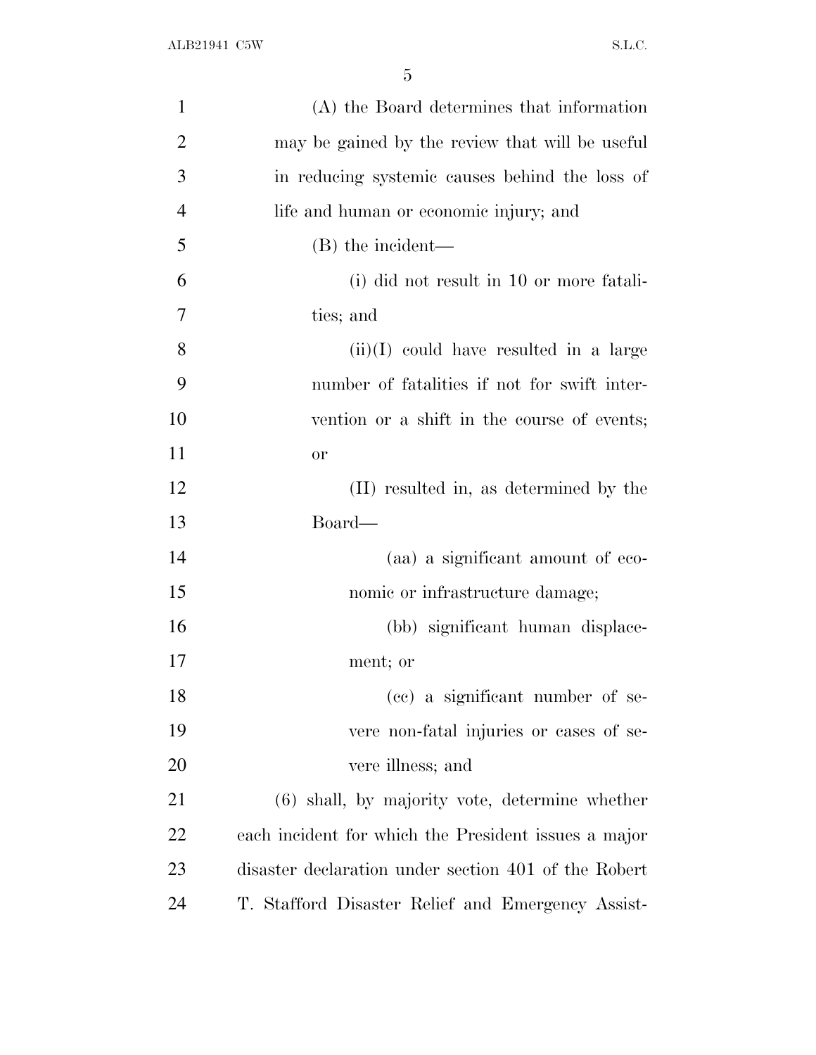(A) the Board determines that information may be gained by the review that will be useful in reducing systemic causes behind the loss of life and human or economic injury; and

(B) the incident—

(i) did not result in 10 or more fatalities; and

(ii)(I) could have resulted in a large number of fatalities if not for swift intervention or a shift in the course of events; or

(II) resulted in, as determined by the Board—

(aa) a significant amount of economic or infrastructure damage;

(bb) significant human displacement; or

(cc) a significant number of severe non-fatal injuries or cases of severe illness; and

(6) shall, by majority vote, determine whether each incident for which the President issues a major disaster declaration under section 401 of the Robert T. Stafford Disaster Relief and Emergency Assist-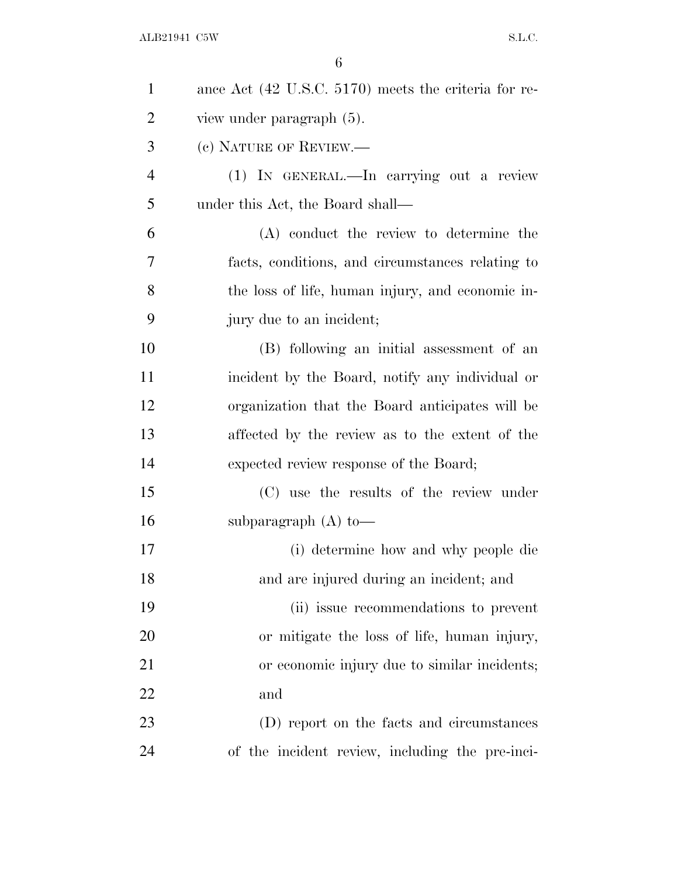ance Act (42 U.S.C. 5170) meets the criteria for review under paragraph (5).

(c) NATURE OF REVIEW.—

(1) IN GENERAL.—In carrying out a review under this Act, the Board shall—

(A) conduct the review to determine the facts, conditions, and circumstances relating to the loss of life, human injury, and economic injury due to an incident;

(B) following an initial assessment of an incident by the Board, notify any individual or organization that the Board anticipates will be affected by the review as to the extent of the expected review response of the Board;

(C) use the results of the review under subparagraph (A) to—

(i) determine how and why people die and are injured during an incident; and

(ii) issue recommendations to prevent or mitigate the loss of life, human injury, or economic injury due to similar incidents; and

(D) report on the facts and circumstances of the incident review, including the pre-inci-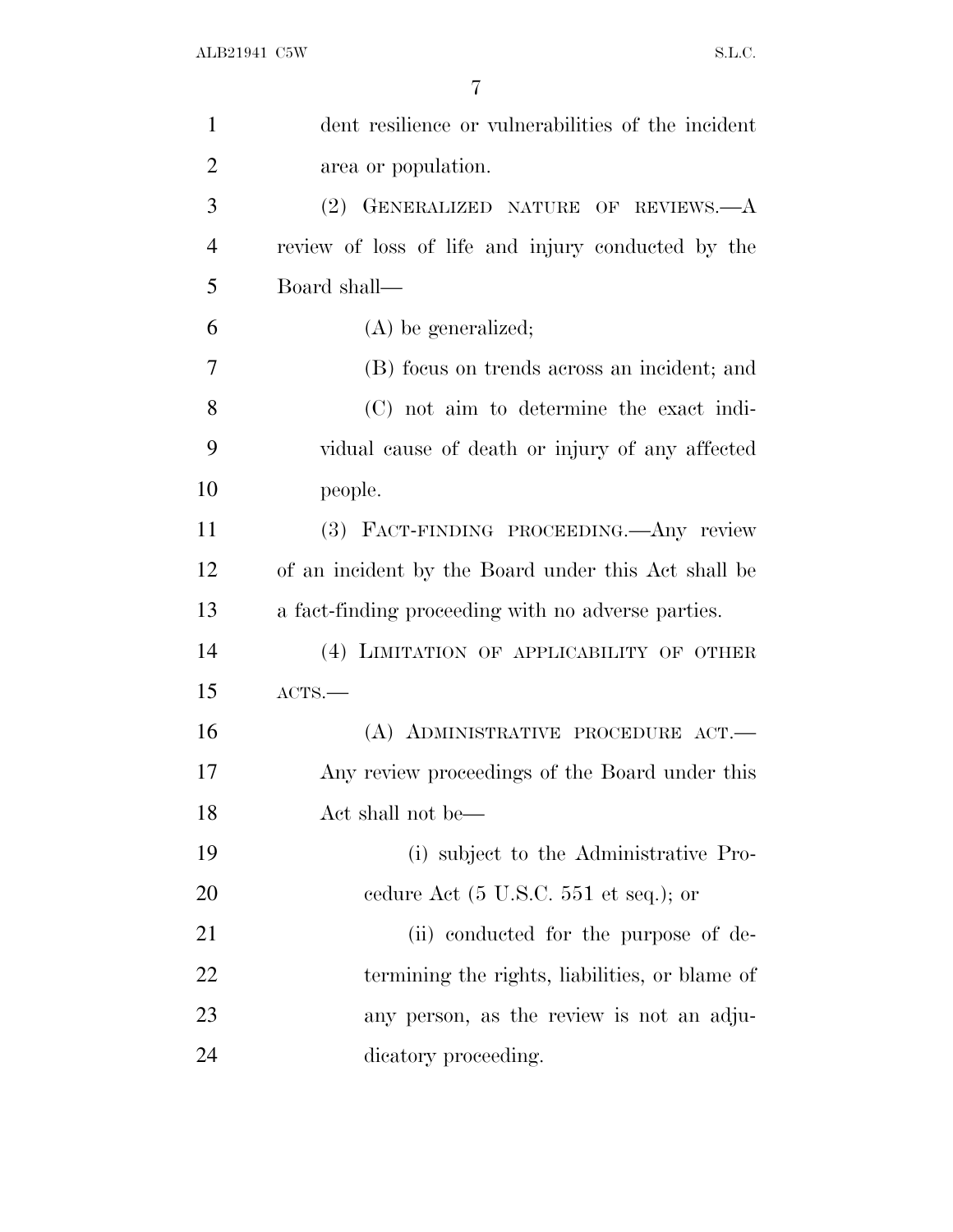dent resilience or vulnerabilities of the incident area or population.

(2) GENERALIZED NATURE OF REVIEWS.—A review of loss of life and injury conducted by the Board shall—

(A) be generalized;

(B) focus on trends across an incident; and

(C) not aim to determine the exact individual cause of death or injury of any affected people.

(3) FACT-FINDING PROCEEDING.—Any review of an incident by the Board under this Act shall be a fact-finding proceeding with no adverse parties.

(4) LIMITATION OF APPLICABILITY OF OTHER ACTS.—

(A) ADMINISTRATIVE PROCEDURE ACT.—Any review proceedings of the Board under this Act shall not be—

(i) subject to the Administrative Procedure Act (5 U.S.C. 551 et seq.); or

(ii) conducted for the purpose of determining the rights, liabilities, or blame of any person, as the review is not an adjudicatory proceeding.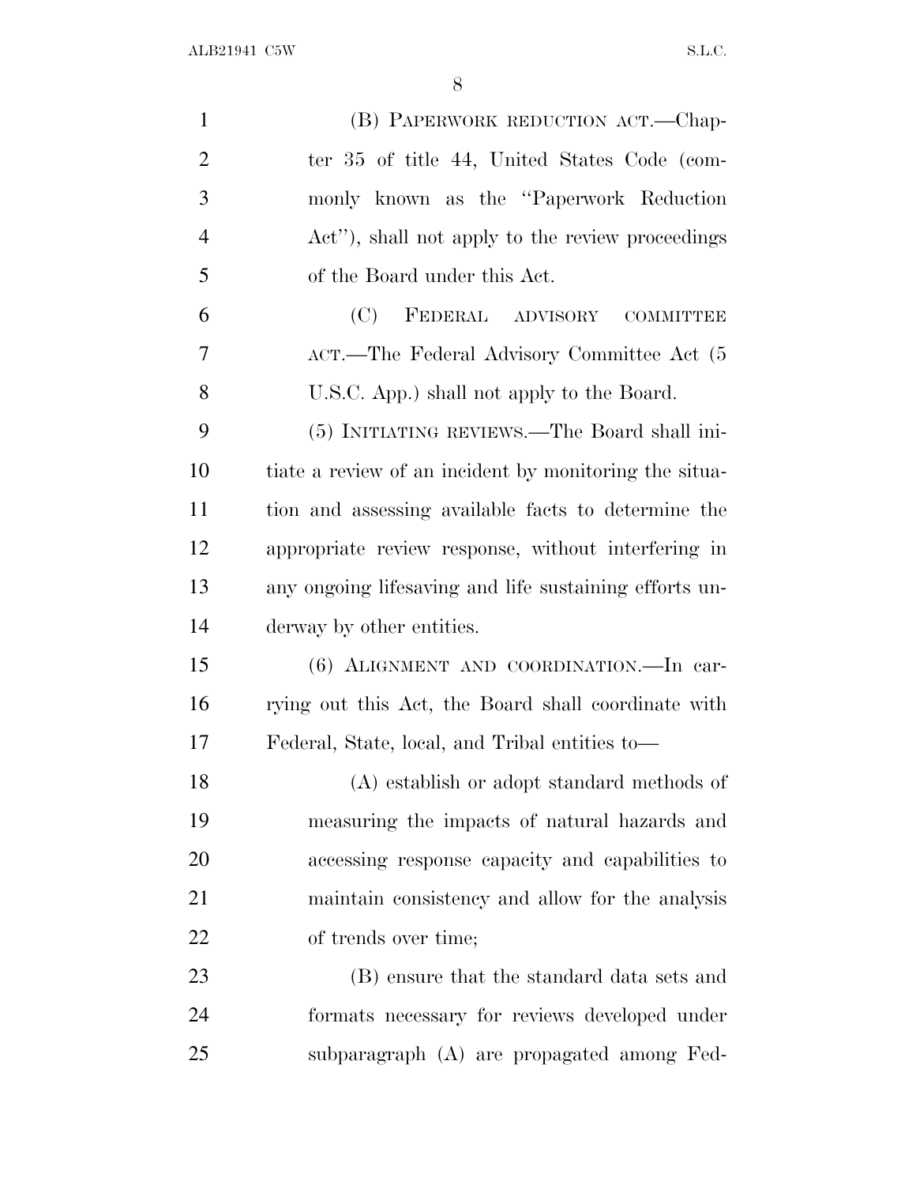(B) PAPERWORK REDUCTION ACT.—Chapter 35 of title 44, United States Code (commonly known as the ''Paperwork Reduction Act''), shall not apply to the review proceedings of the Board under this Act.

(C) FEDERAL ADVISORY COMMITTEE ACT.—The Federal Advisory Committee Act (5 U.S.C. App.) shall not apply to the Board.

(5) INITIATING REVIEWS.—The Board shall initiate a review of an incident by monitoring the situation and assessing available facts to determine the appropriate review response, without interfering in any ongoing lifesaving and life sustaining efforts underway by other entities.

(6) ALIGNMENT AND COORDINATION.—In carrying out this Act, the Board shall coordinate with Federal, State, local, and Tribal entities to—

(A) establish or adopt standard methods of measuring the impacts of natural hazards and accessing response capacity and capabilities to maintain consistency and allow for the analysis of trends over time;

(B) ensure that the standard data sets and formats necessary for reviews developed under subparagraph (A) are propagated among Fed-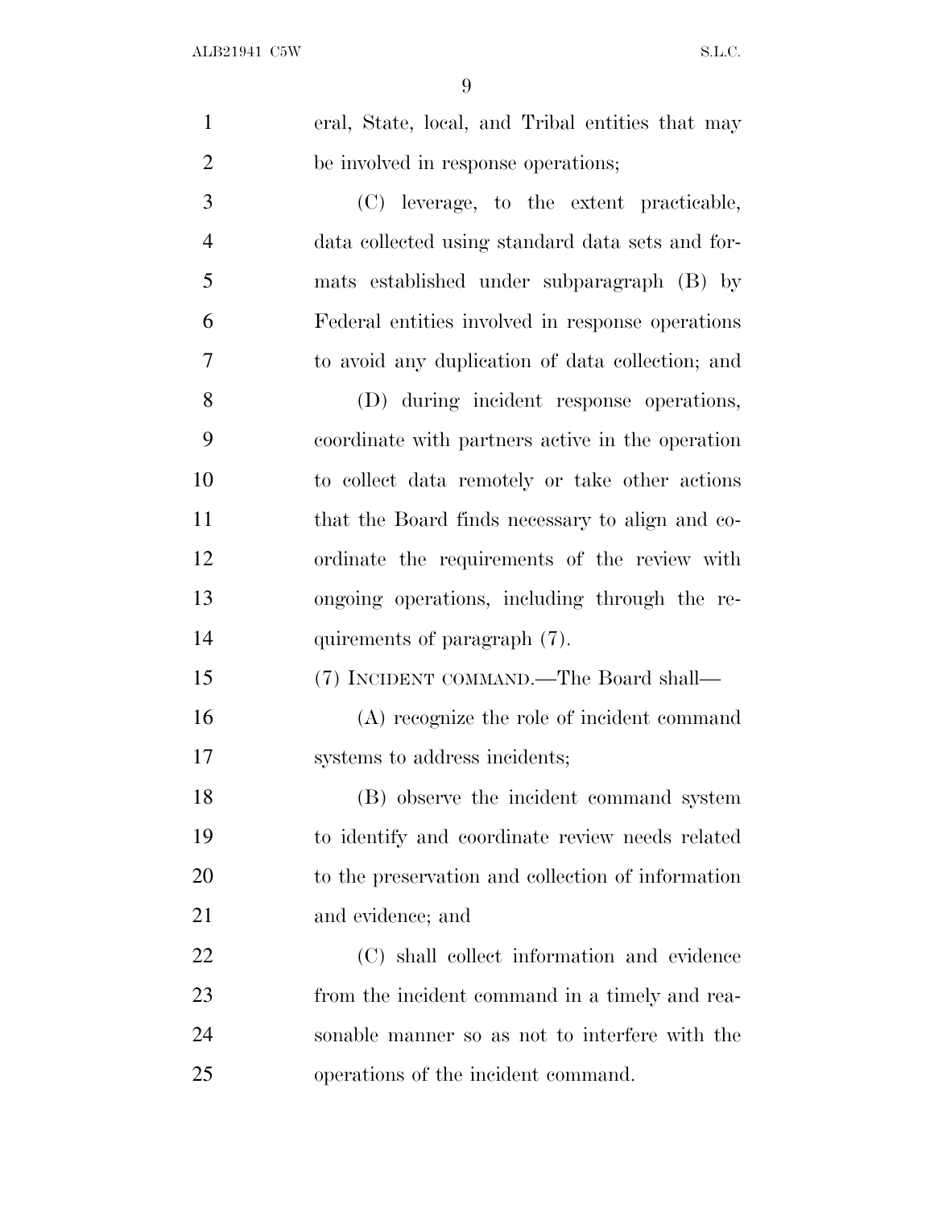eral, State, local, and Tribal entities that may be involved in response operations;

(C) leverage, to the extent practicable, data collected using standard data sets and formats established under subparagraph (B) by Federal entities involved in response operations to avoid any duplication of data collection; and

(D) during incident response operations, coordinate with partners active in the operation to collect data remotely or take other actions that the Board finds necessary to align and coordinate the requirements of the review with ongoing operations, including through the requirements of paragraph (7).

(7) INCIDENT COMMAND.—The Board shall—

(A) recognize the role of incident command systems to address incidents;

(B) observe the incident command system to identify and coordinate review needs related to the preservation and collection of information and evidence; and

(C) shall collect information and evidence from the incident command in a timely and reasonable manner so as not to interfere with the operations of the incident command.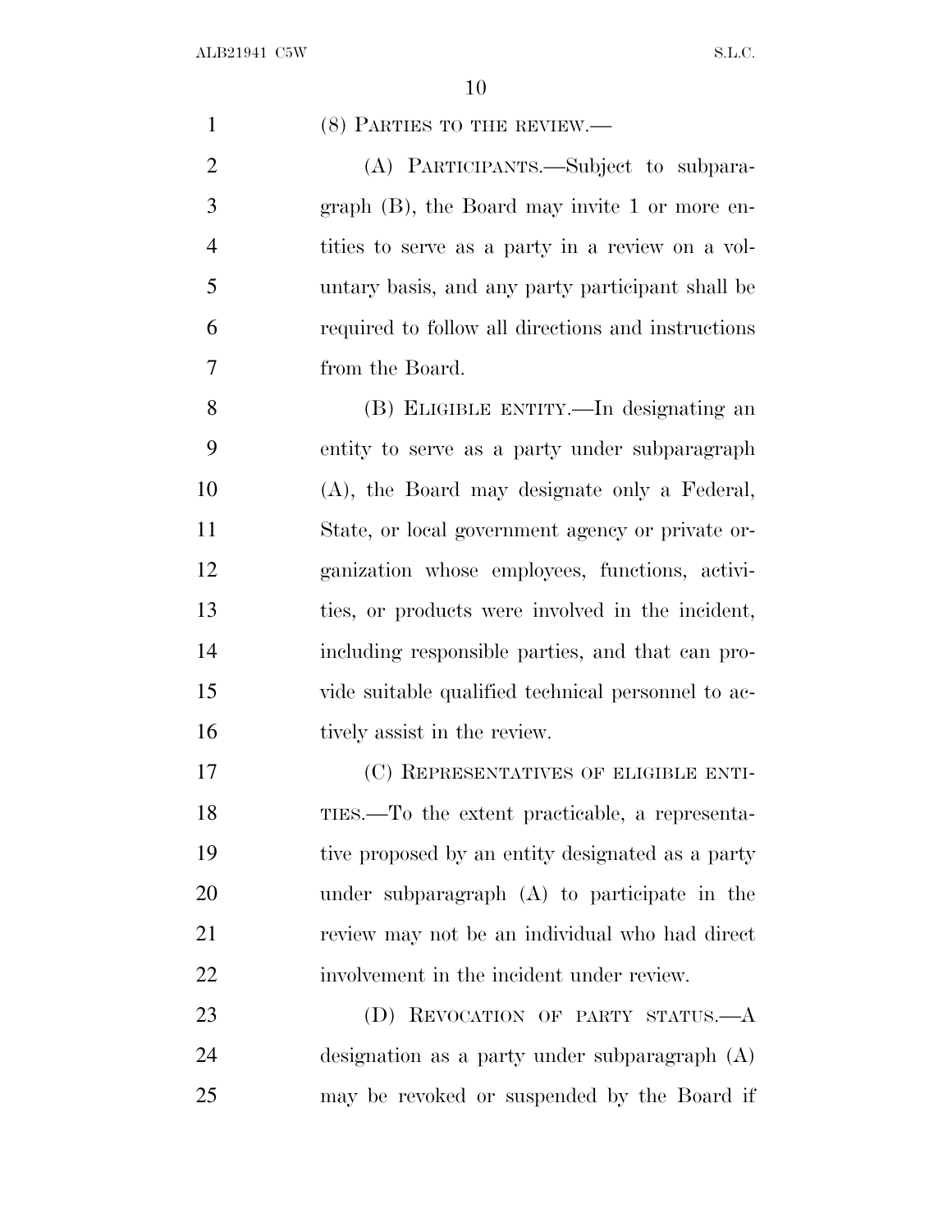(8) PARTIES TO THE REVIEW.—

(A) PARTICIPANTS.—Subject to subparagraph (B), the Board may invite 1 or more entities to serve as a party in a review on a voluntary basis, and any party participant shall be required to follow all directions and instructions from the Board.

(B) ELIGIBLE ENTITY.—In designating an entity to serve as a party under subparagraph (A), the Board may designate only a Federal, State, or local government agency or private organization whose employees, functions, activities, or products were involved in the incident, including responsible parties, and that can provide suitable qualified technical personnel to actively assist in the review.

(C) REPRESENTATIVES OF ELIGIBLE ENTITIES.—To the extent practicable, a representative proposed by an entity designated as a party under subparagraph (A) to participate in the review may not be an individual who had direct involvement in the incident under review.

(D) REVOCATION OF PARTY STATUS.—A designation as a party under subparagraph (A) may be revoked or suspended by the Board if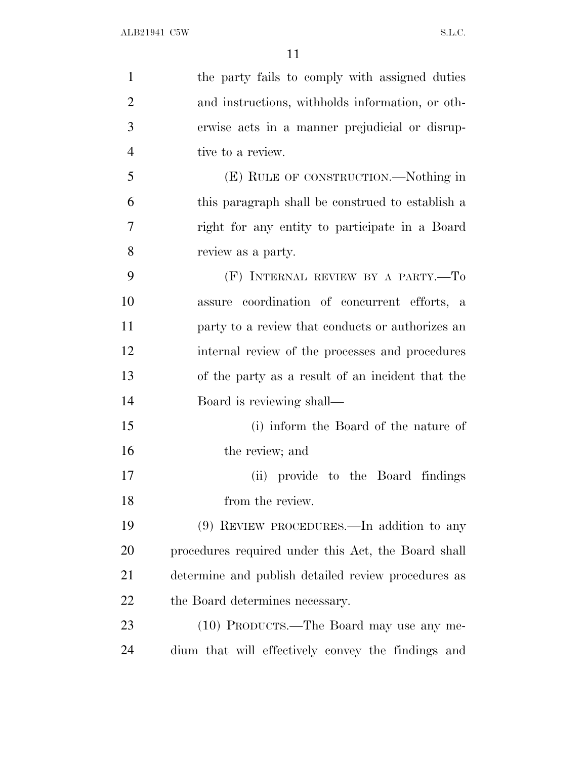the party fails to comply with assigned duties and instructions, withholds information, or otherwise acts in a manner prejudicial or disruptive to a review.

(E) RULE OF CONSTRUCTION.—Nothing in this paragraph shall be construed to establish a right for any entity to participate in a Board review as a party.

(F) INTERNAL REVIEW BY A PARTY.—To assure coordination of concurrent efforts, a party to a review that conducts or authorizes an internal review of the processes and procedures of the party as a result of an incident that the Board is reviewing shall—

(i) inform the Board of the nature of the review; and

(ii) provide to the Board findings from the review.

(9) REVIEW PROCEDURES.—In addition to any procedures required under this Act, the Board shall determine and publish detailed review procedures as the Board determines necessary.

(10) PRODUCTS.—The Board may use any medium that will effectively convey the findings and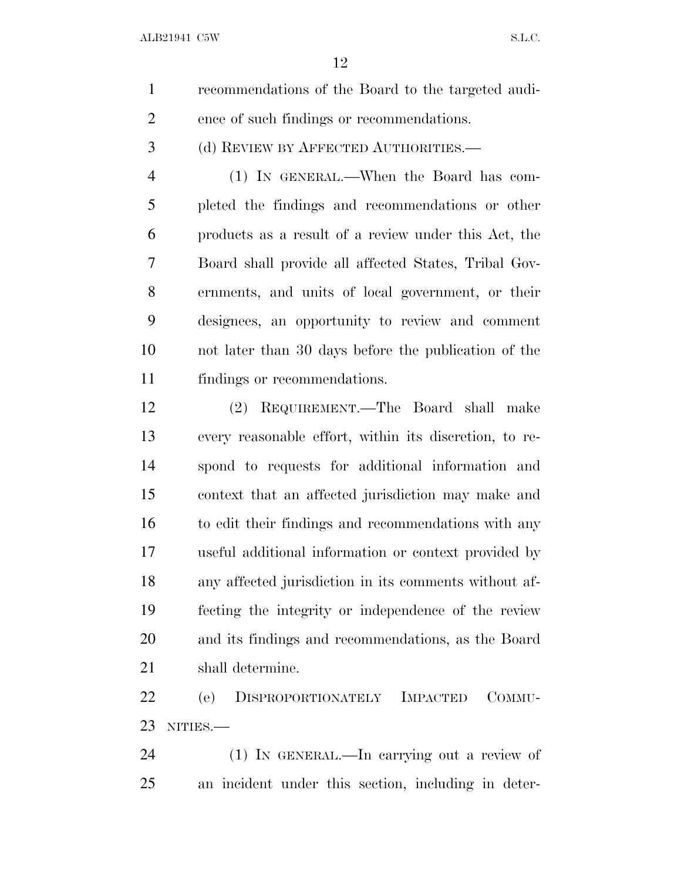recommendations of the Board to the targeted audience of such findings or recommendations.

(d) REVIEW BY AFFECTED AUTHORITIES.—

(1) IN GENERAL.—When the Board has completed the findings and recommendations or other products as a result of a review under this Act, the Board shall provide all affected States, Tribal Governments, and units of local government, or their designees, an opportunity to review and comment not later than 30 days before the publication of the findings or recommendations.

(2) REQUIREMENT.—The Board shall make every reasonable effort, within its discretion, to respond to requests for additional information and context that an affected jurisdiction may make and to edit their findings and recommendations with any useful additional information or context provided by any affected jurisdiction in its comments without affecting the integrity or independence of the review and its findings and recommendations, as the Board shall determine.

(e) DISPROPORTIONATELY IMPACTED COMMUNITIES.—

(1) IN GENERAL.—In carrying out a review of an incident under this section, including in deter-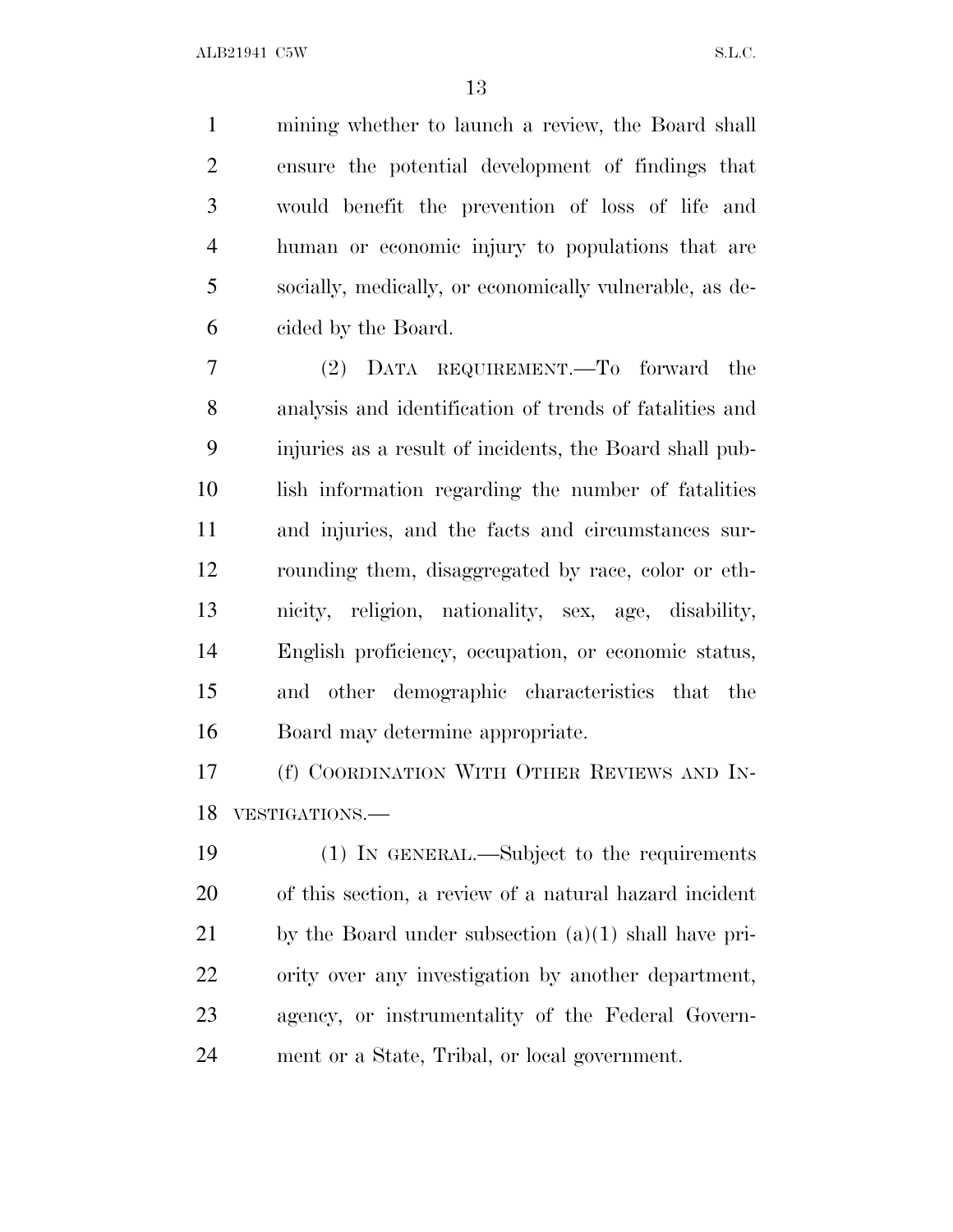mining whether to launch a review, the Board shall ensure the potential development of findings that would benefit the prevention of loss of life and human or economic injury to populations that are socially, medically, or economically vulnerable, as decided by the Board.

(2) DATA REQUIREMENT.—To forward the analysis and identification of trends of fatalities and injuries as a result of incidents, the Board shall publish information regarding the number of fatalities and injuries, and the facts and circumstances surrounding them, disaggregated by race, color or ethnicity, religion, nationality, sex, age, disability, English proficiency, occupation, or economic status, and other demographic characteristics that the Board may determine appropriate.

(f) COORDINATION WITH OTHER REVIEWS AND INVESTIGATIONS.—

(1) IN GENERAL.—Subject to the requirements of this section, a review of a natural hazard incident by the Board under subsection (a)(1) shall have priority over any investigation by another department, agency, or instrumentality of the Federal Government or a State, Tribal, or local government.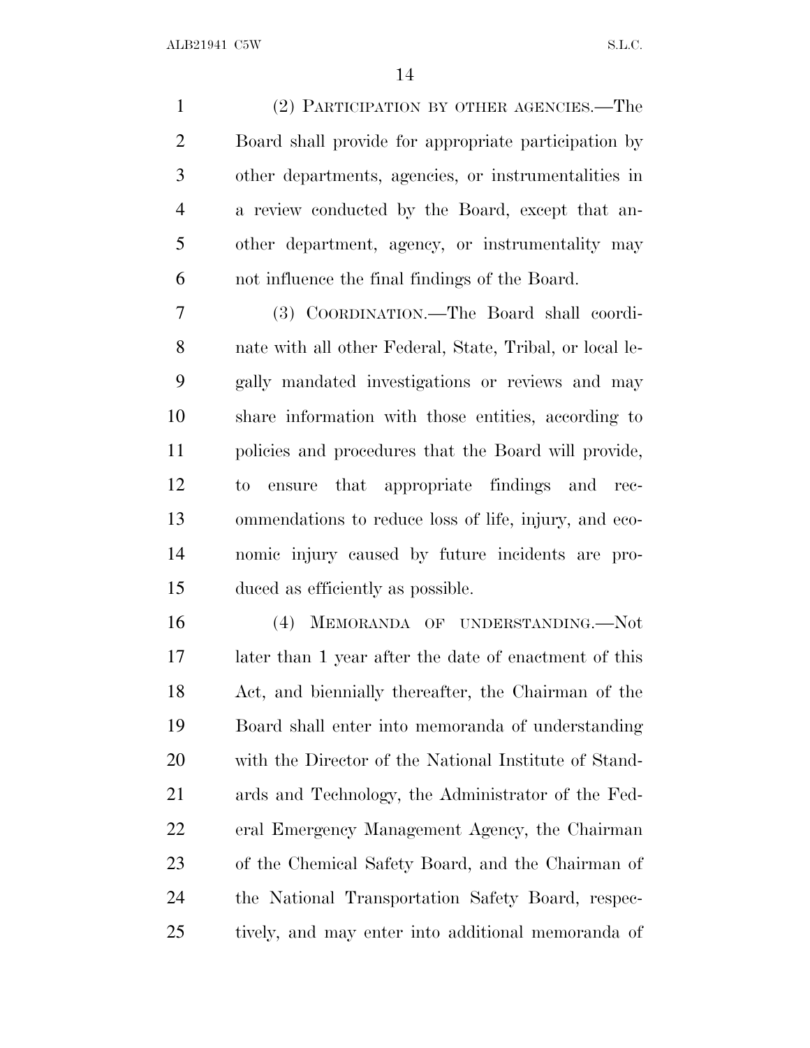(2) PARTICIPATION BY OTHER AGENCIES.—The Board shall provide for appropriate participation by other departments, agencies, or instrumentalities in a review conducted by the Board, except that another department, agency, or instrumentality may not influence the final findings of the Board.

(3) COORDINATION.—The Board shall coordinate with all other Federal, State, Tribal, or local legally mandated investigations or reviews and may share information with those entities, according to policies and procedures that the Board will provide, to ensure that appropriate findings and recommendations to reduce loss of life, injury, and economic injury caused by future incidents are produced as efficiently as possible.

(4) MEMORANDA OF UNDERSTANDING.—Not later than 1 year after the date of enactment of this Act, and biennially thereafter, the Chairman of the Board shall enter into memoranda of understanding with the Director of the National Institute of Standards and Technology, the Administrator of the Federal Emergency Management Agency, the Chairman of the Chemical Safety Board, and the Chairman of the National Transportation Safety Board, respectively, and may enter into additional memoranda of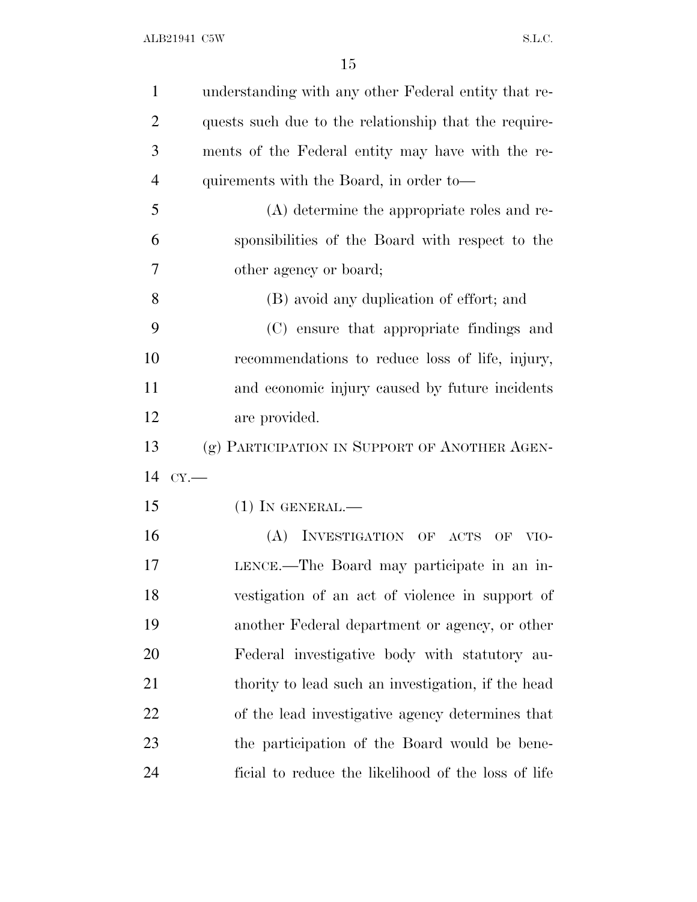understanding with any other Federal entity that requests such due to the relationship that the requirements of the Federal entity may have with the requirements with the Board, in order to—

(A) determine the appropriate roles and responsibilities of the Board with respect to the other agency or board;

(B) avoid any duplication of effort; and

(C) ensure that appropriate findings and recommendations to reduce loss of life, injury, and economic injury caused by future incidents are provided.

(g) PARTICIPATION IN SUPPORT OF ANOTHER AGENCY.—

(1) IN GENERAL.—

(A) INVESTIGATION OF ACTS OF VIOLENCE.—The Board may participate in an investigation of an act of violence in support of another Federal department or agency, or other Federal investigative body with statutory authority to lead such an investigation, if the head of the lead investigative agency determines that the participation of the Board would be beneficial to reduce the likelihood of the loss of life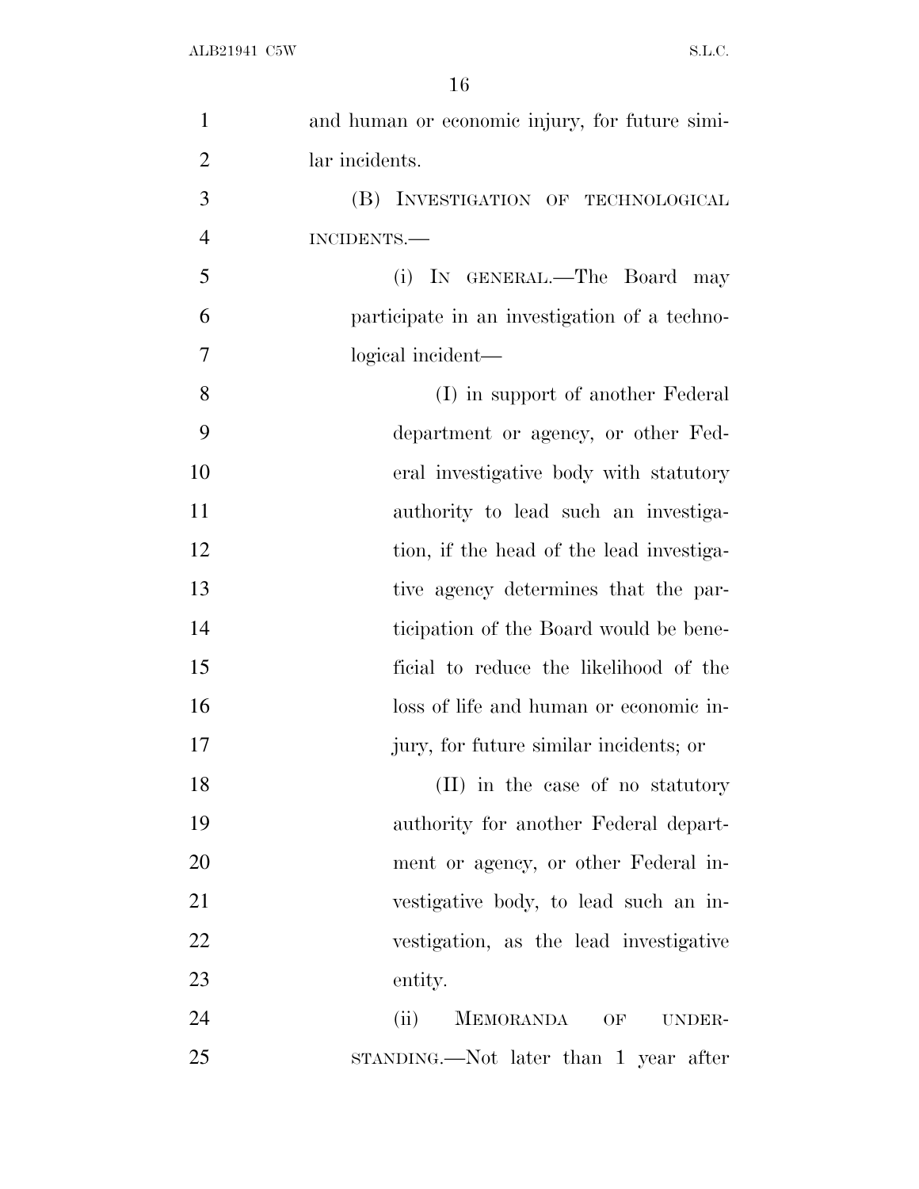and human or economic injury, for future similar incidents.

(B) INVESTIGATION OF TECHNOLOGICAL INCIDENTS.—

(i) IN GENERAL.—The Board may participate in an investigation of a technological incident—

(I) in support of another Federal department or agency, or other Federal investigative body with statutory authority to lead such an investigation, if the head of the lead investigative agency determines that the participation of the Board would be beneficial to reduce the likelihood of the loss of life and human or economic injury, for future similar incidents; or

(II) in the case of no statutory authority for another Federal department or agency, or other Federal investigative body, to lead such an investigation, as the lead investigative entity.

(ii) MEMORANDA OF UNDERSTANDING.—Not later than 1 year after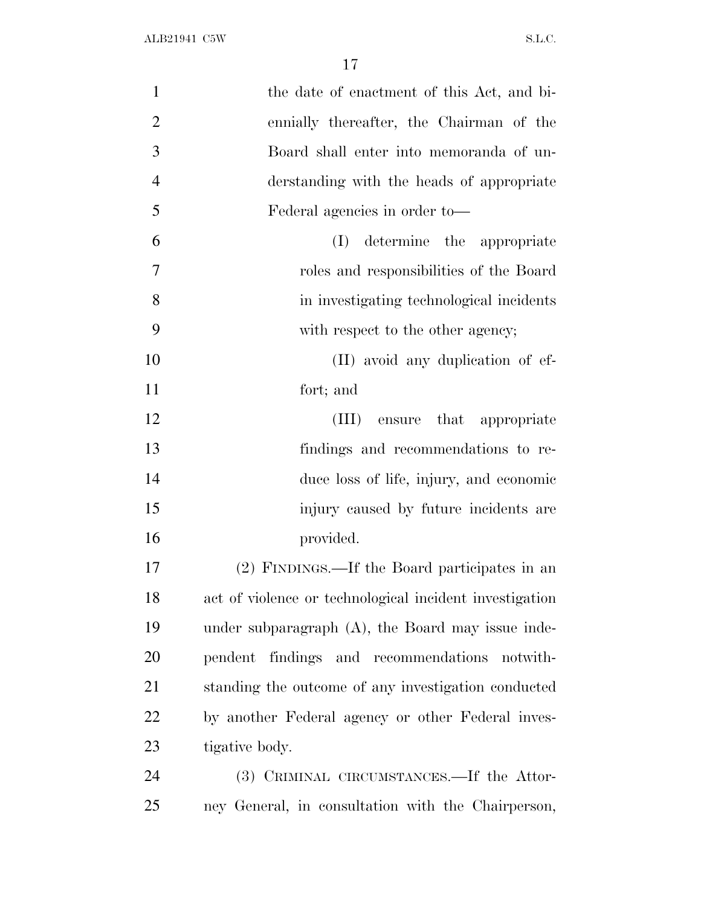the date of enactment of this Act, and biennially thereafter, the Chairman of the Board shall enter into memoranda of understanding with the heads of appropriate Federal agencies in order to—

(I) determine the appropriate roles and responsibilities of the Board in investigating technological incidents with respect to the other agency;

(II) avoid any duplication of effort; and

(III) ensure that appropriate findings and recommendations to reduce loss of life, injury, and economic injury caused by future incidents are provided.

(2) FINDINGS.—If the Board participates in an act of violence or technological incident investigation under subparagraph (A), the Board may issue independent findings and recommendations notwithstanding the outcome of any investigation conducted by another Federal agency or other Federal investigative body.

(3) CRIMINAL CIRCUMSTANCES.—If the Attorney General, in consultation with the Chairperson,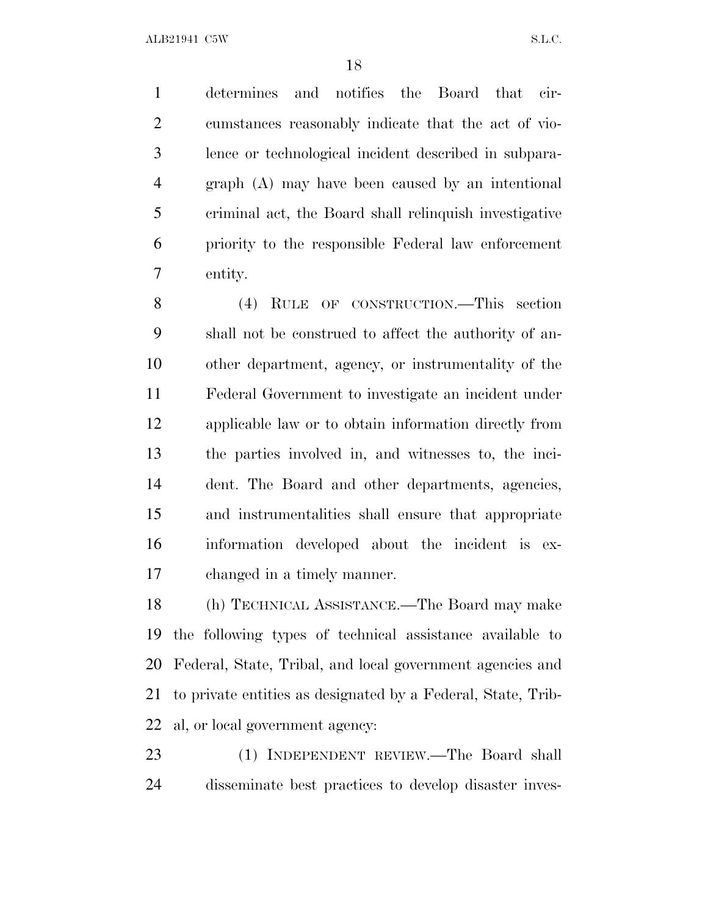determines and notifies the Board that circumstances reasonably indicate that the act of violence or technological incident described in subparagraph (A) may have been caused by an intentional criminal act, the Board shall relinquish investigative priority to the responsible Federal law enforcement entity.

(4) RULE OF CONSTRUCTION.—This section shall not be construed to affect the authority of another department, agency, or instrumentality of the Federal Government to investigate an incident under applicable law or to obtain information directly from the parties involved in, and witnesses to, the incident. The Board and other departments, agencies, and instrumentalities shall ensure that appropriate information developed about the incident is exchanged in a timely manner.

(h) TECHNICAL ASSISTANCE.—The Board may make the following types of technical assistance available to Federal, State, Tribal, and local government agencies and to private entities as designated by a Federal, State, Tribal, or local government agency:

(1) INDEPENDENT REVIEW.—The Board shall disseminate best practices to develop disaster inves-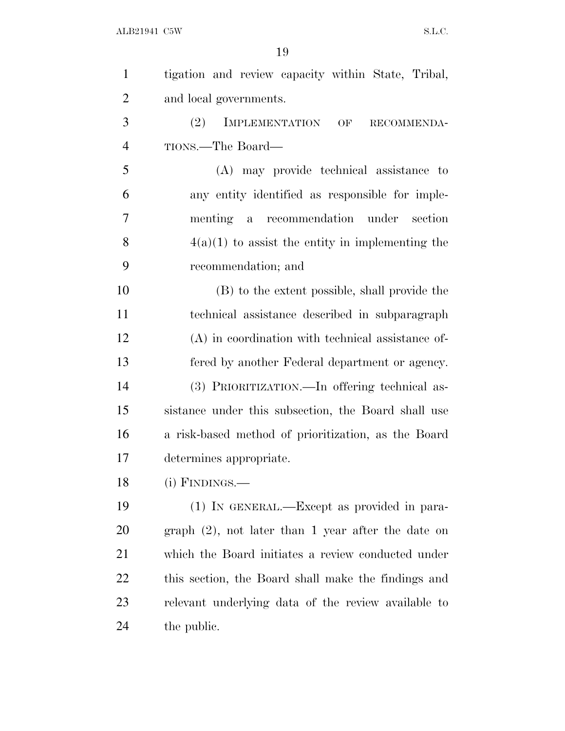tigation and review capacity within State, Tribal, and local governments.

(2) IMPLEMENTATION OF RECOMMENDATIONS.—The Board—

(A) may provide technical assistance to any entity identified as responsible for implementing a recommendation under section 4(a)(1) to assist the entity in implementing the recommendation; and

(B) to the extent possible, shall provide the technical assistance described in subparagraph (A) in coordination with technical assistance offered by another Federal department or agency.

(3) PRIORITIZATION.—In offering technical assistance under this subsection, the Board shall use a risk-based method of prioritization, as the Board determines appropriate.

(i) FINDINGS.—

(1) IN GENERAL.—Except as provided in paragraph (2), not later than 1 year after the date on which the Board initiates a review conducted under this section, the Board shall make the findings and relevant underlying data of the review available to the public.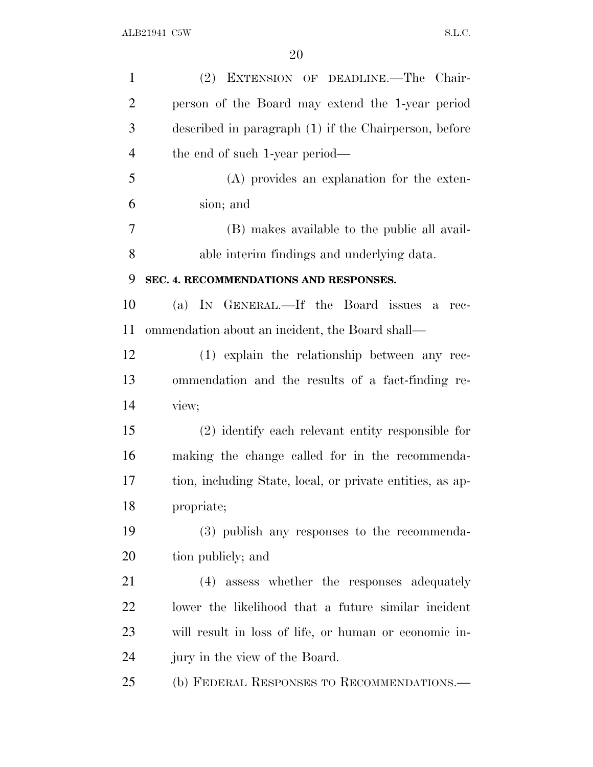(2) EXTENSION OF DEADLINE.—The Chairperson of the Board may extend the 1-year period described in paragraph (1) if the Chairperson, before the end of such 1-year period—

(A) provides an explanation for the extension; and

(B) makes available to the public all available interim findings and underlying data.

**SEC. 4. RECOMMENDATIONS AND RESPONSES.**

(a) IN GENERAL.—If the Board issues a recommendation about an incident, the Board shall—

(1) explain the relationship between any recommendation and the results of a fact-finding review;

(2) identify each relevant entity responsible for making the change called for in the recommendation, including State, local, or private entities, as appropriate;

(3) publish any responses to the recommendation publicly; and

(4) assess whether the responses adequately lower the likelihood that a future similar incident will result in loss of life, or human or economic injury in the view of the Board.

(b) FEDERAL RESPONSES TO RECOMMENDATIONS.—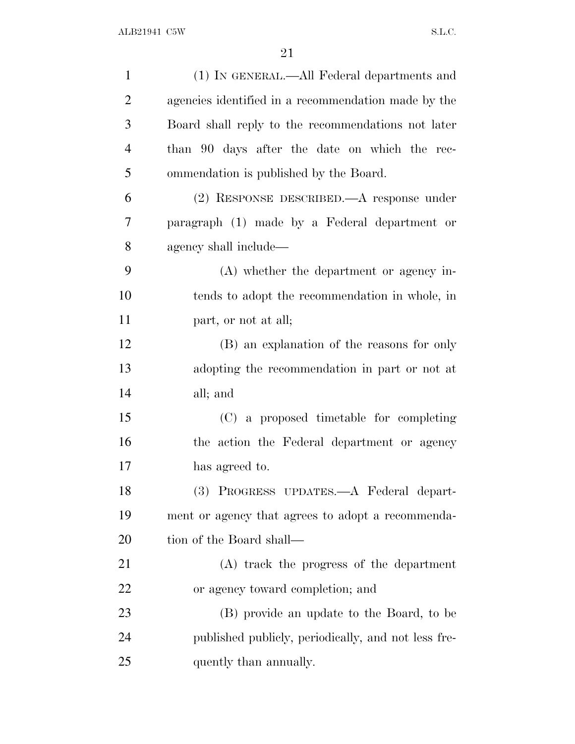(1) IN GENERAL.—All Federal departments and agencies identified in a recommendation made by the Board shall reply to the recommendations not later than 90 days after the date on which the recommendation is published by the Board.

(2) RESPONSE DESCRIBED.—A response under paragraph (1) made by a Federal department or agency shall include—

(A) whether the department or agency intends to adopt the recommendation in whole, in part, or not at all;

(B) an explanation of the reasons for only adopting the recommendation in part or not at all; and

(C) a proposed timetable for completing the action the Federal department or agency has agreed to.

(3) PROGRESS UPDATES.—A Federal department or agency that agrees to adopt a recommendation of the Board shall—

(A) track the progress of the department or agency toward completion; and

(B) provide an update to the Board, to be published publicly, periodically, and not less frequently than annually.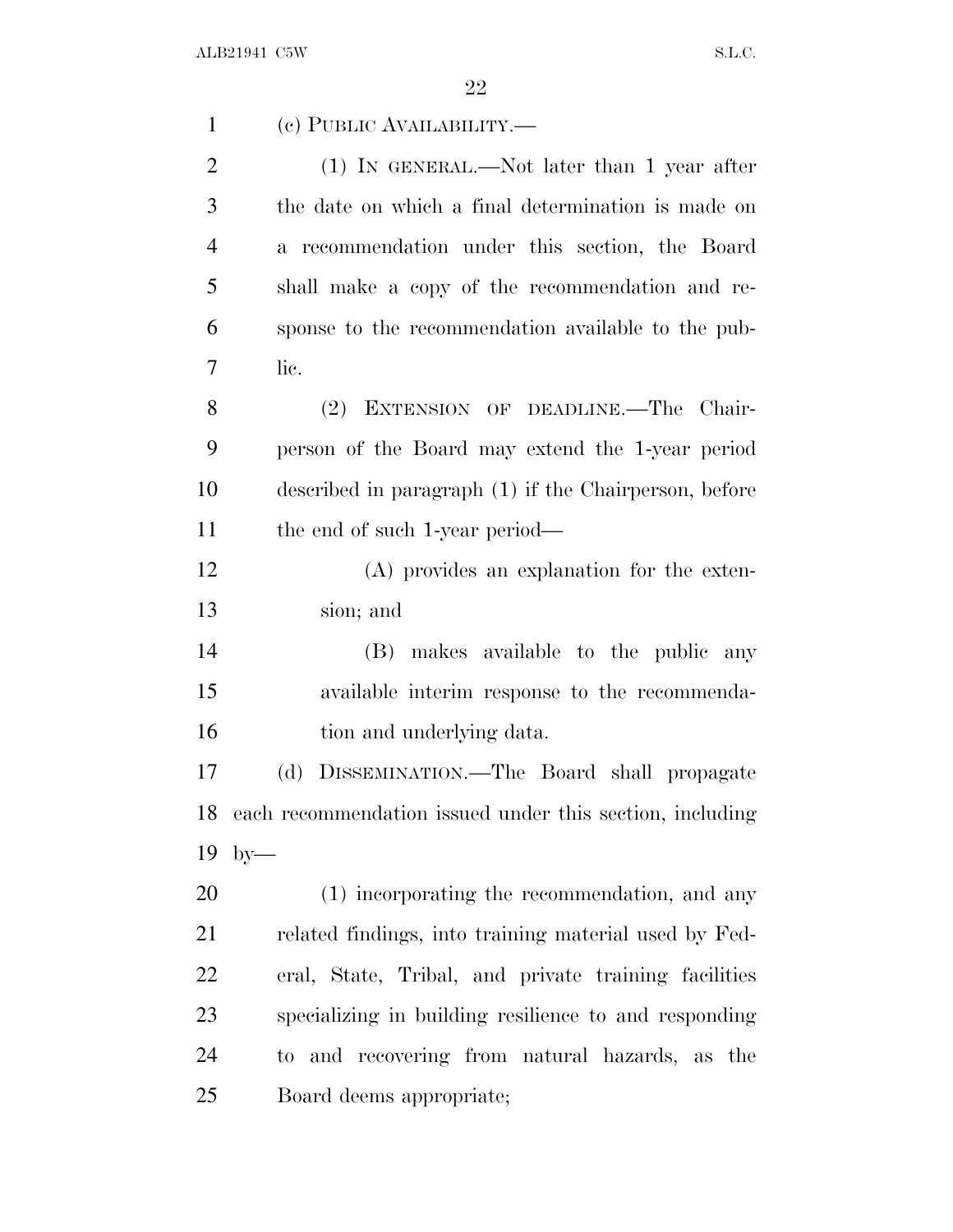(c) PUBLIC AVAILABILITY.—

(1) IN GENERAL.—Not later than 1 year after the date on which a final determination is made on a recommendation under this section, the Board shall make a copy of the recommendation and response to the recommendation available to the public.

(2) EXTENSION OF DEADLINE.—The Chairperson of the Board may extend the 1-year period described in paragraph (1) if the Chairperson, before the end of such 1-year period—

(A) provides an explanation for the extension; and

(B) makes available to the public any available interim response to the recommendation and underlying data.

(d) DISSEMINATION.—The Board shall propagate each recommendation issued under this section, including by—

(1) incorporating the recommendation, and any related findings, into training material used by Federal, State, Tribal, and private training facilities specializing in building resilience to and responding to and recovering from natural hazards, as the Board deems appropriate;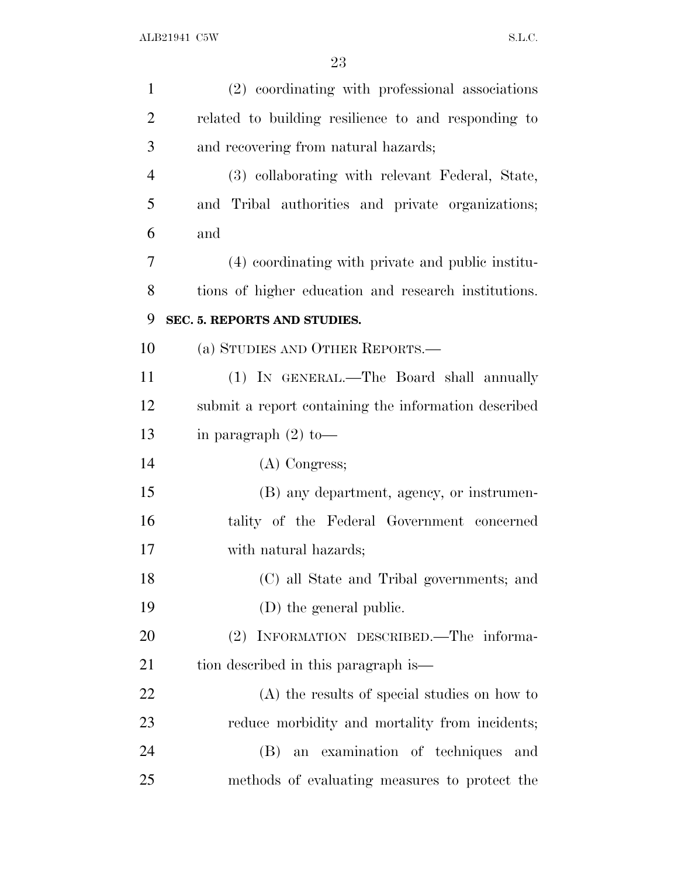(2) coordinating with professional associations related to building resilience to and responding to and recovering from natural hazards;

(3) collaborating with relevant Federal, State, and Tribal authorities and private organizations; and

(4) coordinating with private and public institutions of higher education and research institutions.

**SEC. 5. REPORTS AND STUDIES.**

(a) STUDIES AND OTHER REPORTS.—

(1) IN GENERAL.—The Board shall annually submit a report containing the information described in paragraph (2) to—

(A) Congress;

(B) any department, agency, or instrumentality of the Federal Government concerned with natural hazards;

(C) all State and Tribal governments; and

(D) the general public.

(2) INFORMATION DESCRIBED.—The information described in this paragraph is—

(A) the results of special studies on how to reduce morbidity and mortality from incidents;

(B) an examination of techniques and methods of evaluating measures to protect the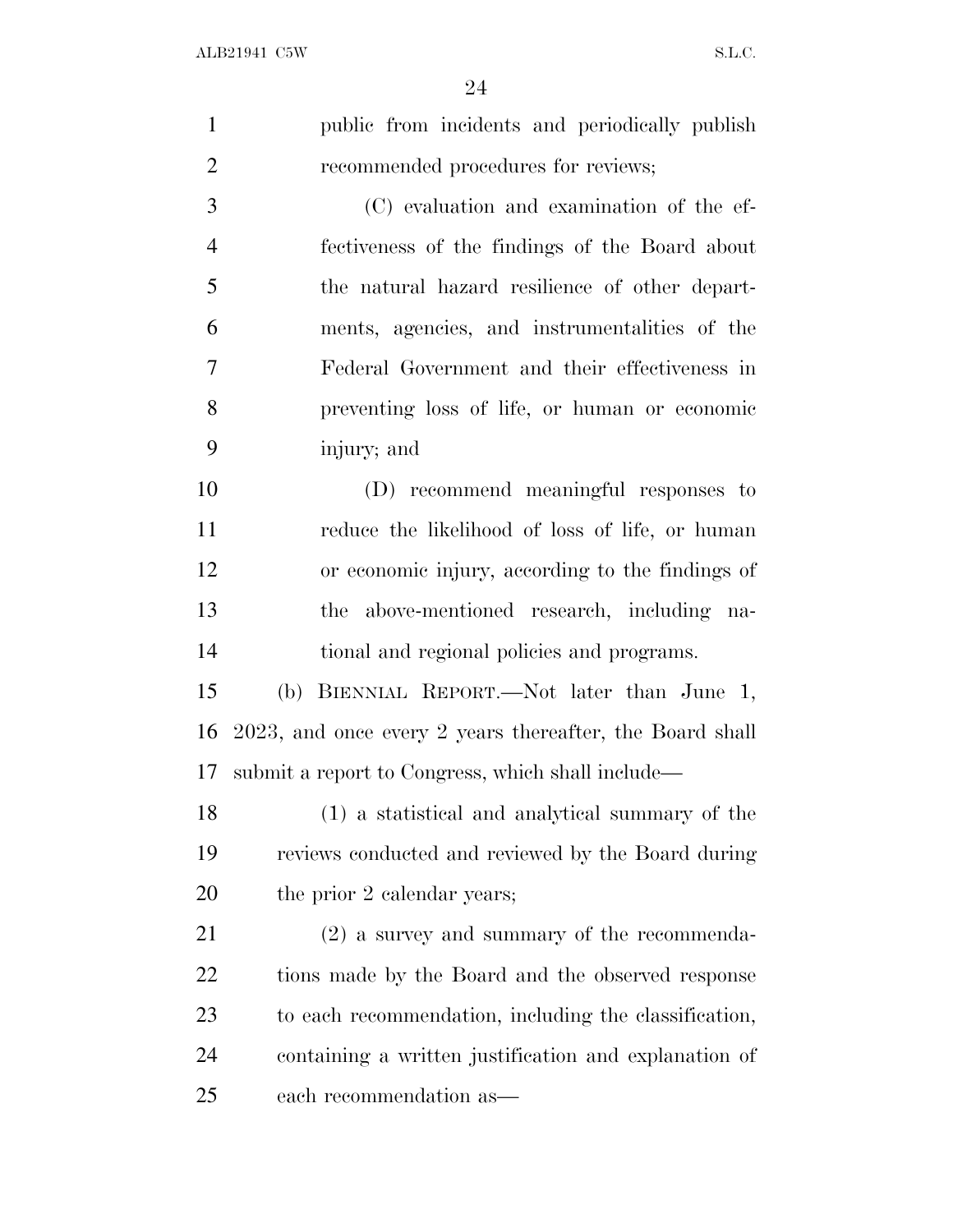public from incidents and periodically publish recommended procedures for reviews;

(C) evaluation and examination of the effectiveness of the findings of the Board about the natural hazard resilience of other departments, agencies, and instrumentalities of the Federal Government and their effectiveness in preventing loss of life, or human or economic injury; and

(D) recommend meaningful responses to reduce the likelihood of loss of life, or human or economic injury, according to the findings of the above-mentioned research, including national and regional policies and programs.

(b) BIENNIAL REPORT.—Not later than June 1, 2023, and once every 2 years thereafter, the Board shall submit a report to Congress, which shall include—

(1) a statistical and analytical summary of the reviews conducted and reviewed by the Board during the prior 2 calendar years;

(2) a survey and summary of the recommendations made by the Board and the observed response to each recommendation, including the classification, containing a written justification and explanation of each recommendation as—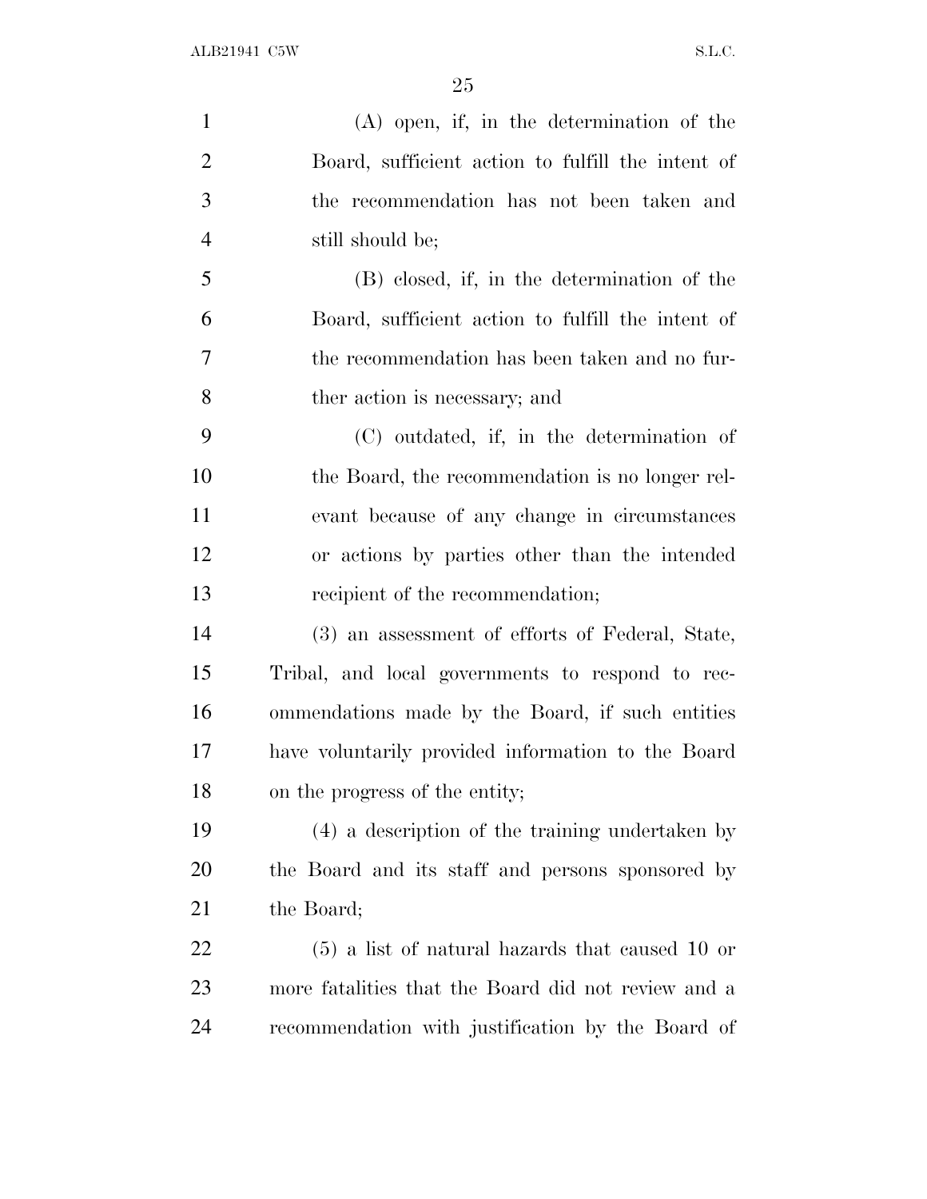(A) open, if, in the determination of the Board, sufficient action to fulfill the intent of the recommendation has not been taken and still should be;

(B) closed, if, in the determination of the Board, sufficient action to fulfill the intent of the recommendation has been taken and no further action is necessary; and

(C) outdated, if, in the determination of the Board, the recommendation is no longer relevant because of any change in circumstances or actions by parties other than the intended recipient of the recommendation;

(3) an assessment of efforts of Federal, State, Tribal, and local governments to respond to recommendations made by the Board, if such entities have voluntarily provided information to the Board on the progress of the entity;

(4) a description of the training undertaken by the Board and its staff and persons sponsored by the Board;

(5) a list of natural hazards that caused 10 or more fatalities that the Board did not review and a recommendation with justification by the Board of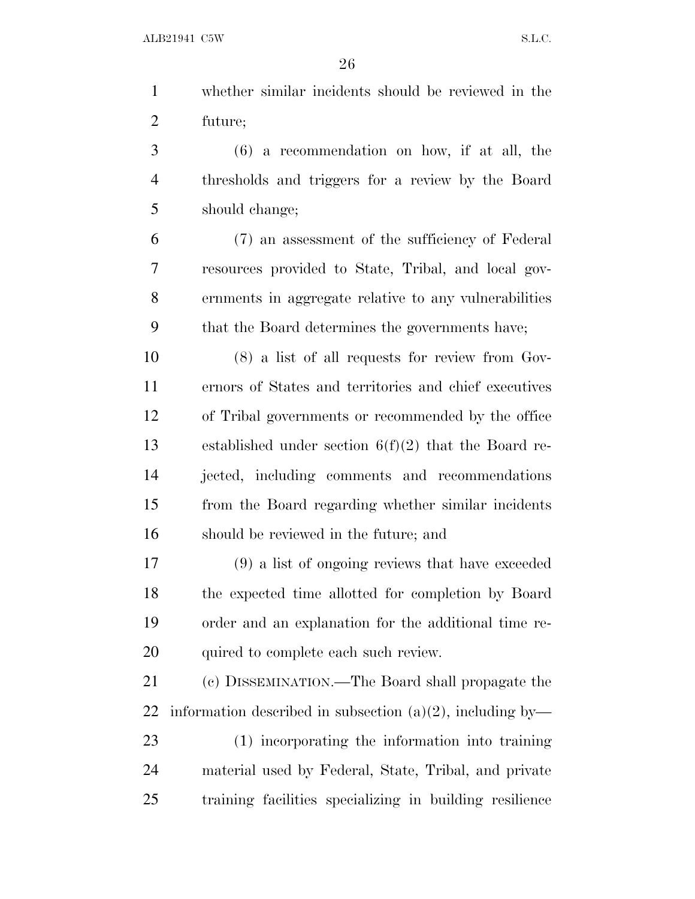whether similar incidents should be reviewed in the future;

(6) a recommendation on how, if at all, the thresholds and triggers for a review by the Board should change;

(7) an assessment of the sufficiency of Federal resources provided to State, Tribal, and local governments in aggregate relative to any vulnerabilities that the Board determines the governments have;

(8) a list of all requests for review from Governors of States and territories and chief executives of Tribal governments or recommended by the office established under section 6(f)(2) that the Board rejected, including comments and recommendations from the Board regarding whether similar incidents should be reviewed in the future; and

(9) a list of ongoing reviews that have exceeded the expected time allotted for completion by Board order and an explanation for the additional time required to complete each such review.

(c) DISSEMINATION.—The Board shall propagate the information described in subsection (a)(2), including by—

(1) incorporating the information into training material used by Federal, State, Tribal, and private training facilities specializing in building resilience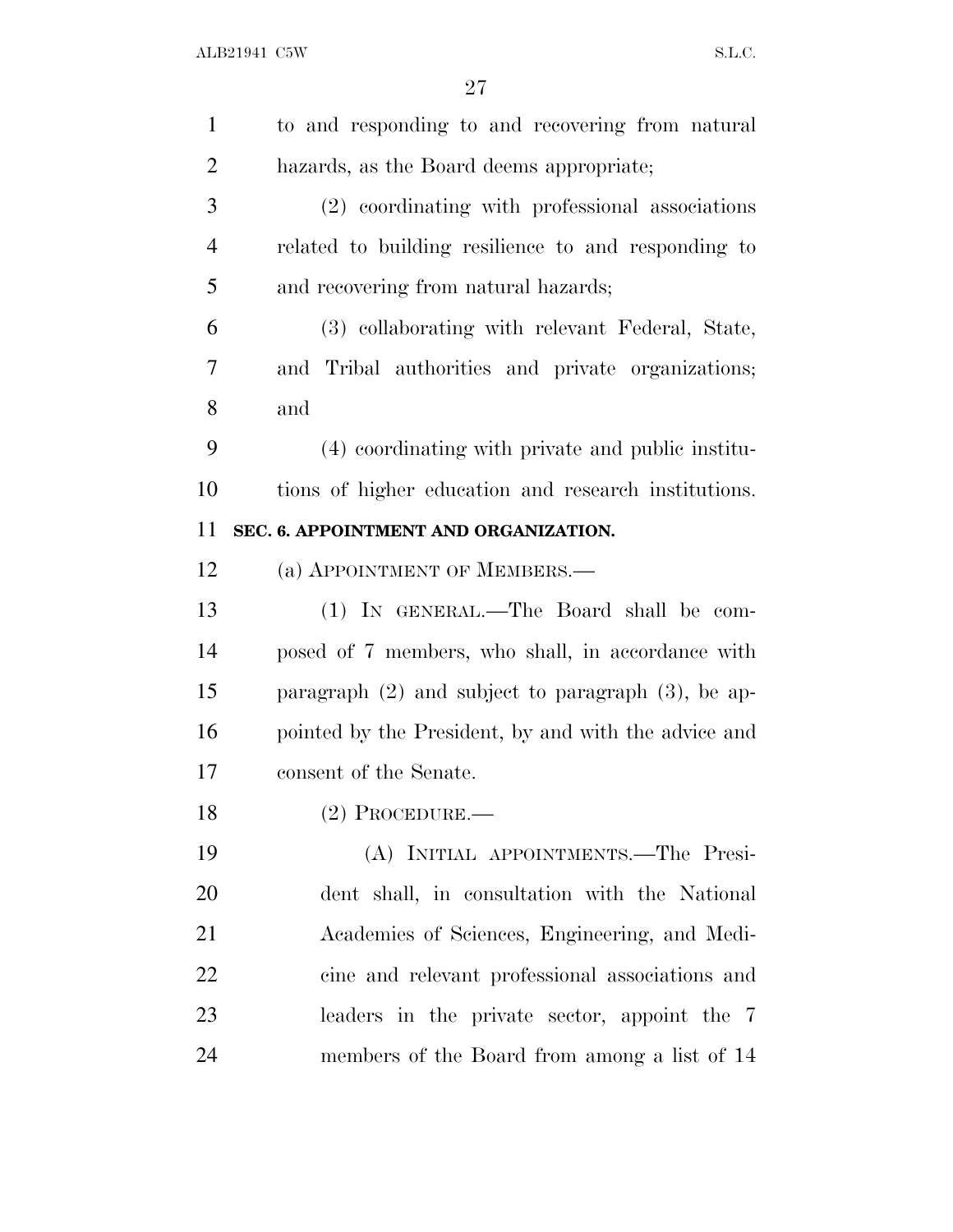to and responding to and recovering from natural hazards, as the Board deems appropriate;

(2) coordinating with professional associations related to building resilience to and responding to and recovering from natural hazards;

(3) collaborating with relevant Federal, State, and Tribal authorities and private organizations; and

(4) coordinating with private and public institutions of higher education and research institutions.

**SEC. 6. APPOINTMENT AND ORGANIZATION.**

(a) APPOINTMENT OF MEMBERS.—

(1) IN GENERAL.—The Board shall be composed of 7 members, who shall, in accordance with paragraph (2) and subject to paragraph (3), be appointed by the President, by and with the advice and consent of the Senate.

(2) PROCEDURE.—

(A) INITIAL APPOINTMENTS.—The President shall, in consultation with the National Academies of Sciences, Engineering, and Medicine and relevant professional associations and leaders in the private sector, appoint the 7 members of the Board from among a list of 14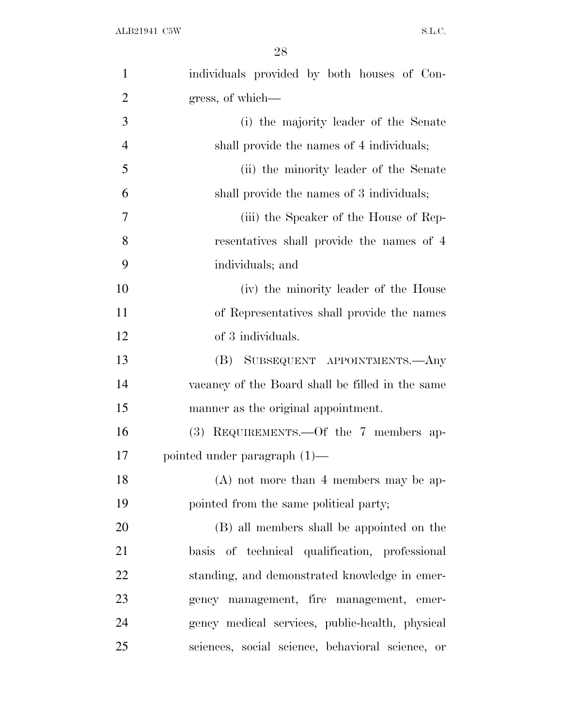individuals provided by both houses of Congress, of which—

(i) the majority leader of the Senate shall provide the names of 4 individuals;

(ii) the minority leader of the Senate shall provide the names of 3 individuals;

(iii) the Speaker of the House of Representatives shall provide the names of 4 individuals; and

(iv) the minority leader of the House of Representatives shall provide the names of 3 individuals.

(B) SUBSEQUENT APPOINTMENTS.—Any vacancy of the Board shall be filled in the same manner as the original appointment.

(3) REQUIREMENTS.—Of the 7 members appointed under paragraph (1)—

(A) not more than 4 members may be appointed from the same political party;

(B) all members shall be appointed on the basis of technical qualification, professional standing, and demonstrated knowledge in emergency management, fire management, emergency medical services, public-health, physical sciences, social science, behavioral science, or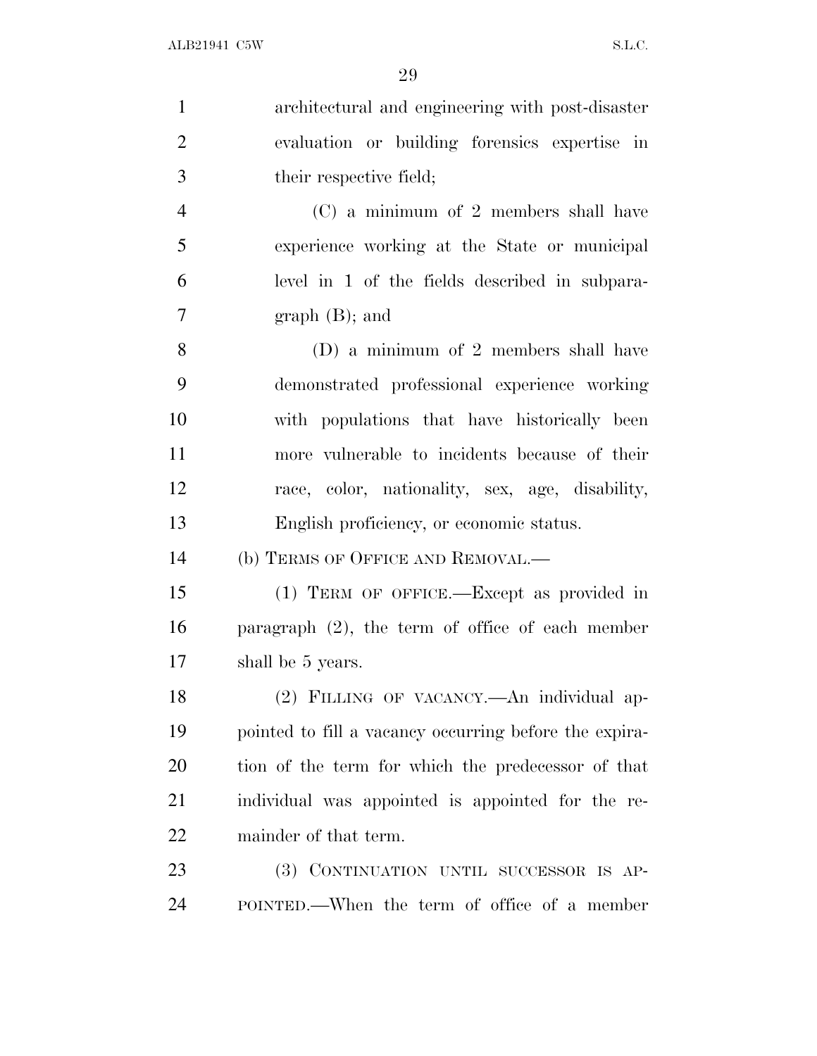architectural and engineering with post-disaster evaluation or building forensics expertise in their respective field;

(C) a minimum of 2 members shall have experience working at the State or municipal level in 1 of the fields described in subparagraph (B); and

(D) a minimum of 2 members shall have demonstrated professional experience working with populations that have historically been more vulnerable to incidents because of their race, color, nationality, sex, age, disability, English proficiency, or economic status.

(b) TERMS OF OFFICE AND REMOVAL.—

(1) TERM OF OFFICE.—Except as provided in paragraph (2), the term of office of each member shall be 5 years.

(2) FILLING OF VACANCY.—An individual appointed to fill a vacancy occurring before the expiration of the term for which the predecessor of that individual was appointed is appointed for the remainder of that term.

(3) CONTINUATION UNTIL SUCCESSOR IS APPOINTED.—When the term of office of a member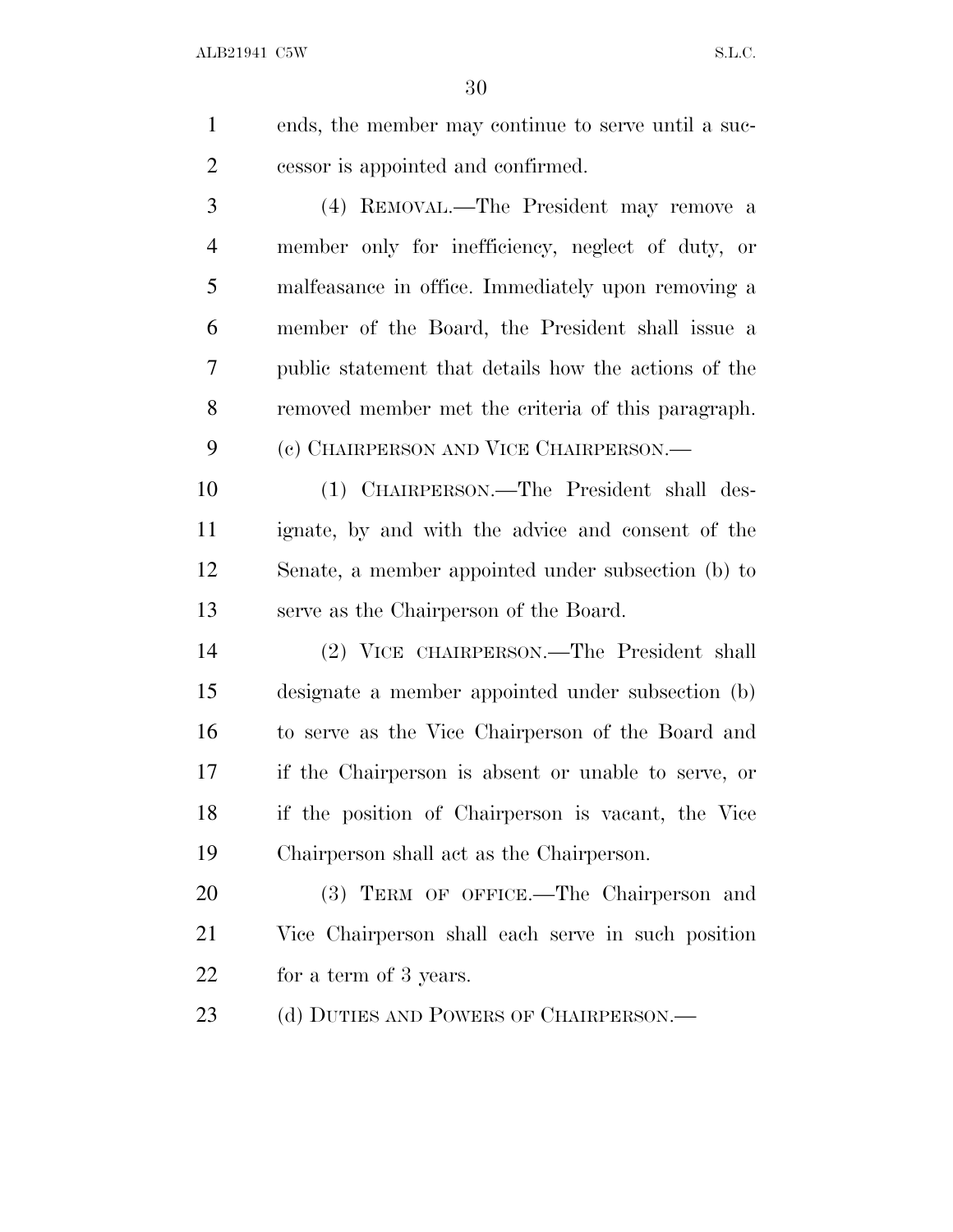ends, the member may continue to serve until a successor is appointed and confirmed.

(4) REMOVAL.—The President may remove a member only for inefficiency, neglect of duty, or malfeasance in office. Immediately upon removing a member of the Board, the President shall issue a public statement that details how the actions of the removed member met the criteria of this paragraph.

(c) CHAIRPERSON AND VICE CHAIRPERSON.—

(1) CHAIRPERSON.—The President shall designate, by and with the advice and consent of the Senate, a member appointed under subsection (b) to serve as the Chairperson of the Board.

(2) VICE CHAIRPERSON.—The President shall designate a member appointed under subsection (b) to serve as the Vice Chairperson of the Board and if the Chairperson is absent or unable to serve, or if the position of Chairperson is vacant, the Vice Chairperson shall act as the Chairperson.

(3) TERM OF OFFICE.—The Chairperson and Vice Chairperson shall each serve in such position for a term of 3 years.

(d) DUTIES AND POWERS OF CHAIRPERSON.—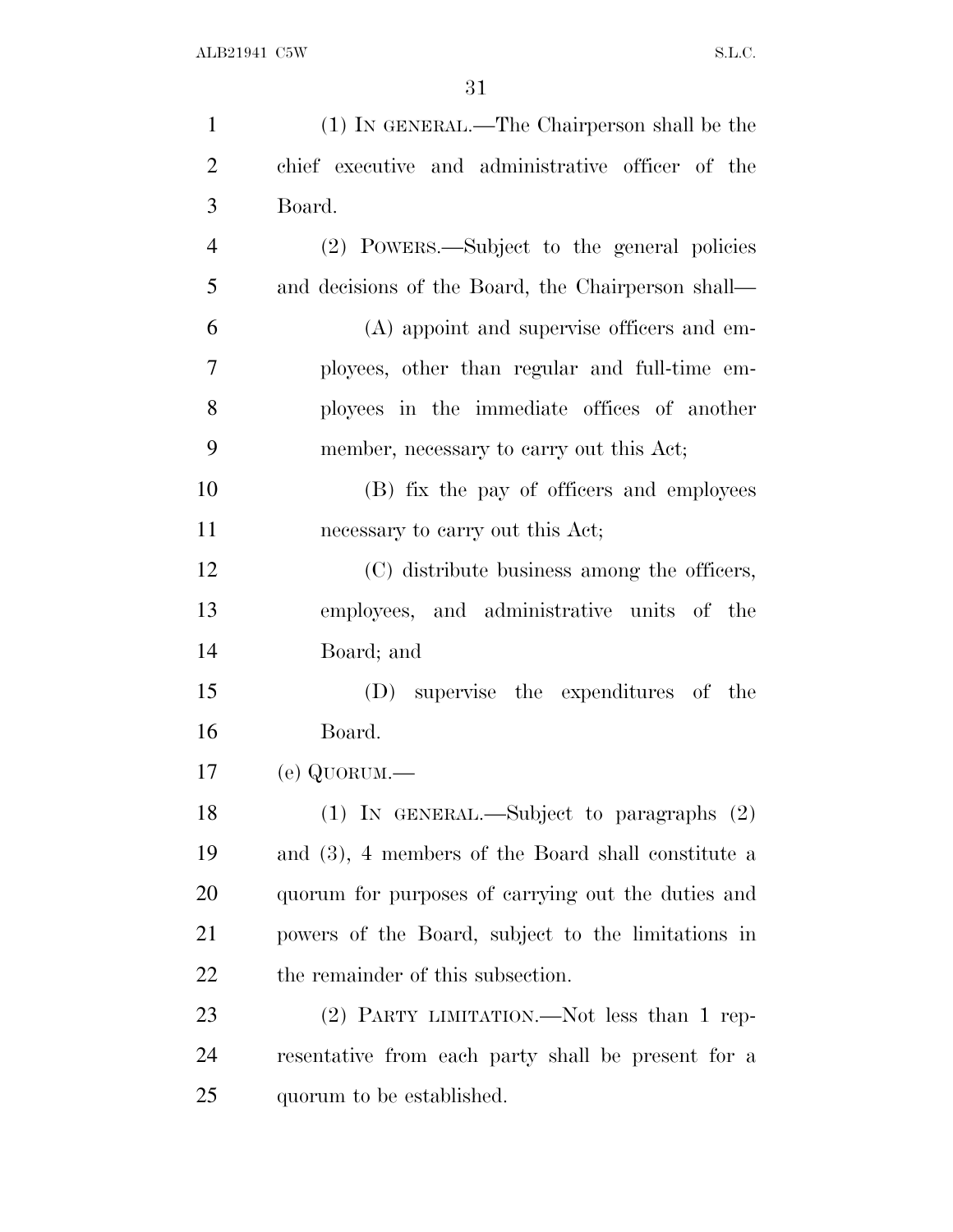(1) IN GENERAL.—The Chairperson shall be the chief executive and administrative officer of the Board.

(2) POWERS.—Subject to the general policies and decisions of the Board, the Chairperson shall—

(A) appoint and supervise officers and employees, other than regular and full-time employees in the immediate offices of another member, necessary to carry out this Act;

(B) fix the pay of officers and employees necessary to carry out this Act;

(C) distribute business among the officers, employees, and administrative units of the Board; and

(D) supervise the expenditures of the Board.

(e) QUORUM.—

(1) IN GENERAL.—Subject to paragraphs (2) and (3), 4 members of the Board shall constitute a quorum for purposes of carrying out the duties and powers of the Board, subject to the limitations in the remainder of this subsection.

(2) PARTY LIMITATION.—Not less than 1 representative from each party shall be present for a quorum to be established.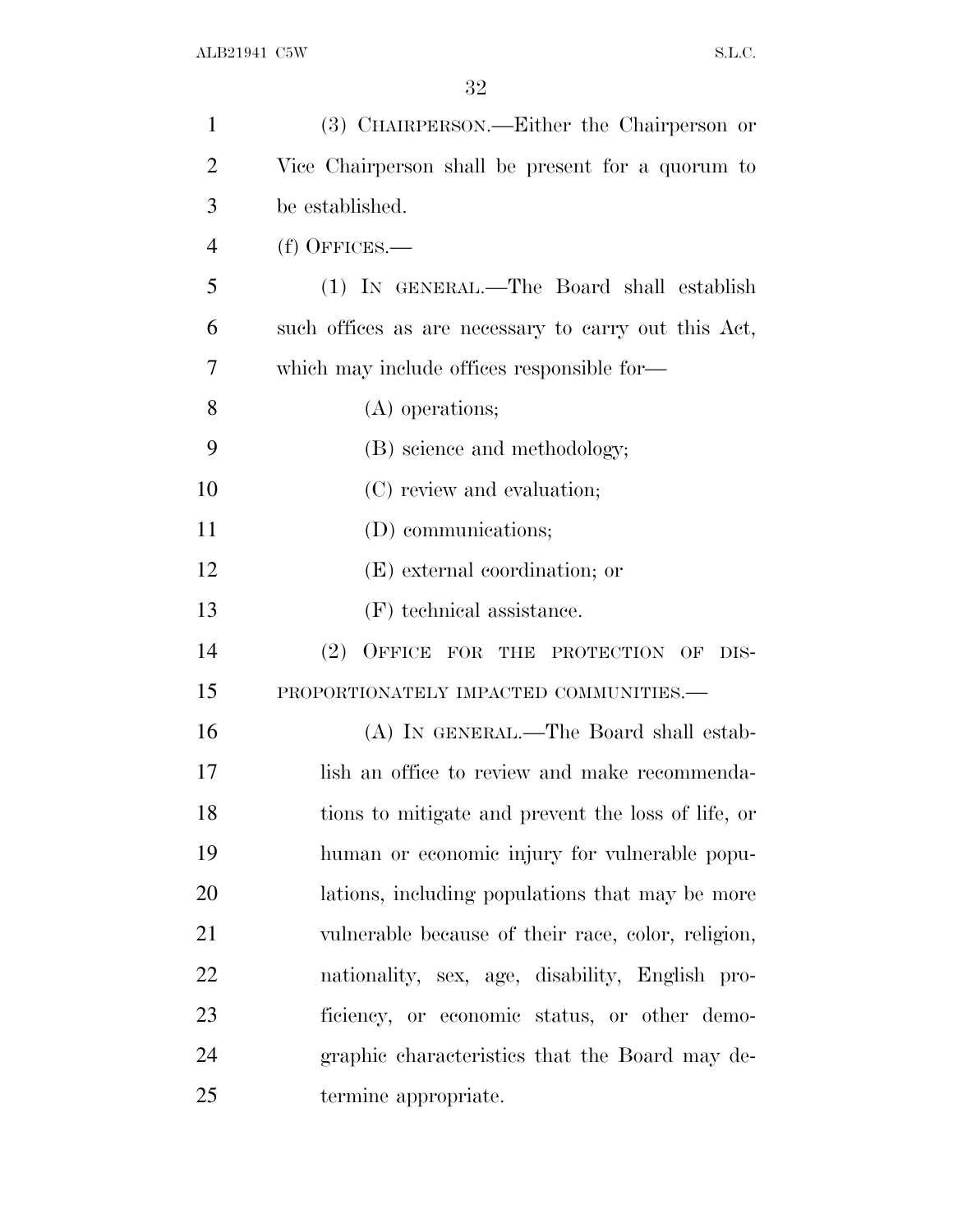(3) CHAIRPERSON.—Either the Chairperson or Vice Chairperson shall be present for a quorum to be established.

(f) OFFICES.—

(1) IN GENERAL.—The Board shall establish such offices as are necessary to carry out this Act, which may include offices responsible for—

(A) operations;

(B) science and methodology;

(C) review and evaluation;

(D) communications;

(E) external coordination; or

(F) technical assistance.

(2) OFFICE FOR THE PROTECTION OF DISPROPORTIONATELY IMPACTED COMMUNITIES.—

(A) IN GENERAL.—The Board shall establish an office to review and make recommendations to mitigate and prevent the loss of life, or human or economic injury for vulnerable populations, including populations that may be more vulnerable because of their race, color, religion, nationality, sex, age, disability, English proficiency, or economic status, or other demographic characteristics that the Board may determine appropriate.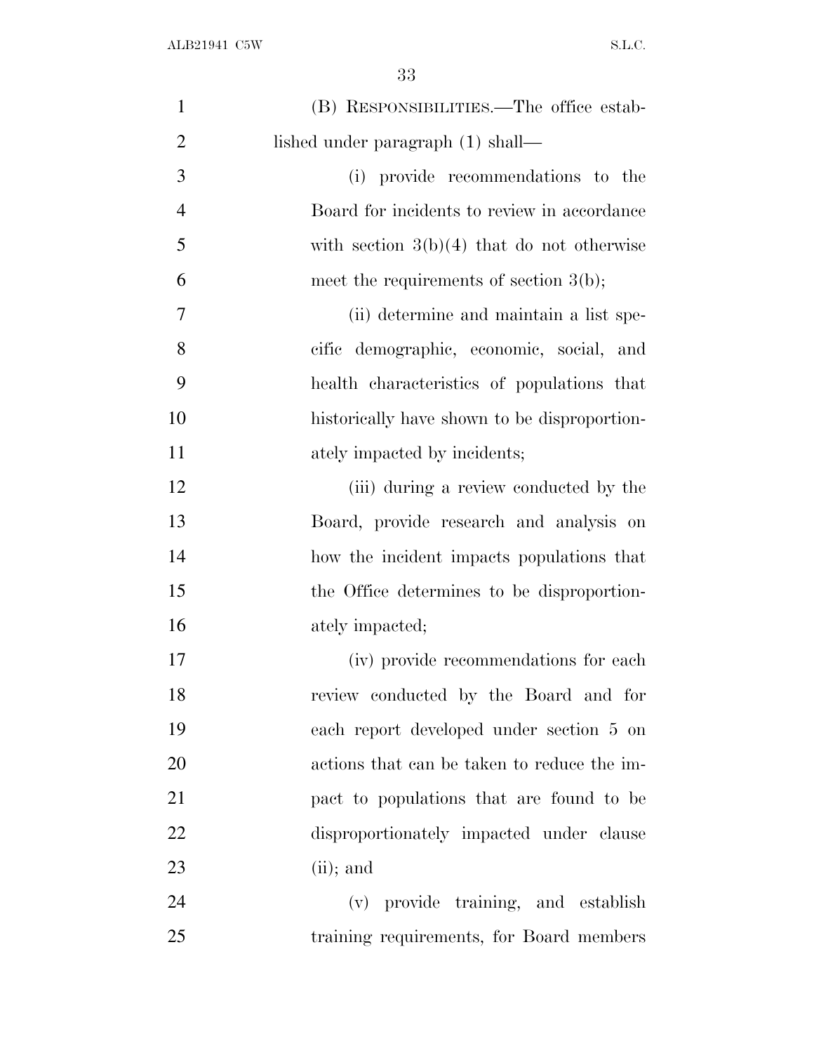(B) RESPONSIBILITIES.—The office established under paragraph (1) shall—

(i) provide recommendations to the Board for incidents to review in accordance with section 3(b)(4) that do not otherwise meet the requirements of section 3(b);

(ii) determine and maintain a list specific demographic, economic, social, and health characteristics of populations that historically have shown to be disproportionately impacted by incidents;

(iii) during a review conducted by the Board, provide research and analysis on how the incident impacts populations that the Office determines to be disproportionately impacted;

(iv) provide recommendations for each review conducted by the Board and for each report developed under section 5 on actions that can be taken to reduce the impact to populations that are found to be disproportionately impacted under clause (ii); and

(v) provide training, and establish training requirements, for Board members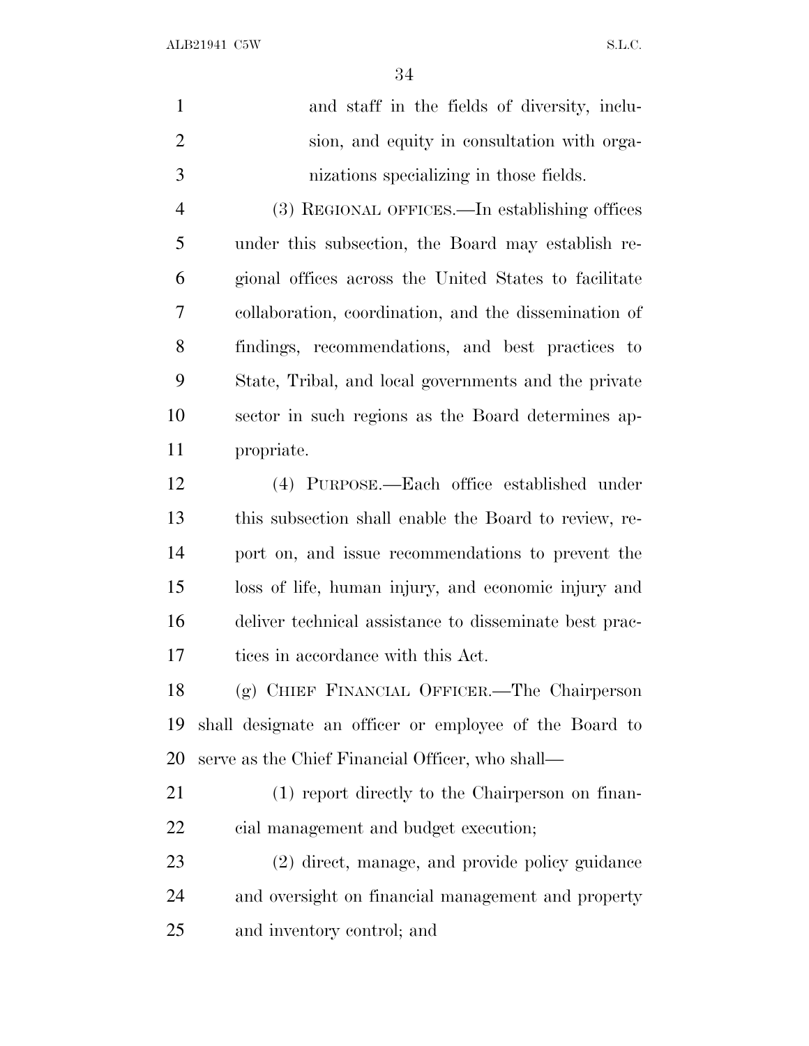and staff in the fields of diversity, inclusion, and equity in consultation with organizations specializing in those fields.

(3) REGIONAL OFFICES.—In establishing offices under this subsection, the Board may establish regional offices across the United States to facilitate collaboration, coordination, and the dissemination of findings, recommendations, and best practices to State, Tribal, and local governments and the private sector in such regions as the Board determines appropriate.

(4) PURPOSE.—Each office established under this subsection shall enable the Board to review, report on, and issue recommendations to prevent the loss of life, human injury, and economic injury and deliver technical assistance to disseminate best practices in accordance with this Act.

(g) CHIEF FINANCIAL OFFICER.—The Chairperson shall designate an officer or employee of the Board to serve as the Chief Financial Officer, who shall—

(1) report directly to the Chairperson on financial management and budget execution;

(2) direct, manage, and provide policy guidance and oversight on financial management and property and inventory control; and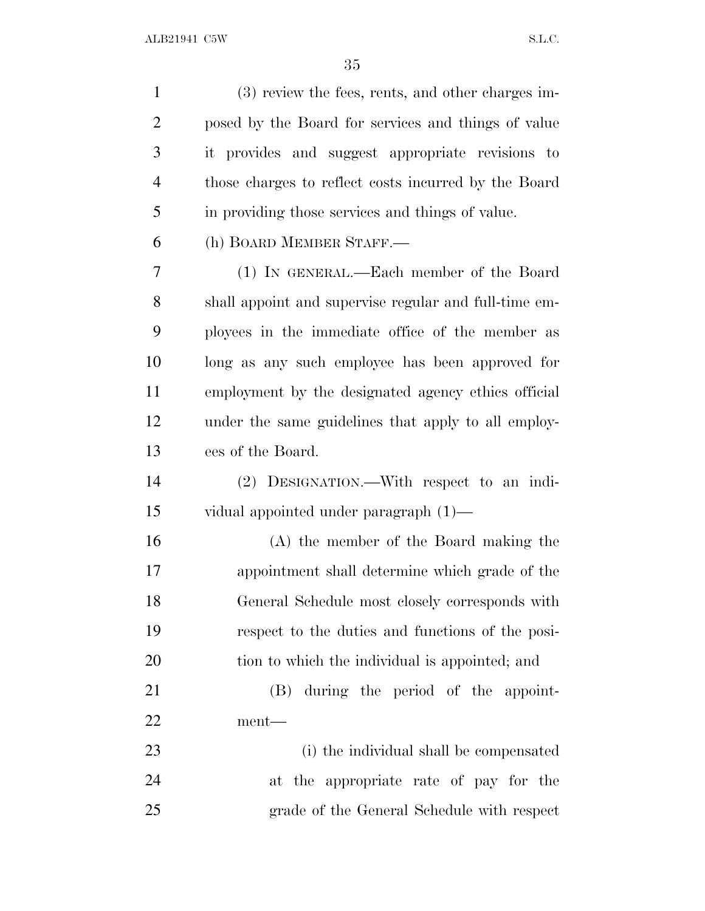(3) review the fees, rents, and other charges imposed by the Board for services and things of value it provides and suggest appropriate revisions to those charges to reflect costs incurred by the Board in providing those services and things of value.

(h) BOARD MEMBER STAFF.—

(1) IN GENERAL.—Each member of the Board shall appoint and supervise regular and full-time employees in the immediate office of the member as long as any such employee has been approved for employment by the designated agency ethics official under the same guidelines that apply to all employees of the Board.

(2) DESIGNATION.—With respect to an individual appointed under paragraph (1)—

(A) the member of the Board making the appointment shall determine which grade of the General Schedule most closely corresponds with respect to the duties and functions of the position to which the individual is appointed; and

(B) during the period of the appointment—

(i) the individual shall be compensated at the appropriate rate of pay for the grade of the General Schedule with respect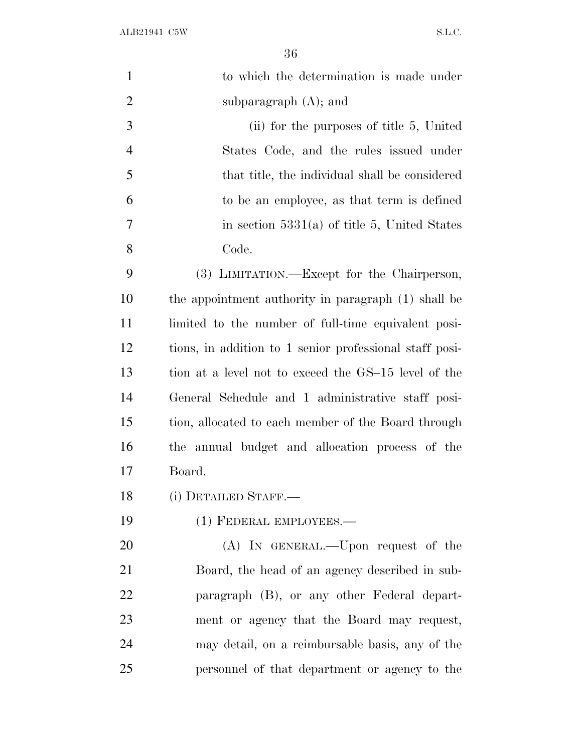to which the determination is made under subparagraph (A); and

(ii) for the purposes of title 5, United States Code, and the rules issued under that title, the individual shall be considered to be an employee, as that term is defined in section 5331(a) of title 5, United States Code.

(3) LIMITATION.—Except for the Chairperson, the appointment authority in paragraph (1) shall be limited to the number of full-time equivalent positions, in addition to 1 senior professional staff position at a level not to exceed the GS–15 level of the General Schedule and 1 administrative staff position, allocated to each member of the Board through the annual budget and allocation process of the Board.

(i) DETAILED STAFF.—

(1) FEDERAL EMPLOYEES.—

(A) IN GENERAL.—Upon request of the Board, the head of an agency described in subparagraph (B), or any other Federal department or agency that the Board may request, may detail, on a reimbursable basis, any of the personnel of that department or agency to the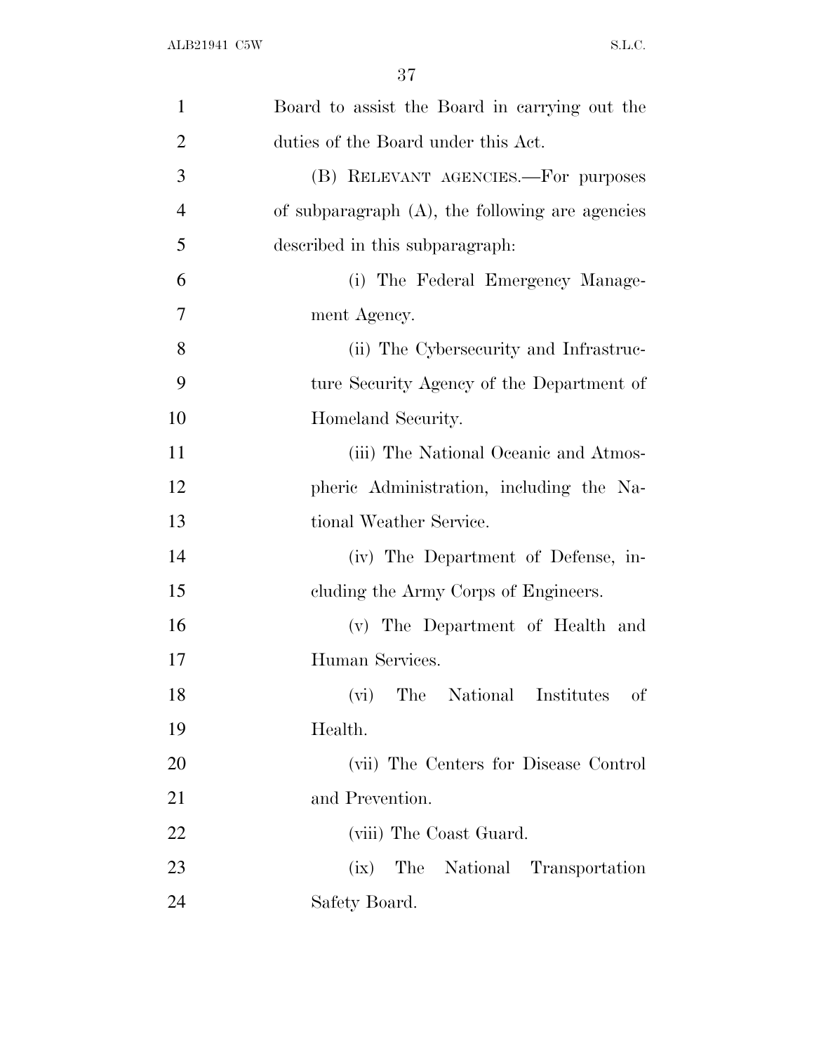Board to assist the Board in carrying out the duties of the Board under this Act.

(B) RELEVANT AGENCIES.—For purposes of subparagraph (A), the following are agencies described in this subparagraph:

(i) The Federal Emergency Management Agency.

(ii) The Cybersecurity and Infrastructure Security Agency of the Department of Homeland Security.

(iii) The National Oceanic and Atmospheric Administration, including the National Weather Service.

(iv) The Department of Defense, including the Army Corps of Engineers.

(v) The Department of Health and Human Services.

(vi) The National Institutes of Health.

(vii) The Centers for Disease Control and Prevention.

(viii) The Coast Guard.

(ix) The National Transportation Safety Board.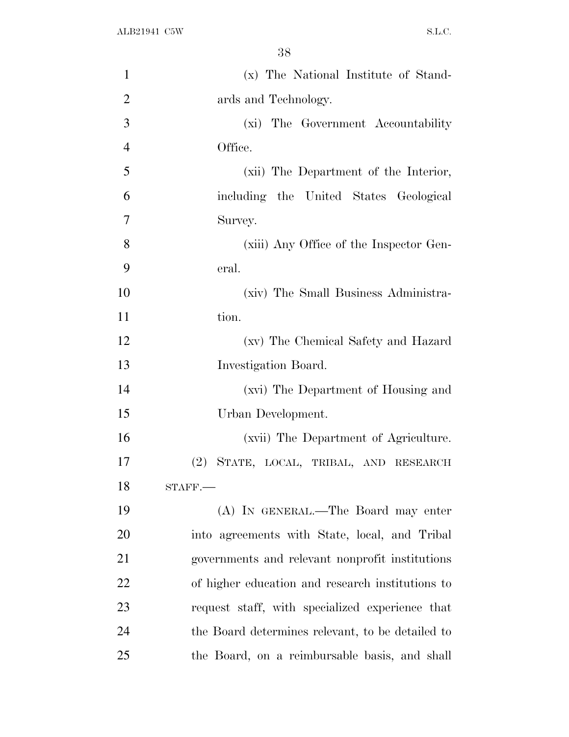(x) The National Institute of Standards and Technology.

(xi) The Government Accountability Office.

(xii) The Department of the Interior, including the United States Geological Survey.

(xiii) Any Office of the Inspector General.

(xiv) The Small Business Administration.

(xv) The Chemical Safety and Hazard Investigation Board.

(xvi) The Department of Housing and Urban Development.

(xvii) The Department of Agriculture.

(2) STATE, LOCAL, TRIBAL, AND RESEARCH STAFF.—

(A) IN GENERAL.—The Board may enter into agreements with State, local, and Tribal governments and relevant nonprofit institutions of higher education and research institutions to request staff, with specialized experience that the Board determines relevant, to be detailed to the Board, on a reimbursable basis, and shall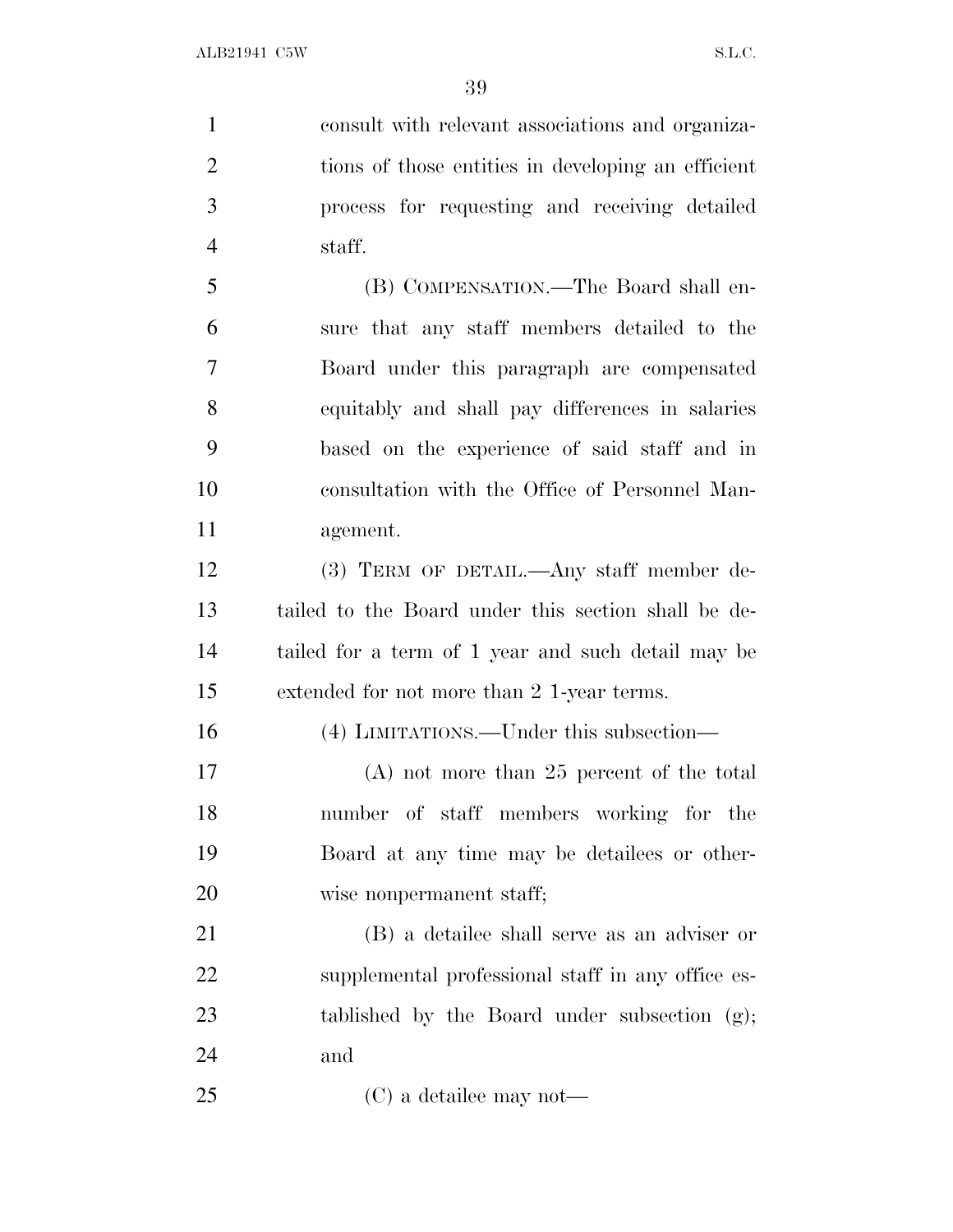consult with relevant associations and organizations of those entities in developing an efficient process for requesting and receiving detailed staff.

(B) COMPENSATION.—The Board shall ensure that any staff members detailed to the Board under this paragraph are compensated equitably and shall pay differences in salaries based on the experience of said staff and in consultation with the Office of Personnel Management.

(3) TERM OF DETAIL.—Any staff member detailed to the Board under this section shall be detailed for a term of 1 year and such detail may be extended for not more than 2 1-year terms.

(4) LIMITATIONS.—Under this subsection—

(A) not more than 25 percent of the total number of staff members working for the Board at any time may be detailees or otherwise nonpermanent staff;

(B) a detailee shall serve as an adviser or supplemental professional staff in any office established by the Board under subsection (g); and

(C) a detailee may not—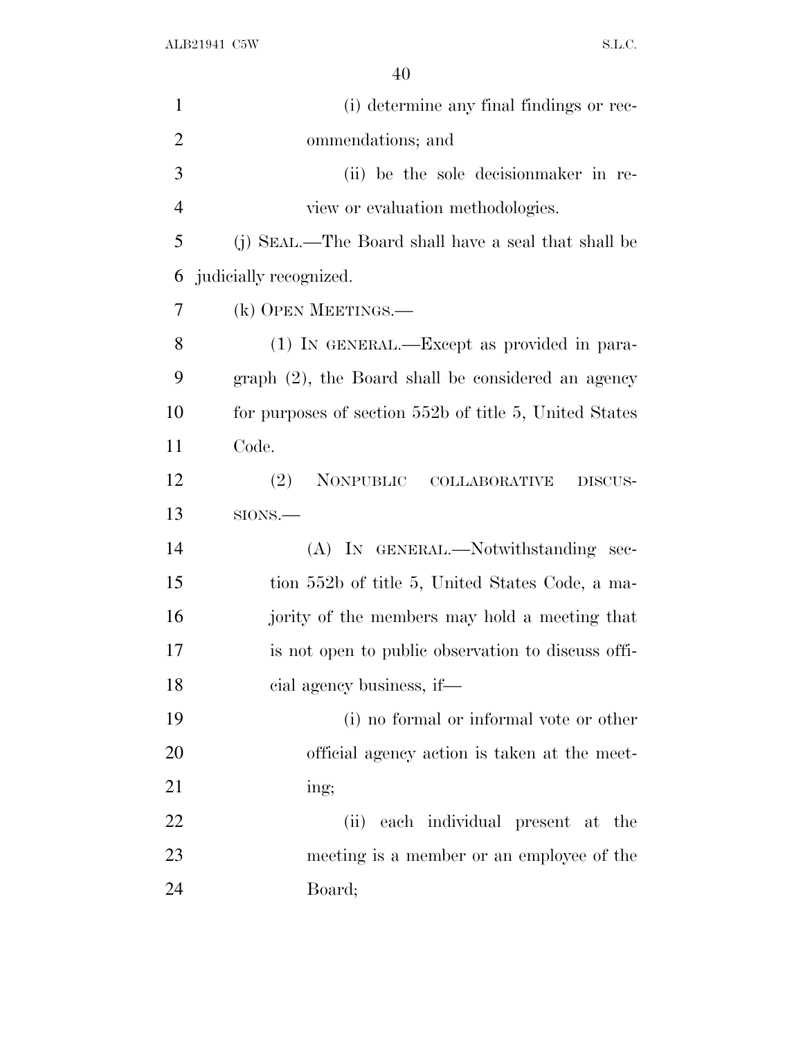(i) determine any final findings or recommendations; and

(ii) be the sole decisionmaker in review or evaluation methodologies.

(j) SEAL.—The Board shall have a seal that shall be judicially recognized.

(k) OPEN MEETINGS.—

(1) IN GENERAL.—Except as provided in paragraph (2), the Board shall be considered an agency for purposes of section 552b of title 5, United States Code.

(2) NONPUBLIC COLLABORATIVE DISCUSSIONS.—

(A) IN GENERAL.—Notwithstanding section 552b of title 5, United States Code, a majority of the members may hold a meeting that is not open to public observation to discuss official agency business, if—

(i) no formal or informal vote or other official agency action is taken at the meeting;

(ii) each individual present at the meeting is a member or an employee of the Board;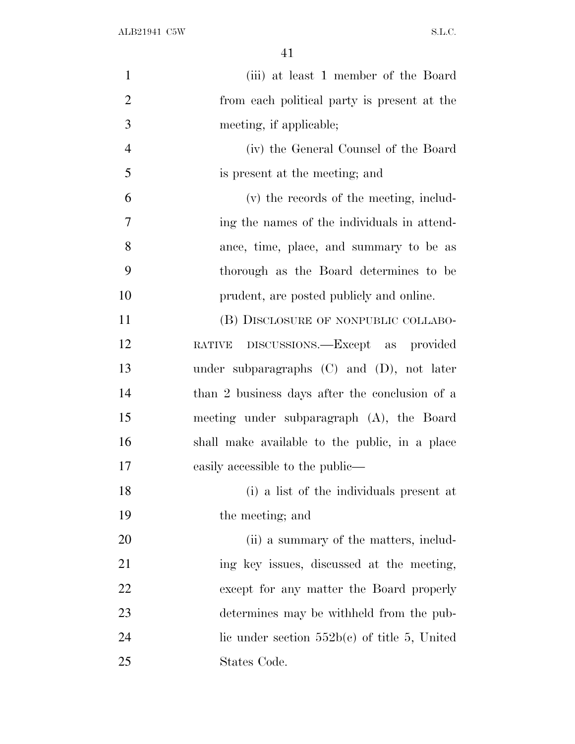(iii) at least 1 member of the Board from each political party is present at the meeting, if applicable;

(iv) the General Counsel of the Board is present at the meeting; and

(v) the records of the meeting, including the names of the individuals in attendance, time, place, and summary to be as thorough as the Board determines to be prudent, are posted publicly and online.

(B) DISCLOSURE OF NONPUBLIC COLLABORATIVE DISCUSSIONS.—Except as provided under subparagraphs (C) and (D), not later than 2 business days after the conclusion of a meeting under subparagraph (A), the Board shall make available to the public, in a place easily accessible to the public—

(i) a list of the individuals present at the meeting; and

(ii) a summary of the matters, including key issues, discussed at the meeting, except for any matter the Board properly determines may be withheld from the public under section 552b(c) of title 5, United States Code.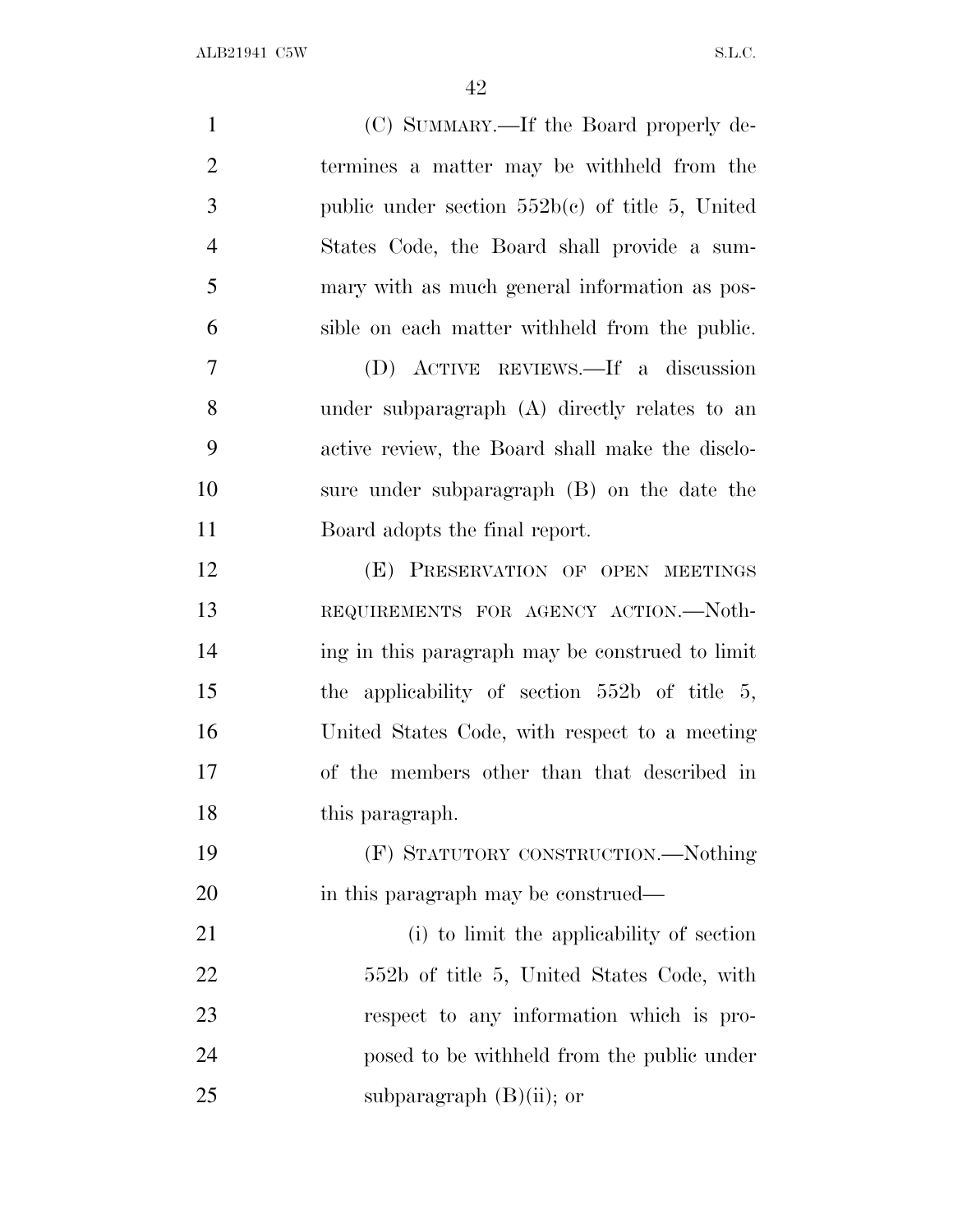(C) SUMMARY.—If the Board properly determines a matter may be withheld from the public under section 552b(c) of title 5, United States Code, the Board shall provide a summary with as much general information as possible on each matter withheld from the public.

(D) ACTIVE REVIEWS.—If a discussion under subparagraph (A) directly relates to an active review, the Board shall make the disclosure under subparagraph (B) on the date the Board adopts the final report.

(E) PRESERVATION OF OPEN MEETINGS REQUIREMENTS FOR AGENCY ACTION.—Nothing in this paragraph may be construed to limit the applicability of section 552b of title 5, United States Code, with respect to a meeting of the members other than that described in this paragraph.

(F) STATUTORY CONSTRUCTION.—Nothing in this paragraph may be construed—

(i) to limit the applicability of section 552b of title 5, United States Code, with respect to any information which is proposed to be withheld from the public under subparagraph (B)(ii); or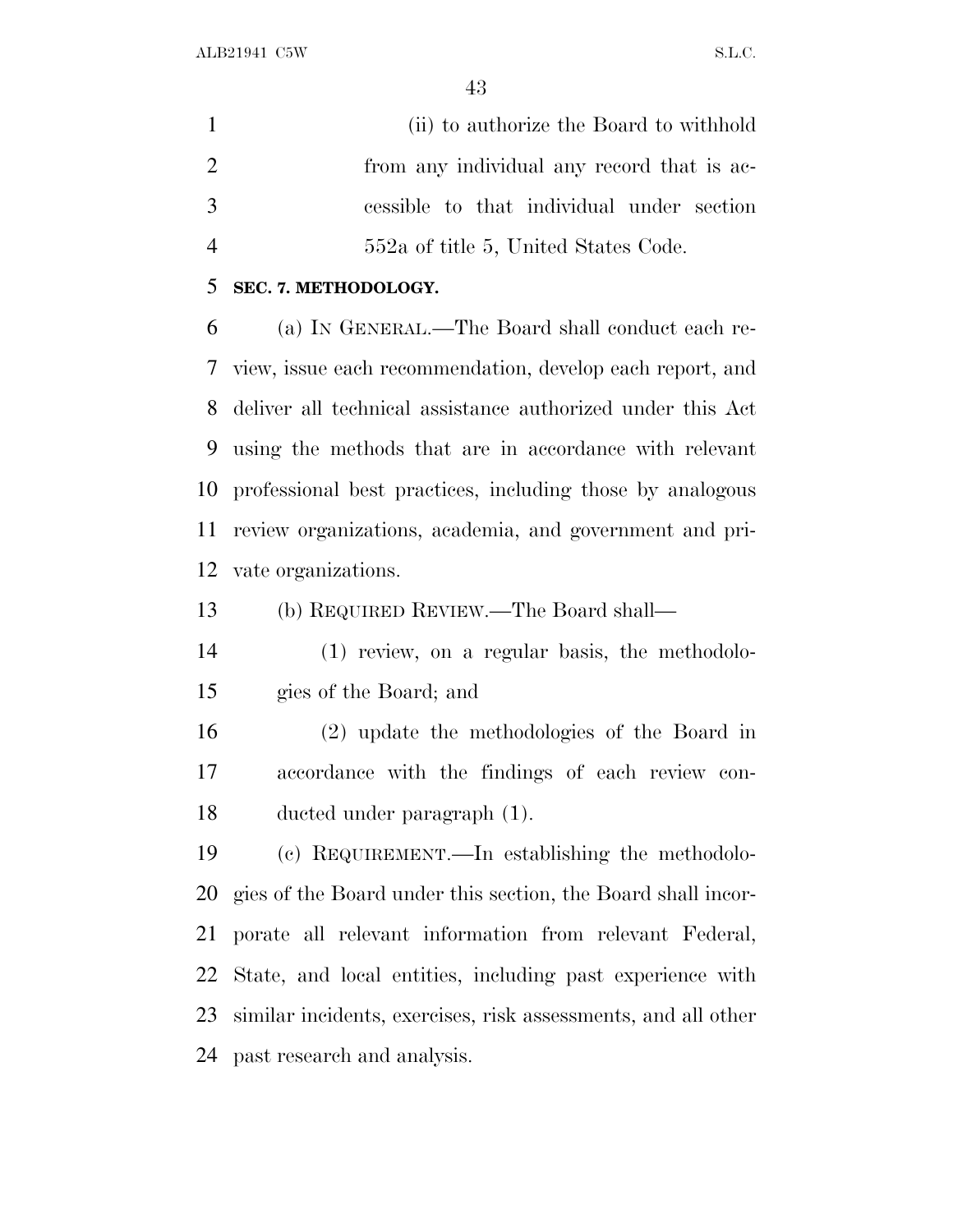(ii) to authorize the Board to withhold from any individual any record that is accessible to that individual under section 552a of title 5, United States Code.

**SEC. 7. METHODOLOGY.**

(a) IN GENERAL.—The Board shall conduct each review, issue each recommendation, develop each report, and deliver all technical assistance authorized under this Act using the methods that are in accordance with relevant professional best practices, including those by analogous review organizations, academia, and government and private organizations.

(b) REQUIRED REVIEW.—The Board shall—

(1) review, on a regular basis, the methodologies of the Board; and

(2) update the methodologies of the Board in accordance with the findings of each review conducted under paragraph (1).

(c) REQUIREMENT.—In establishing the methodologies of the Board under this section, the Board shall incorporate all relevant information from relevant Federal, State, and local entities, including past experience with similar incidents, exercises, risk assessments, and all other past research and analysis.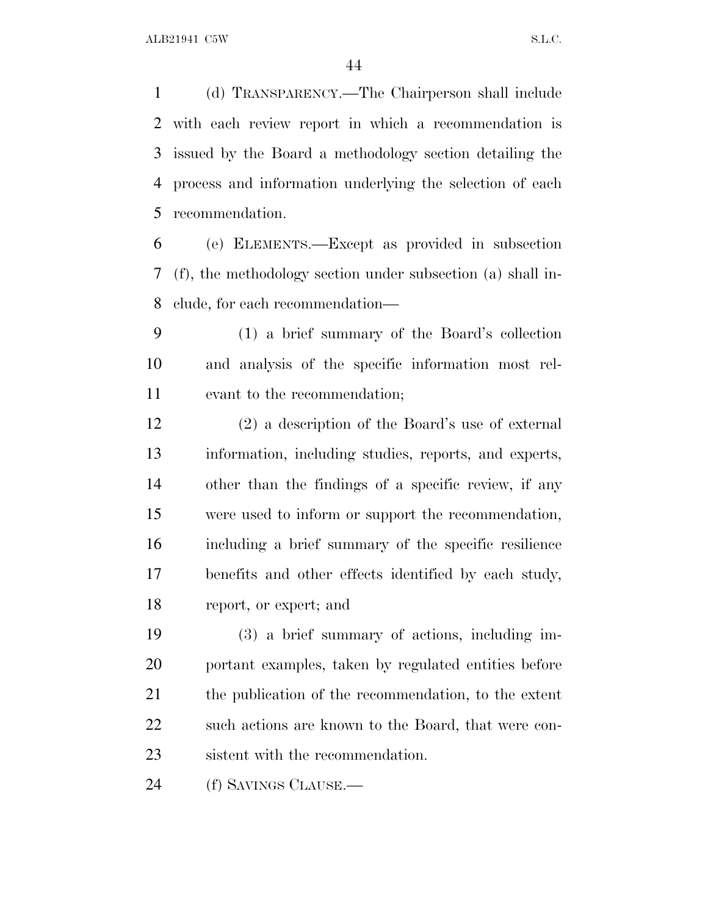(d) TRANSPARENCY.—The Chairperson shall include with each review report in which a recommendation is issued by the Board a methodology section detailing the process and information underlying the selection of each recommendation.

(e) ELEMENTS.—Except as provided in subsection (f), the methodology section under subsection (a) shall include, for each recommendation—

(1) a brief summary of the Board's collection and analysis of the specific information most relevant to the recommendation;

(2) a description of the Board's use of external information, including studies, reports, and experts, other than the findings of a specific review, if any were used to inform or support the recommendation, including a brief summary of the specific resilience benefits and other effects identified by each study, report, or expert; and

(3) a brief summary of actions, including important examples, taken by regulated entities before the publication of the recommendation, to the extent such actions are known to the Board, that were consistent with the recommendation.

(f) SAVINGS CLAUSE.—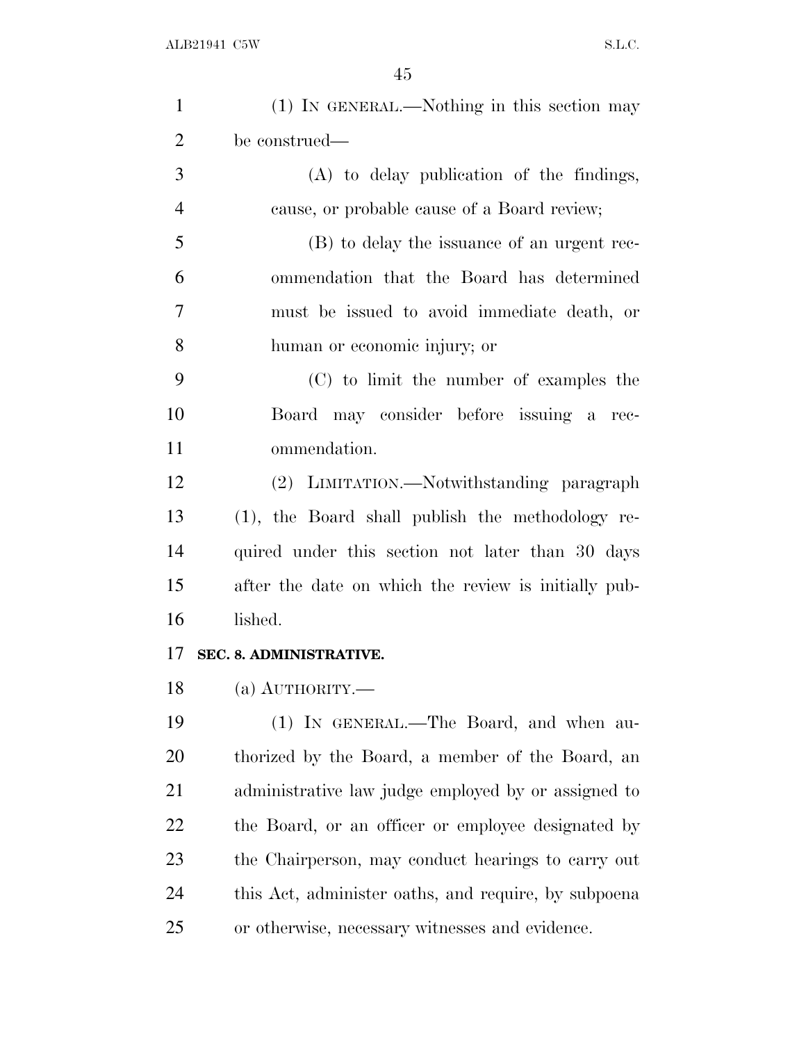(1) IN GENERAL.—Nothing in this section may be construed—

(A) to delay publication of the findings, cause, or probable cause of a Board review;

(B) to delay the issuance of an urgent recommendation that the Board has determined must be issued to avoid immediate death, or human or economic injury; or

(C) to limit the number of examples the Board may consider before issuing a recommendation.

(2) LIMITATION.—Notwithstanding paragraph (1), the Board shall publish the methodology required under this section not later than 30 days after the date on which the review is initially published.

**SEC. 8. ADMINISTRATIVE.**

(a) AUTHORITY.—

(1) IN GENERAL.—The Board, and when authorized by the Board, a member of the Board, an administrative law judge employed by or assigned to the Board, or an officer or employee designated by the Chairperson, may conduct hearings to carry out this Act, administer oaths, and require, by subpoena or otherwise, necessary witnesses and evidence.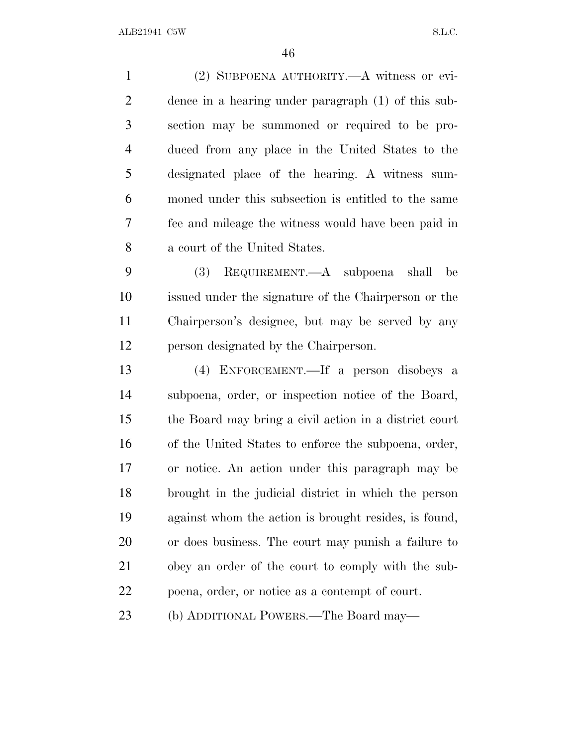(2) SUBPOENA AUTHORITY.—A witness or evidence in a hearing under paragraph (1) of this subsection may be summoned or required to be produced from any place in the United States to the designated place of the hearing. A witness summoned under this subsection is entitled to the same fee and mileage the witness would have been paid in a court of the United States.

(3) REQUIREMENT.—A subpoena shall be issued under the signature of the Chairperson or the Chairperson's designee, but may be served by any person designated by the Chairperson.

(4) ENFORCEMENT.—If a person disobeys a subpoena, order, or inspection notice of the Board, the Board may bring a civil action in a district court of the United States to enforce the subpoena, order, or notice. An action under this paragraph may be brought in the judicial district in which the person against whom the action is brought resides, is found, or does business. The court may punish a failure to obey an order of the court to comply with the subpoena, order, or notice as a contempt of court.

(b) ADDITIONAL POWERS.—The Board may—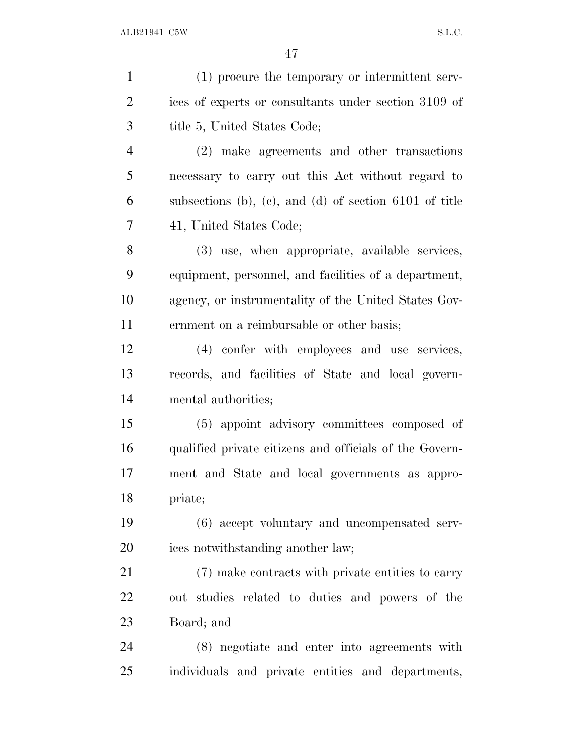(1) procure the temporary or intermittent services of experts or consultants under section 3109 of title 5, United States Code;

(2) make agreements and other transactions necessary to carry out this Act without regard to subsections (b), (c), and (d) of section 6101 of title 41, United States Code;

(3) use, when appropriate, available services, equipment, personnel, and facilities of a department, agency, or instrumentality of the United States Government on a reimbursable or other basis;

(4) confer with employees and use services, records, and facilities of State and local governmental authorities;

(5) appoint advisory committees composed of qualified private citizens and officials of the Government and State and local governments as appropriate;

(6) accept voluntary and uncompensated services notwithstanding another law;

(7) make contracts with private entities to carry out studies related to duties and powers of the Board; and

(8) negotiate and enter into agreements with individuals and private entities and departments,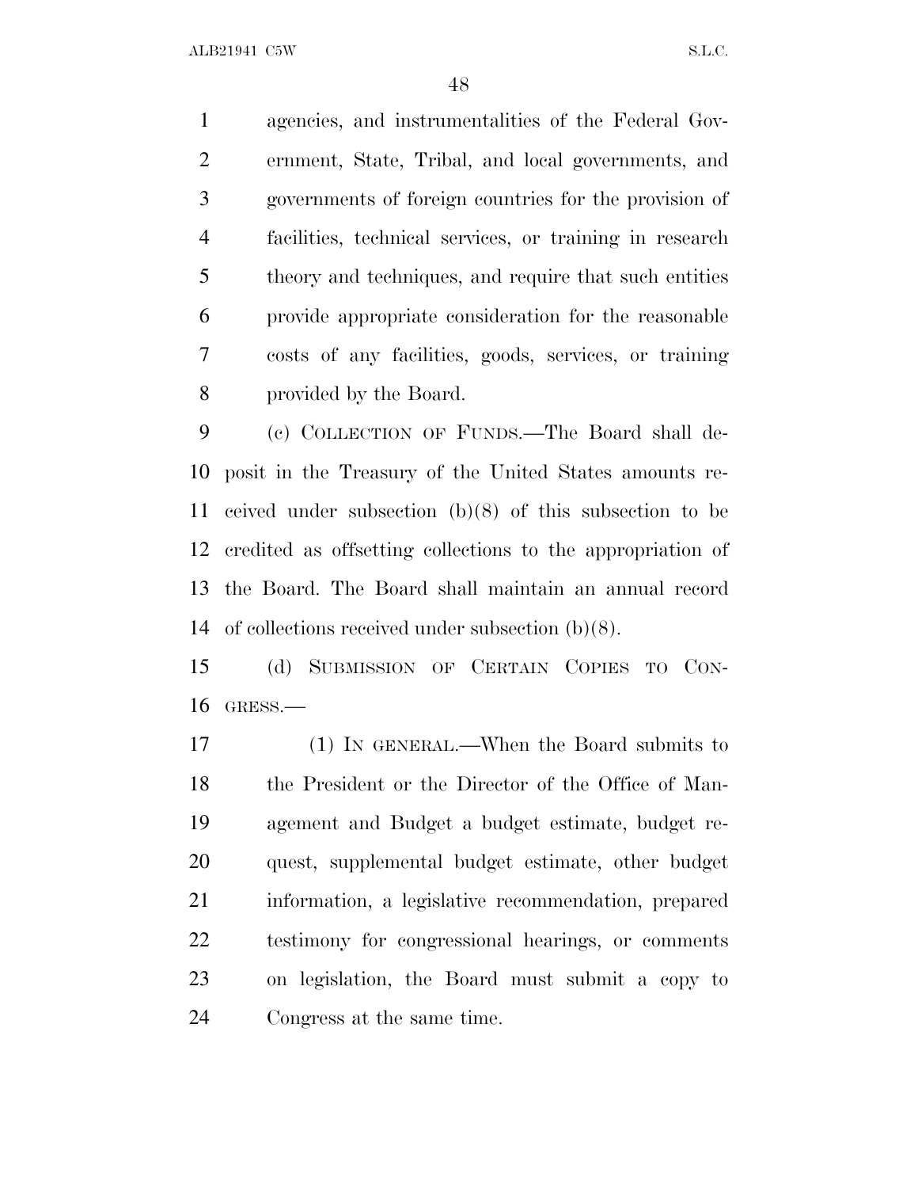agencies, and instrumentalities of the Federal Government, State, Tribal, and local governments, and governments of foreign countries for the provision of facilities, technical services, or training in research theory and techniques, and require that such entities provide appropriate consideration for the reasonable costs of any facilities, goods, services, or training provided by the Board.

(c) COLLECTION OF FUNDS.—The Board shall deposit in the Treasury of the United States amounts received under subsection (b)(8) of this subsection to be credited as offsetting collections to the appropriation of the Board. The Board shall maintain an annual record of collections received under subsection (b)(8).

(d) SUBMISSION OF CERTAIN COPIES TO CONGRESS.—

(1) IN GENERAL.—When the Board submits to the President or the Director of the Office of Management and Budget a budget estimate, budget request, supplemental budget estimate, other budget information, a legislative recommendation, prepared testimony for congressional hearings, or comments on legislation, the Board must submit a copy to Congress at the same time.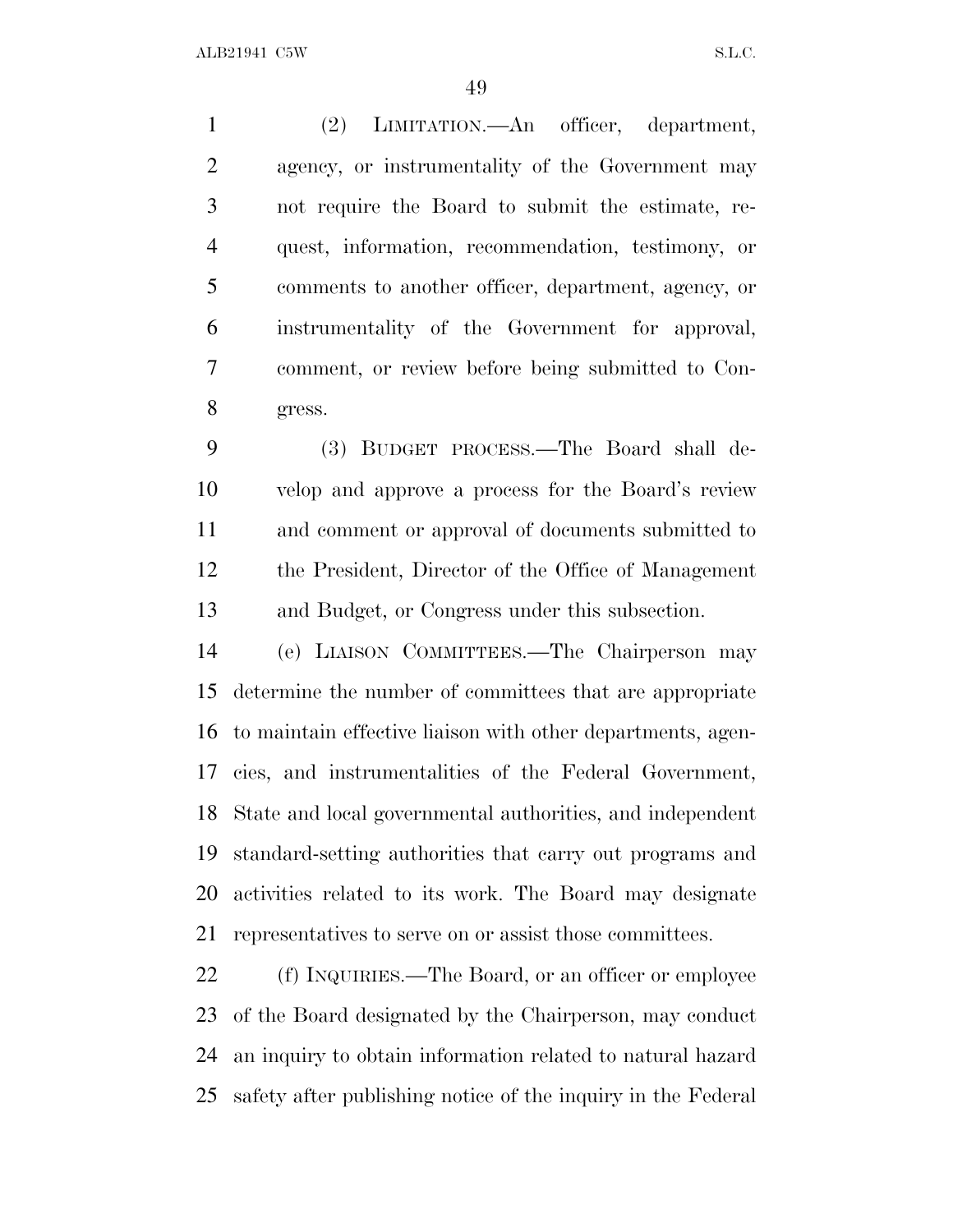(2) LIMITATION.—An officer, department, agency, or instrumentality of the Government may not require the Board to submit the estimate, request, information, recommendation, testimony, or comments to another officer, department, agency, or instrumentality of the Government for approval, comment, or review before being submitted to Congress.

(3) BUDGET PROCESS.—The Board shall develop and approve a process for the Board's review and comment or approval of documents submitted to the President, Director of the Office of Management and Budget, or Congress under this subsection.

(e) LIAISON COMMITTEES.—The Chairperson may determine the number of committees that are appropriate to maintain effective liaison with other departments, agencies, and instrumentalities of the Federal Government, State and local governmental authorities, and independent standard-setting authorities that carry out programs and activities related to its work. The Board may designate representatives to serve on or assist those committees.

(f) INQUIRIES.—The Board, or an officer or employee of the Board designated by the Chairperson, may conduct an inquiry to obtain information related to natural hazard safety after publishing notice of the inquiry in the Federal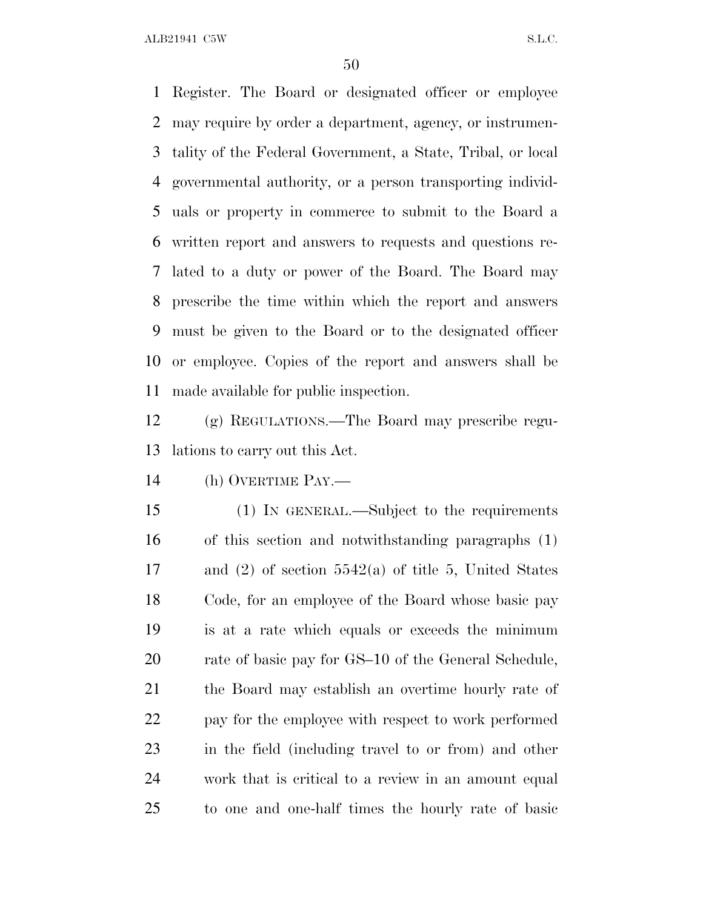Register. The Board or designated officer or employee may require by order a department, agency, or instrumentality of the Federal Government, a State, Tribal, or local governmental authority, or a person transporting individuals or property in commerce to submit to the Board a written report and answers to requests and questions related to a duty or power of the Board. The Board may prescribe the time within which the report and answers must be given to the Board or to the designated officer or employee. Copies of the report and answers shall be made available for public inspection.

(g) REGULATIONS.—The Board may prescribe regulations to carry out this Act.

(h) OVERTIME PAY.—

(1) IN GENERAL.—Subject to the requirements of this section and notwithstanding paragraphs (1) and (2) of section 5542(a) of title 5, United States Code, for an employee of the Board whose basic pay is at a rate which equals or exceeds the minimum rate of basic pay for GS–10 of the General Schedule, the Board may establish an overtime hourly rate of pay for the employee with respect to work performed in the field (including travel to or from) and other work that is critical to a review in an amount equal to one and one-half times the hourly rate of basic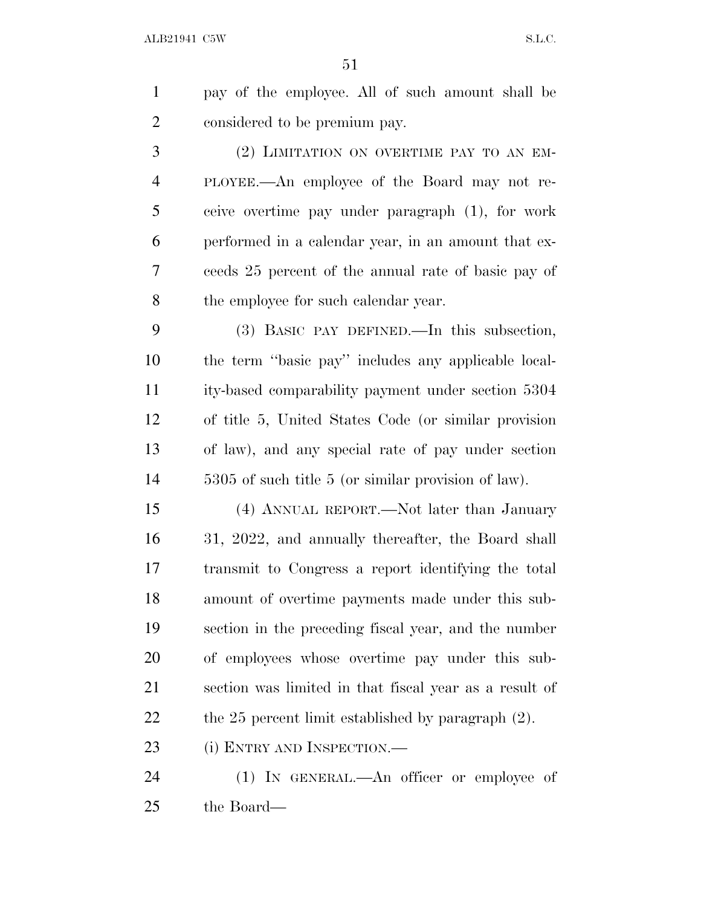pay of the employee. All of such amount shall be considered to be premium pay.

(2) LIMITATION ON OVERTIME PAY TO AN EMPLOYEE.—An employee of the Board may not receive overtime pay under paragraph (1), for work performed in a calendar year, in an amount that exceeds 25 percent of the annual rate of basic pay of the employee for such calendar year.

(3) BASIC PAY DEFINED.—In this subsection, the term "basic pay" includes any applicable locality-based comparability payment under section 5304 of title 5, United States Code (or similar provision of law), and any special rate of pay under section 5305 of such title 5 (or similar provision of law).

(4) ANNUAL REPORT.—Not later than January 31, 2022, and annually thereafter, the Board shall transmit to Congress a report identifying the total amount of overtime payments made under this subsection in the preceding fiscal year, and the number of employees whose overtime pay under this subsection was limited in that fiscal year as a result of the 25 percent limit established by paragraph (2).

(i) ENTRY AND INSPECTION.—

(1) IN GENERAL.—An officer or employee of the Board—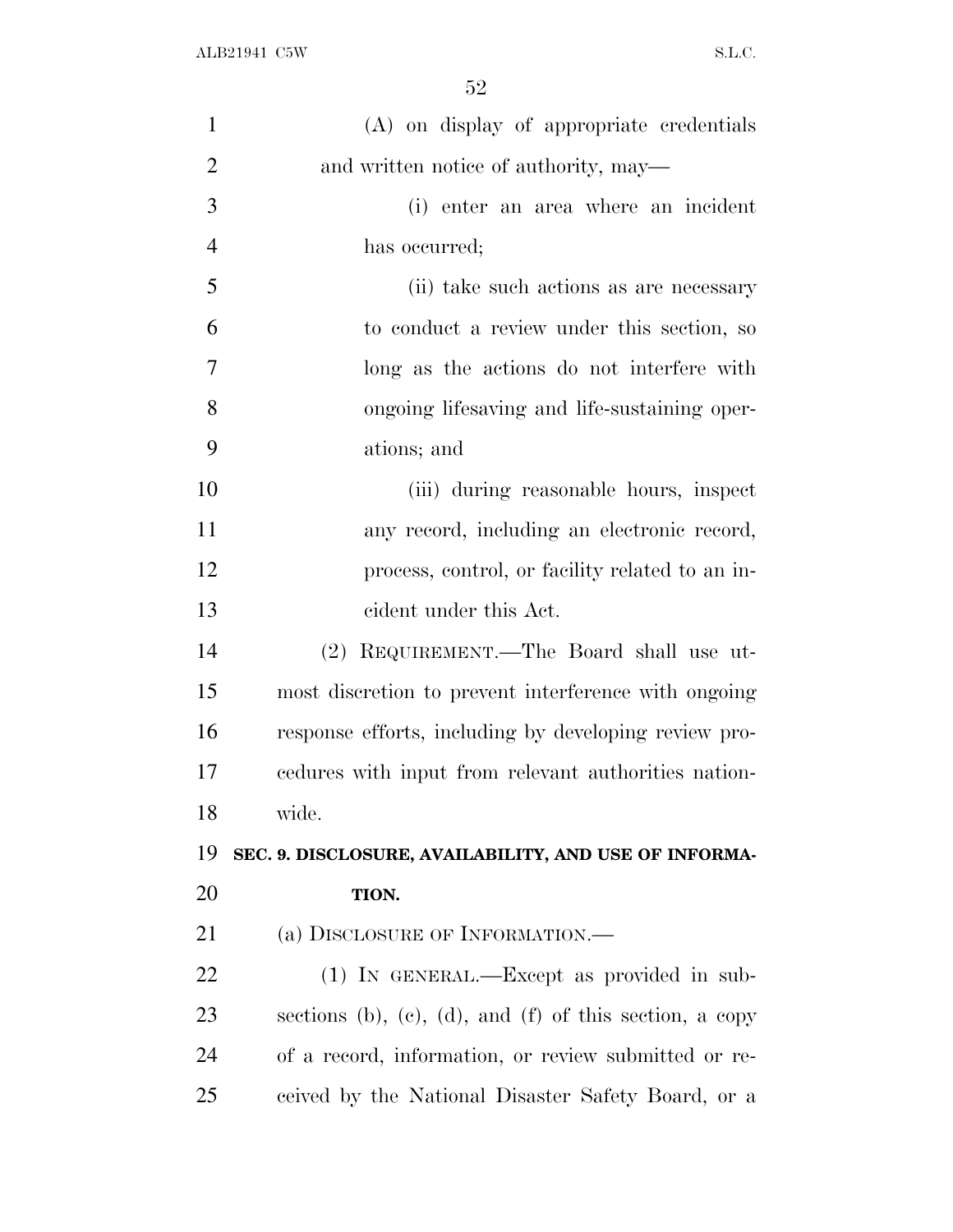(A) on display of appropriate credentials and written notice of authority, may—

(i) enter an area where an incident has occurred;

(ii) take such actions as are necessary to conduct a review under this section, so long as the actions do not interfere with ongoing lifesaving and life-sustaining operations; and

(iii) during reasonable hours, inspect any record, including an electronic record, process, control, or facility related to an incident under this Act.

(2) REQUIREMENT.—The Board shall use utmost discretion to prevent interference with ongoing response efforts, including by developing review procedures with input from relevant authorities nationwide.

**SEC. 9. DISCLOSURE, AVAILABILITY, AND USE OF INFORMATION.**

(a) DISCLOSURE OF INFORMATION.—

(1) IN GENERAL.—Except as provided in subsections (b), (c), (d), and (f) of this section, a copy of a record, information, or review submitted or received by the National Disaster Safety Board, or a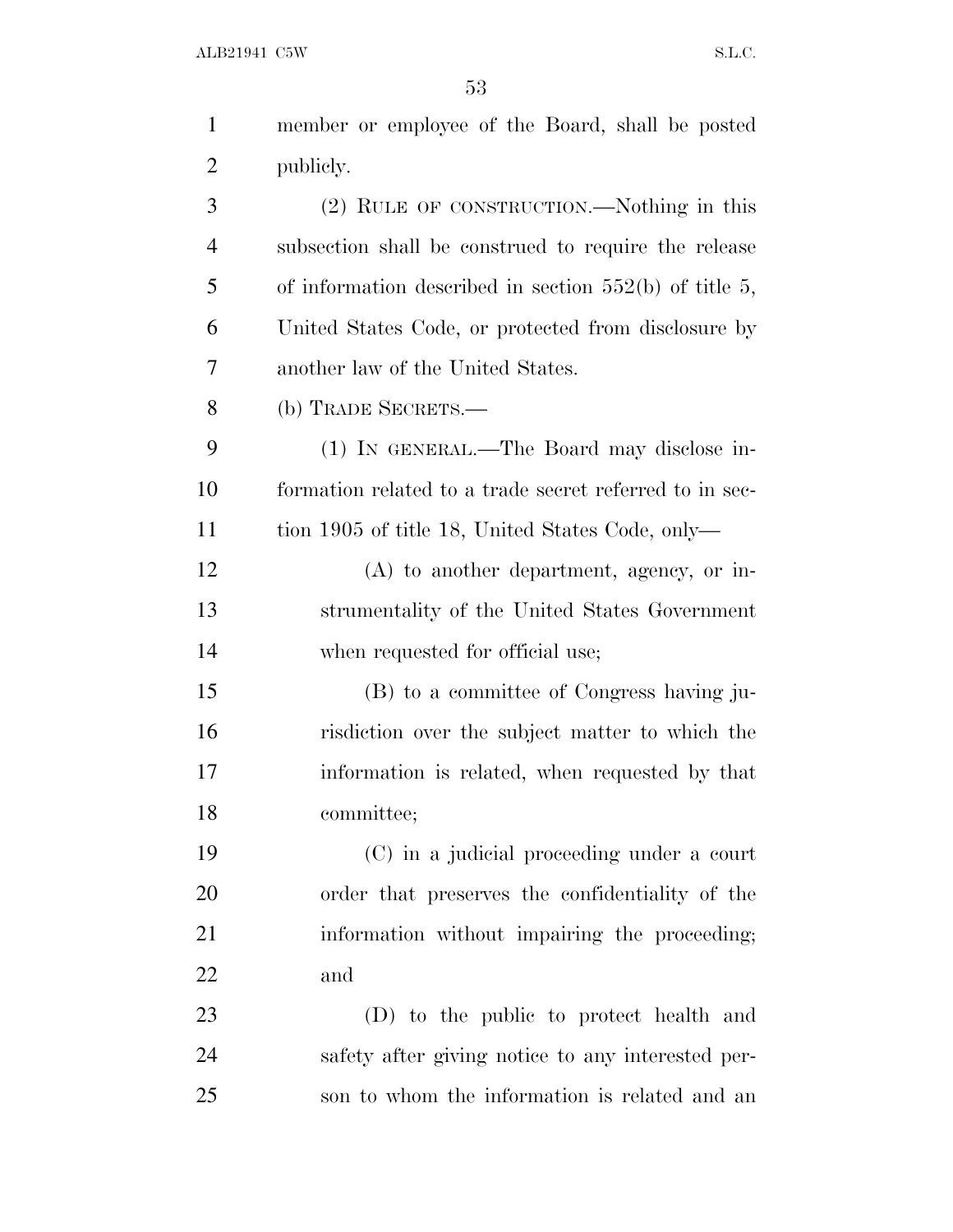member or employee of the Board, shall be posted publicly.

(2) RULE OF CONSTRUCTION.—Nothing in this subsection shall be construed to require the release of information described in section 552(b) of title 5, United States Code, or protected from disclosure by another law of the United States.

(b) TRADE SECRETS.—

(1) IN GENERAL.—The Board may disclose information related to a trade secret referred to in section 1905 of title 18, United States Code, only—

(A) to another department, agency, or instrumentality of the United States Government when requested for official use;

(B) to a committee of Congress having jurisdiction over the subject matter to which the information is related, when requested by that committee;

(C) in a judicial proceeding under a court order that preserves the confidentiality of the information without impairing the proceeding; and

(D) to the public to protect health and safety after giving notice to any interested person to whom the information is related and an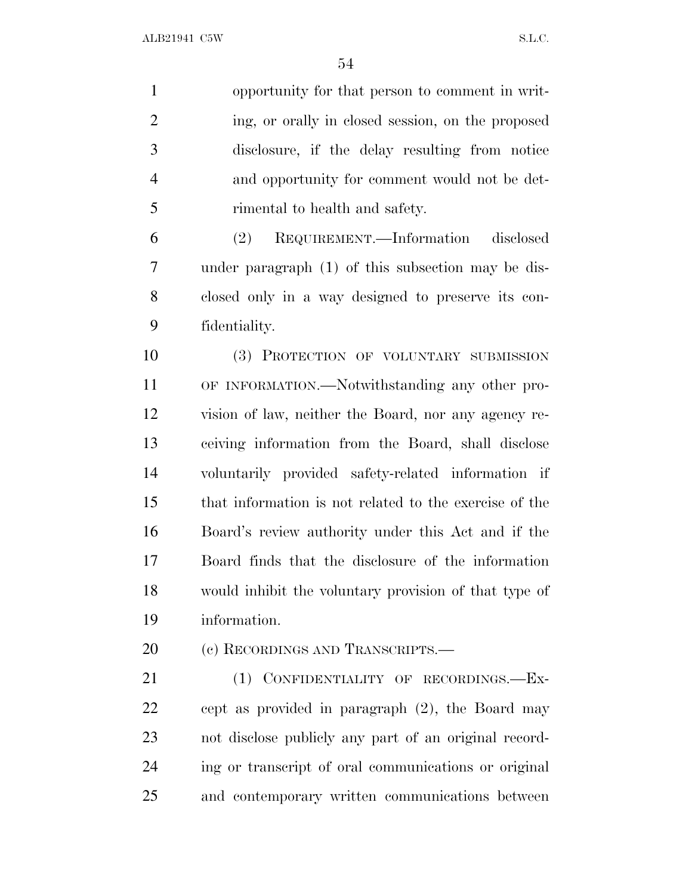opportunity for that person to comment in writing, or orally in closed session, on the proposed disclosure, if the delay resulting from notice and opportunity for comment would not be detrimental to health and safety.

(2) REQUIREMENT.—Information disclosed under paragraph (1) of this subsection may be disclosed only in a way designed to preserve its confidentiality.

(3) PROTECTION OF VOLUNTARY SUBMISSION OF INFORMATION.—Notwithstanding any other provision of law, neither the Board, nor any agency receiving information from the Board, shall disclose voluntarily provided safety-related information if that information is not related to the exercise of the Board's review authority under this Act and if the Board finds that the disclosure of the information would inhibit the voluntary provision of that type of information.

(c) RECORDINGS AND TRANSCRIPTS.—

(1) CONFIDENTIALITY OF RECORDINGS.—Except as provided in paragraph (2), the Board may not disclose publicly any part of an original recording or transcript of oral communications or original and contemporary written communications between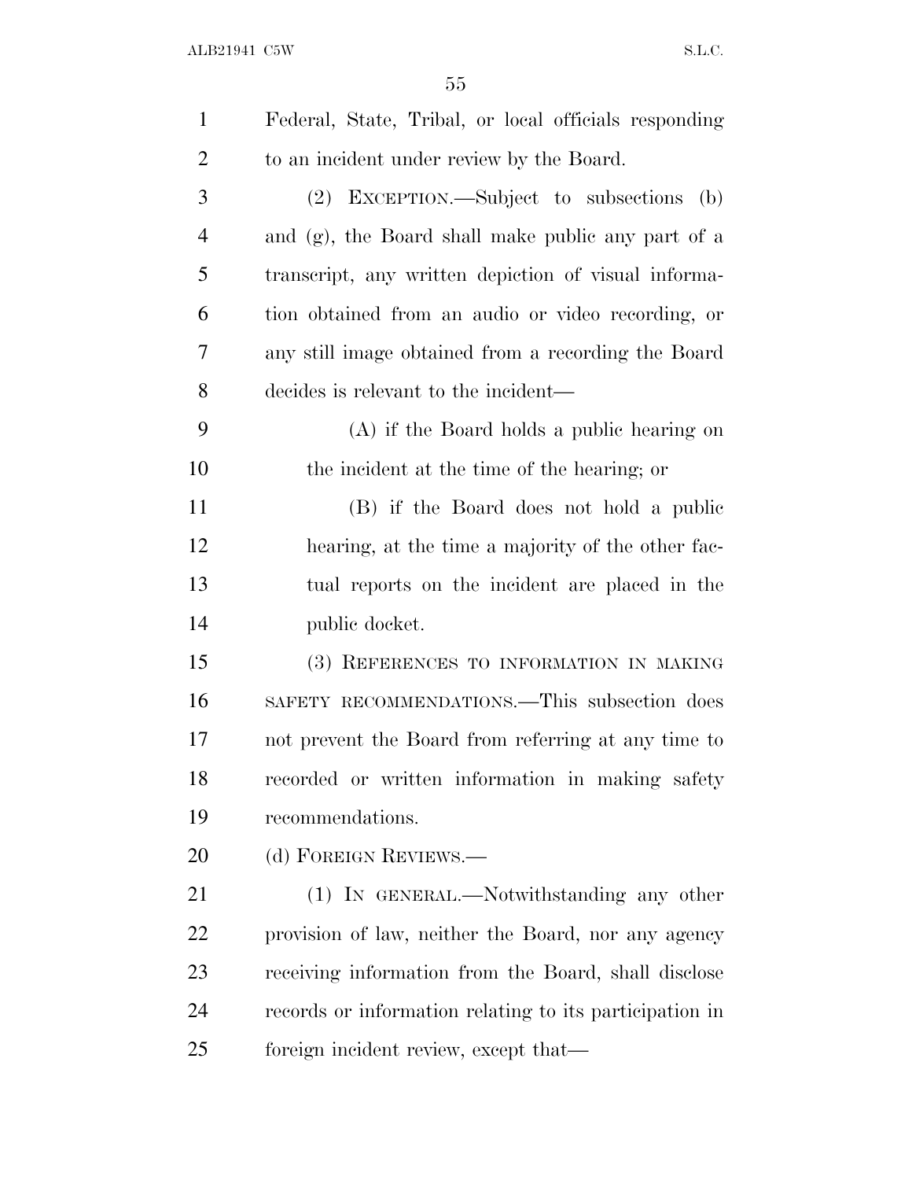Federal, State, Tribal, or local officials responding to an incident under review by the Board.

(2) EXCEPTION.—Subject to subsections (b) and (g), the Board shall make public any part of a transcript, any written depiction of visual information obtained from an audio or video recording, or any still image obtained from a recording the Board decides is relevant to the incident—

(A) if the Board holds a public hearing on the incident at the time of the hearing; or

(B) if the Board does not hold a public hearing, at the time a majority of the other factual reports on the incident are placed in the public docket.

(3) REFERENCES TO INFORMATION IN MAKING SAFETY RECOMMENDATIONS.—This subsection does not prevent the Board from referring at any time to recorded or written information in making safety recommendations.

(d) FOREIGN REVIEWS.—

(1) IN GENERAL.—Notwithstanding any other provision of law, neither the Board, nor any agency receiving information from the Board, shall disclose records or information relating to its participation in foreign incident review, except that—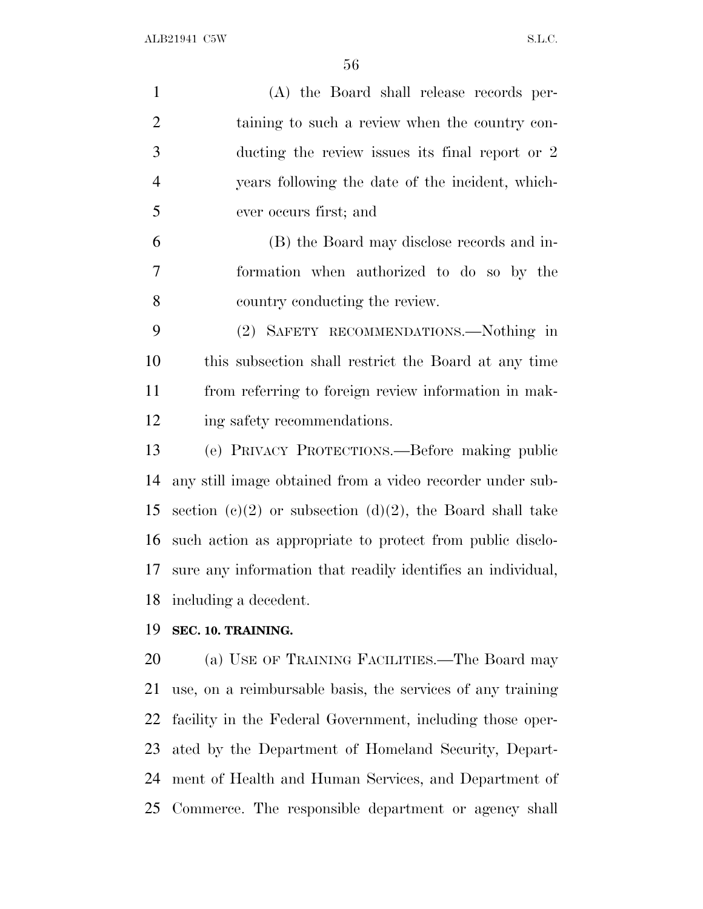(A) the Board shall release records pertaining to such a review when the country conducting the review issues its final report or 2 years following the date of the incident, whichever occurs first; and

(B) the Board may disclose records and information when authorized to do so by the country conducting the review.

(2) SAFETY RECOMMENDATIONS.—Nothing in this subsection shall restrict the Board at any time from referring to foreign review information in making safety recommendations.

(e) PRIVACY PROTECTIONS.—Before making public any still image obtained from a video recorder under subsection (c)(2) or subsection (d)(2), the Board shall take such action as appropriate to protect from public disclosure any information that readily identifies an individual, including a decedent.

**SEC. 10. TRAINING.**

(a) USE OF TRAINING FACILITIES.—The Board may use, on a reimbursable basis, the services of any training facility in the Federal Government, including those operated by the Department of Homeland Security, Department of Health and Human Services, and Department of Commerce. The responsible department or agency shall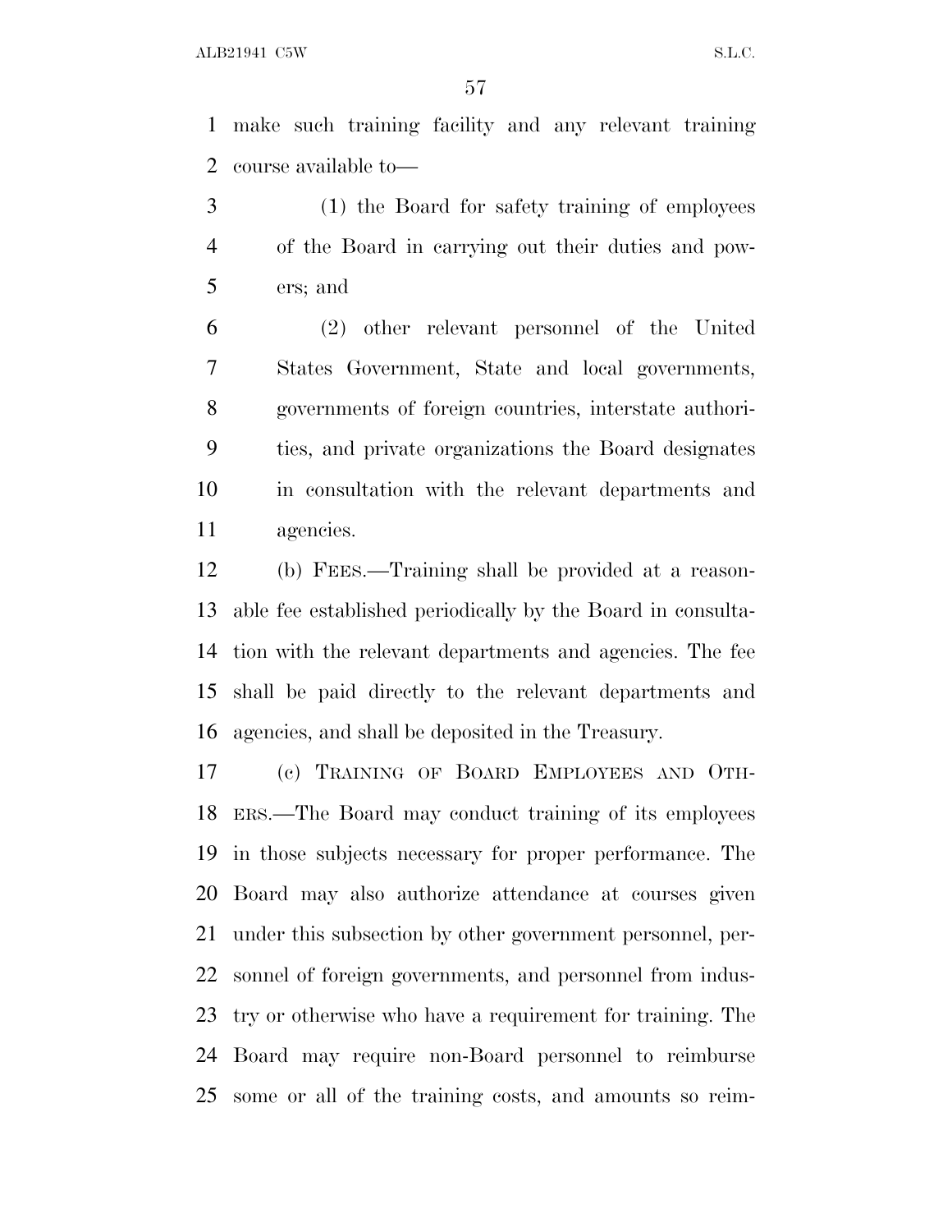make such training facility and any relevant training course available to—

(1) the Board for safety training of employees of the Board in carrying out their duties and powers; and

(2) other relevant personnel of the United States Government, State and local governments, governments of foreign countries, interstate authorities, and private organizations the Board designates in consultation with the relevant departments and agencies.

(b) FEES.—Training shall be provided at a reasonable fee established periodically by the Board in consultation with the relevant departments and agencies. The fee shall be paid directly to the relevant departments and agencies, and shall be deposited in the Treasury.

(c) TRAINING OF BOARD EMPLOYEES AND OTHERS.—The Board may conduct training of its employees in those subjects necessary for proper performance. The Board may also authorize attendance at courses given under this subsection by other government personnel, personnel of foreign governments, and personnel from industry or otherwise who have a requirement for training. The Board may require non-Board personnel to reimburse some or all of the training costs, and amounts so reim-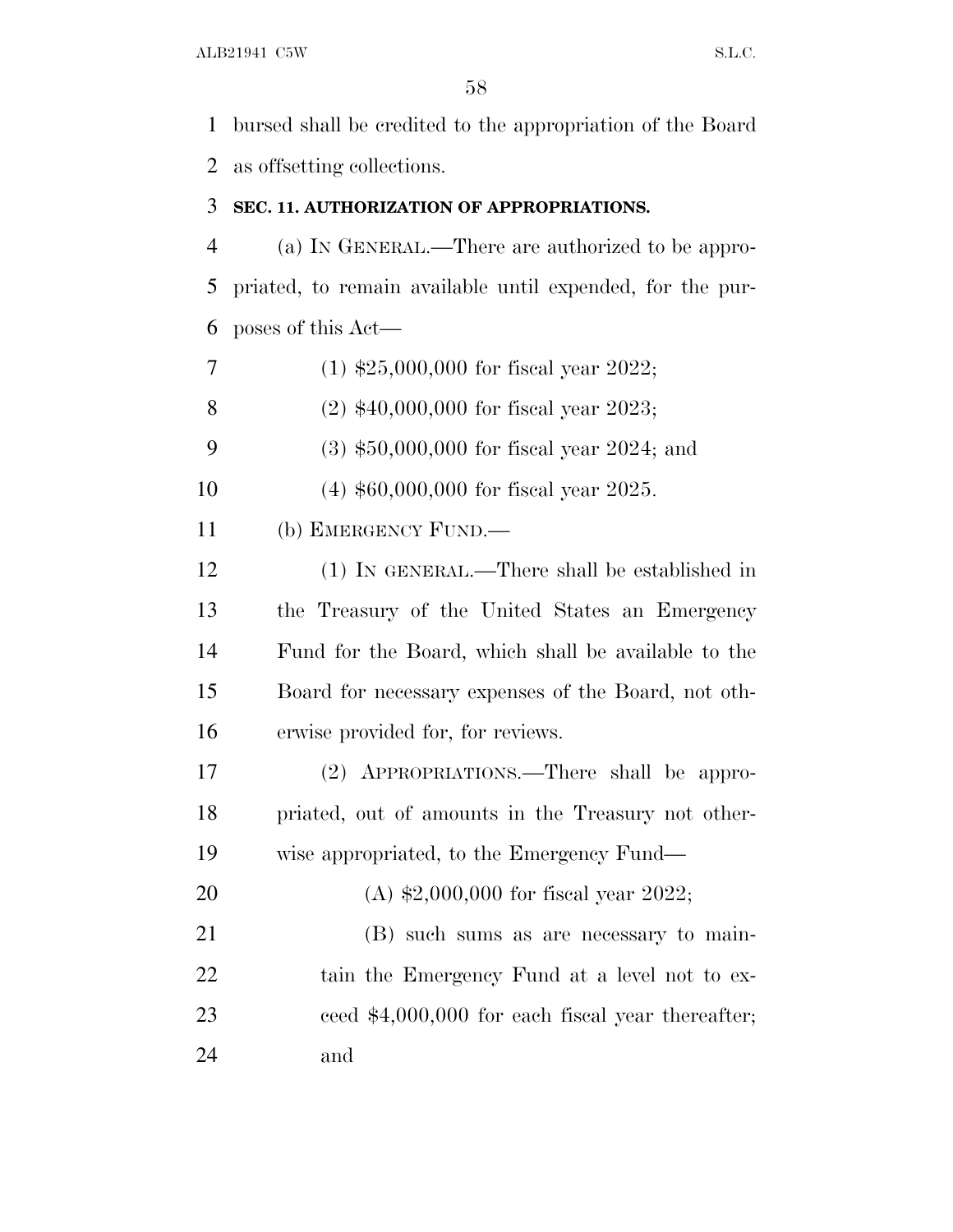bursed shall be credited to the appropriation of the Board as offsetting collections.

### SEC. 11. AUTHORIZATION OF APPROPRIATIONS.

(a) IN GENERAL.—There are authorized to be appropriated, to remain available until expended, for the purposes of this Act—

(1) $25,000,000 for fiscal year 2022;

(2) $40,000,000 for fiscal year 2023;

(3) $50,000,000 for fiscal year 2024; and

(4) $60,000,000 for fiscal year 2025.

(b) EMERGENCY FUND.—

(1) IN GENERAL.—There shall be established in the Treasury of the United States an Emergency Fund for the Board, which shall be available to the Board for necessary expenses of the Board, not otherwise provided for, for reviews.

(2) APPROPRIATIONS.—There shall be appropriated, out of amounts in the Treasury not otherwise appropriated, to the Emergency Fund—

(A) $2,000,000 for fiscal year 2022;

(B) such sums as are necessary to maintain the Emergency Fund at a level not to exceed $4,000,000 for each fiscal year thereafter; and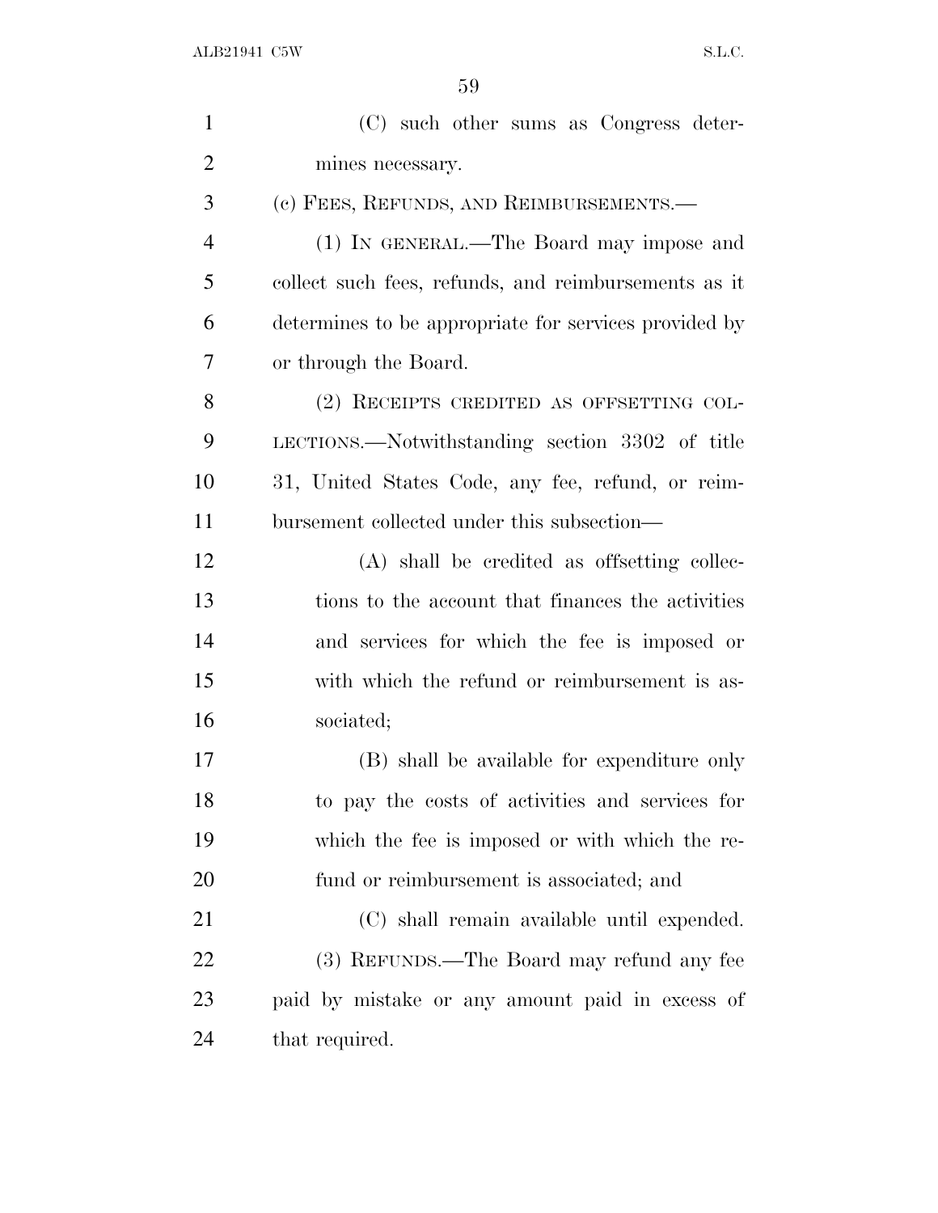(C) such other sums as Congress determines necessary.

(c) FEES, REFUNDS, AND REIMBURSEMENTS.—

(1) IN GENERAL.—The Board may impose and collect such fees, refunds, and reimbursements as it determines to be appropriate for services provided by or through the Board.

(2) RECEIPTS CREDITED AS OFFSETTING COLLECTIONS.—Notwithstanding section 3302 of title 31, United States Code, any fee, refund, or reimbursement collected under this subsection—

(A) shall be credited as offsetting collections to the account that finances the activities and services for which the fee is imposed or with which the refund or reimbursement is associated;

(B) shall be available for expenditure only to pay the costs of activities and services for which the fee is imposed or with which the refund or reimbursement is associated; and

(C) shall remain available until expended.

(3) REFUNDS.—The Board may refund any fee paid by mistake or any amount paid in excess of that required.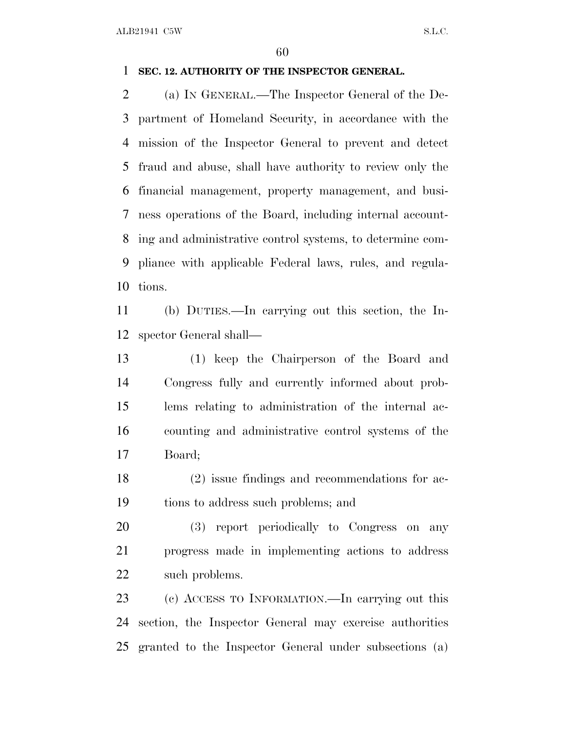**SEC. 12. AUTHORITY OF THE INSPECTOR GENERAL.**

(a) IN GENERAL.—The Inspector General of the Department of Homeland Security, in accordance with the mission of the Inspector General to prevent and detect fraud and abuse, shall have authority to review only the financial management, property management, and business operations of the Board, including internal accounting and administrative control systems, to determine compliance with applicable Federal laws, rules, and regulations.

(b) DUTIES.—In carrying out this section, the Inspector General shall—

(1) keep the Chairperson of the Board and Congress fully and currently informed about problems relating to administration of the internal accounting and administrative control systems of the Board;

(2) issue findings and recommendations for actions to address such problems; and

(3) report periodically to Congress on any progress made in implementing actions to address such problems.

(c) ACCESS TO INFORMATION.—In carrying out this section, the Inspector General may exercise authorities granted to the Inspector General under subsections (a)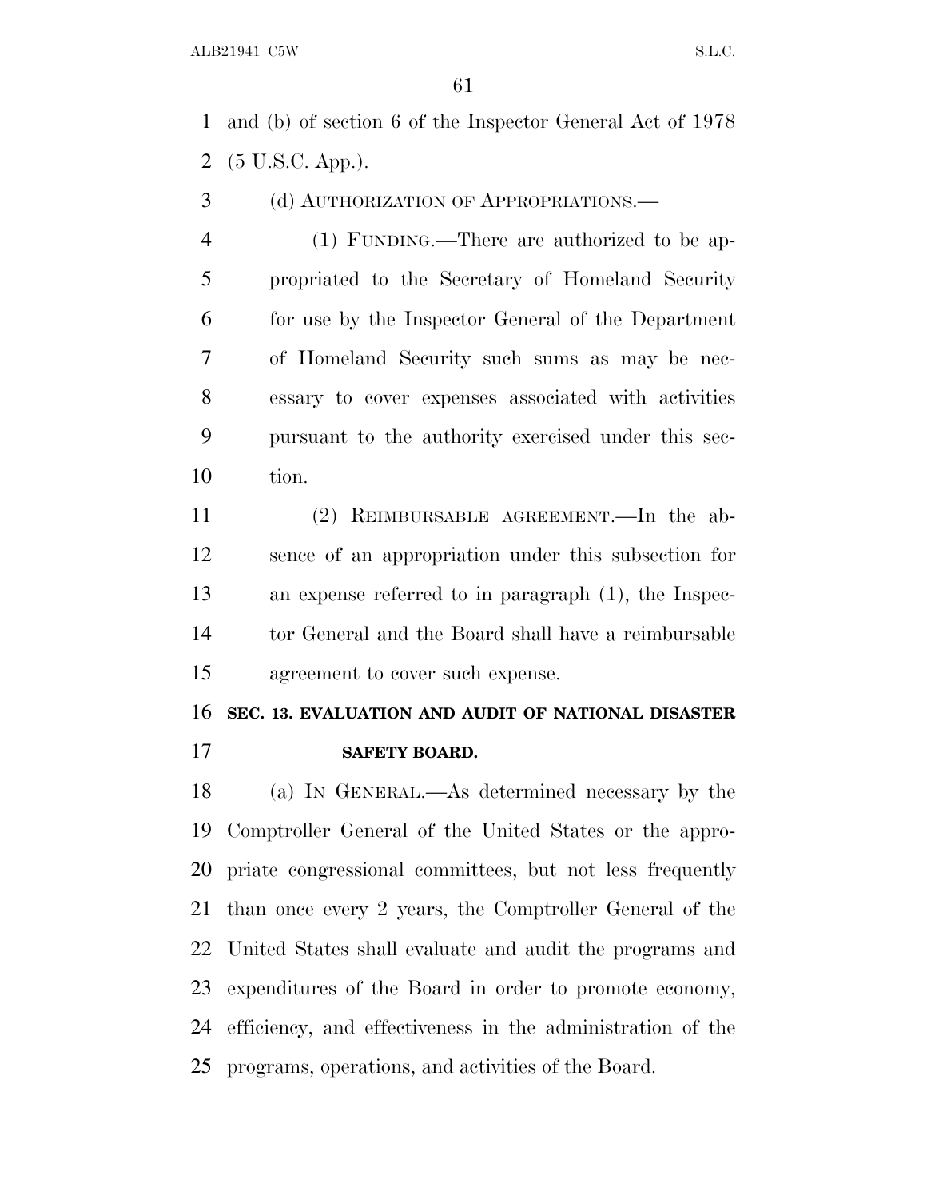and (b) of section 6 of the Inspector General Act of 1978 (5 U.S.C. App.).

(d) AUTHORIZATION OF APPROPRIATIONS.—

(1) FUNDING.—There are authorized to be appropriated to the Secretary of Homeland Security for use by the Inspector General of the Department of Homeland Security such sums as may be necessary to cover expenses associated with activities pursuant to the authority exercised under this section.

(2) REIMBURSABLE AGREEMENT.—In the absence of an appropriation under this subsection for an expense referred to in paragraph (1), the Inspector General and the Board shall have a reimbursable agreement to cover such expense.

## SEC. 13. EVALUATION AND AUDIT OF NATIONAL DISASTER SAFETY BOARD.

(a) IN GENERAL.—As determined necessary by the Comptroller General of the United States or the appropriate congressional committees, but not less frequently than once every 2 years, the Comptroller General of the United States shall evaluate and audit the programs and expenditures of the Board in order to promote economy, efficiency, and effectiveness in the administration of the programs, operations, and activities of the Board.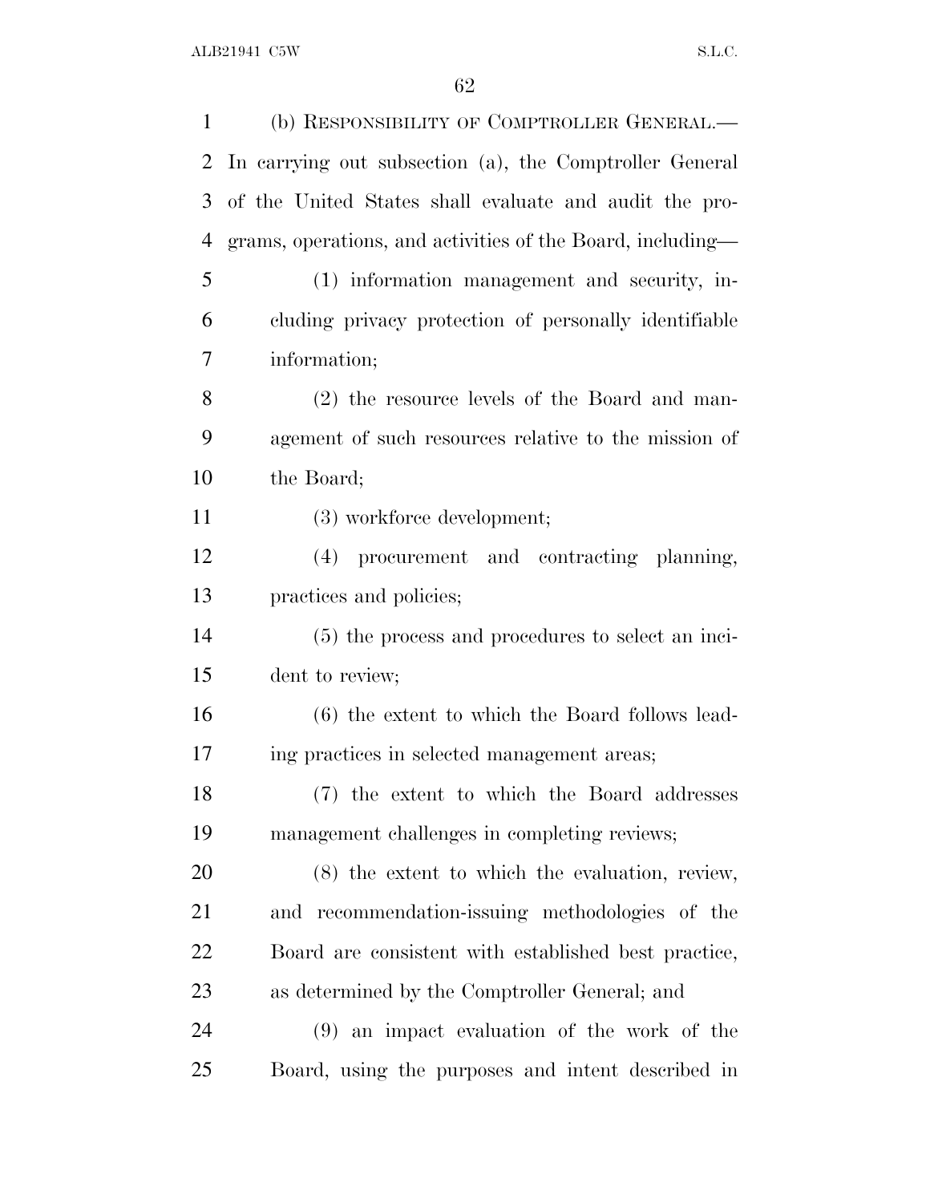(b) RESPONSIBILITY OF COMPTROLLER GENERAL.—In carrying out subsection (a), the Comptroller General of the United States shall evaluate and audit the programs, operations, and activities of the Board, including—

(1) information management and security, including privacy protection of personally identifiable information;

(2) the resource levels of the Board and management of such resources relative to the mission of the Board;

(3) workforce development;

(4) procurement and contracting planning, practices and policies;

(5) the process and procedures to select an incident to review;

(6) the extent to which the Board follows leading practices in selected management areas;

(7) the extent to which the Board addresses management challenges in completing reviews;

(8) the extent to which the evaluation, review, and recommendation-issuing methodologies of the Board are consistent with established best practice, as determined by the Comptroller General; and

(9) an impact evaluation of the work of the Board, using the purposes and intent described in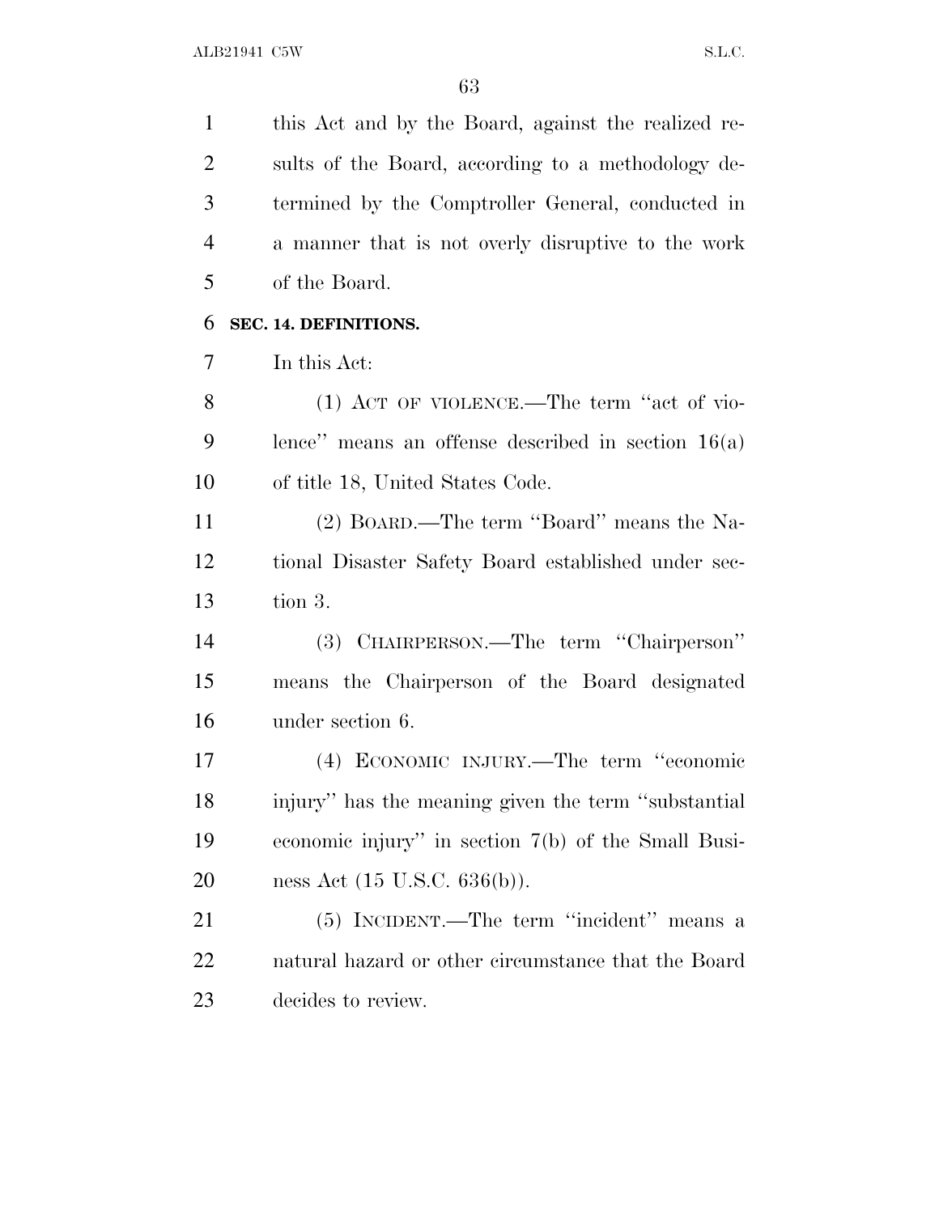this Act and by the Board, against the realized results of the Board, according to a methodology determined by the Comptroller General, conducted in a manner that is not overly disruptive to the work of the Board.

**SEC. 14. DEFINITIONS.**

In this Act:

(1) ACT OF VIOLENCE.—The term ''act of violence'' means an offense described in section 16(a) of title 18, United States Code.

(2) BOARD.—The term ''Board'' means the National Disaster Safety Board established under section 3.

(3) CHAIRPERSON.—The term ''Chairperson'' means the Chairperson of the Board designated under section 6.

(4) ECONOMIC INJURY.—The term ''economic injury'' has the meaning given the term ''substantial economic injury'' in section 7(b) of the Small Business Act (15 U.S.C. 636(b)).

(5) INCIDENT.—The term ''incident'' means a natural hazard or other circumstance that the Board decides to review.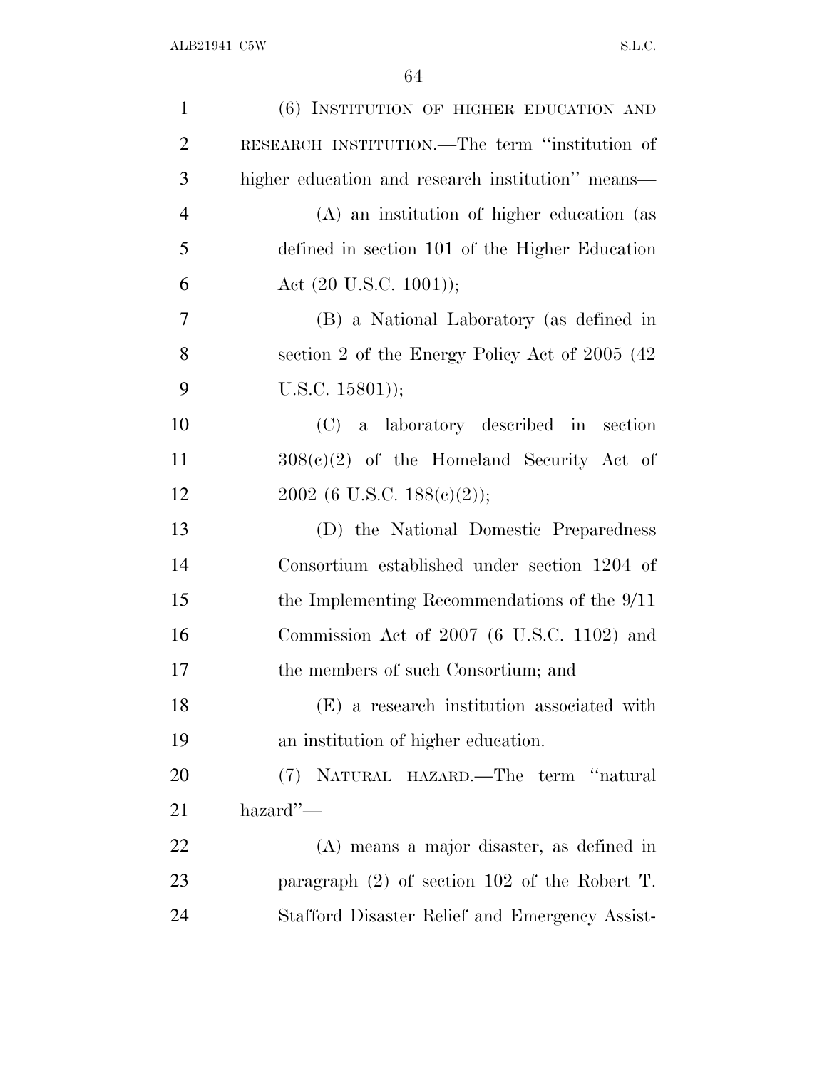(6) INSTITUTION OF HIGHER EDUCATION AND RESEARCH INSTITUTION.—The term ''institution of higher education and research institution'' means—

(A) an institution of higher education (as defined in section 101 of the Higher Education Act (20 U.S.C. 1001));

(B) a National Laboratory (as defined in section 2 of the Energy Policy Act of 2005 (42 U.S.C. 15801));

(C) a laboratory described in section 308(c)(2) of the Homeland Security Act of 2002 (6 U.S.C. 188(c)(2));

(D) the National Domestic Preparedness Consortium established under section 1204 of the Implementing Recommendations of the 9/11 Commission Act of 2007 (6 U.S.C. 1102) and the members of such Consortium; and

(E) a research institution associated with an institution of higher education.

(7) NATURAL HAZARD.—The term ''natural hazard''—

(A) means a major disaster, as defined in paragraph (2) of section 102 of the Robert T. Stafford Disaster Relief and Emergency Assist-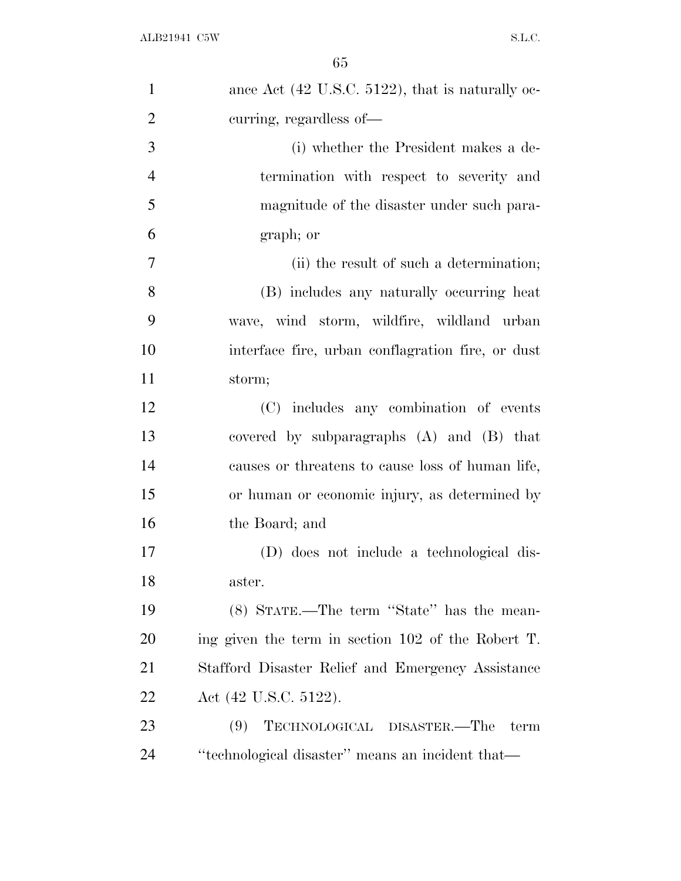ance Act (42 U.S.C. 5122), that is naturally occurring, regardless of—

(i) whether the President makes a determination with respect to severity and magnitude of the disaster under such paragraph; or

(ii) the result of such a determination;

(B) includes any naturally occurring heat wave, wind storm, wildfire, wildland urban interface fire, urban conflagration fire, or dust storm;

(C) includes any combination of events covered by subparagraphs (A) and (B) that causes or threatens to cause loss of human life, or human or economic injury, as determined by the Board; and

(D) does not include a technological disaster.

(8) STATE.—The term ''State'' has the meaning given the term in section 102 of the Robert T. Stafford Disaster Relief and Emergency Assistance Act (42 U.S.C. 5122).

(9) TECHNOLOGICAL DISASTER.—The term ''technological disaster'' means an incident that—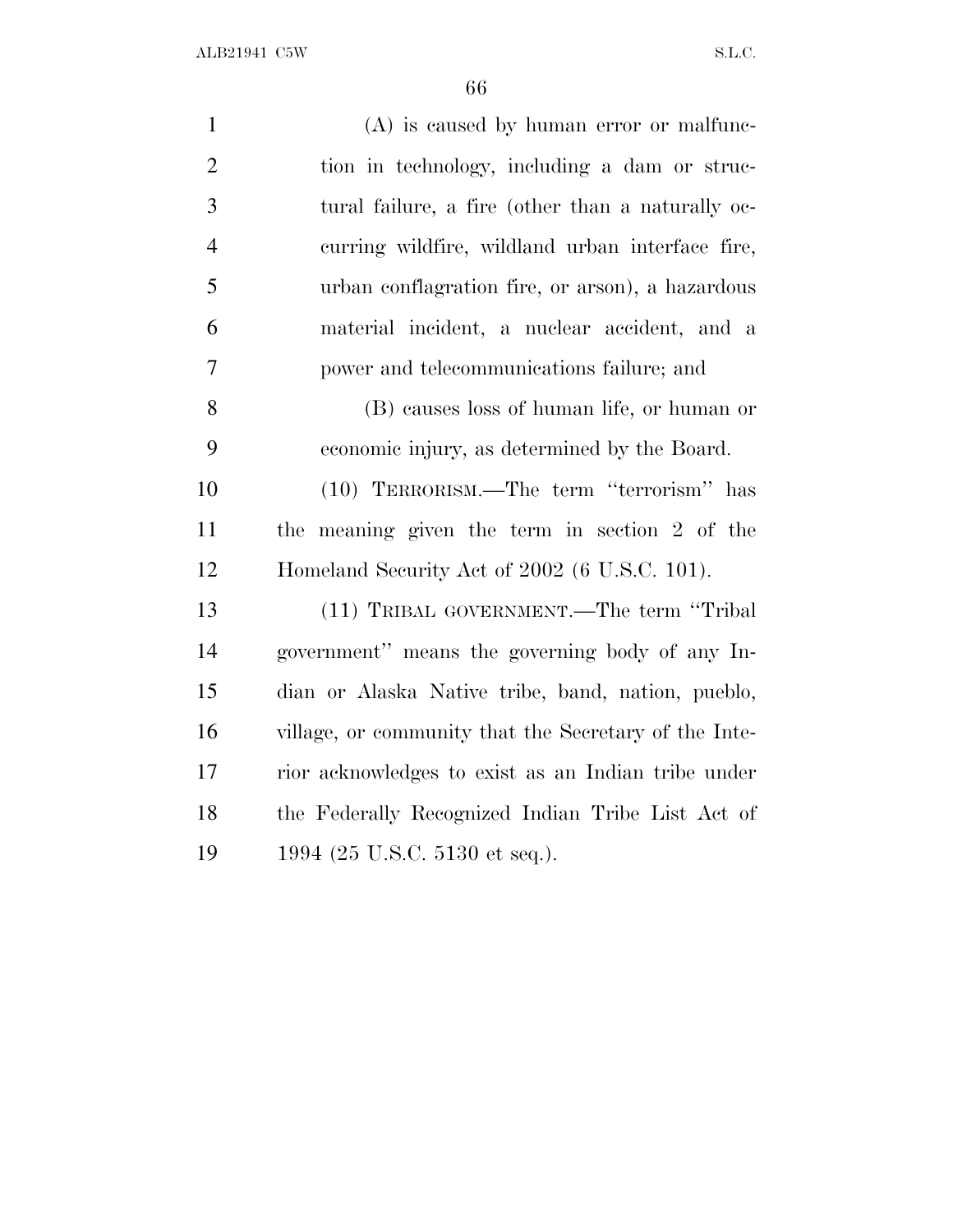(A) is caused by human error or malfunction in technology, including a dam or structural failure, a fire (other than a naturally occurring wildfire, wildland urban interface fire, urban conflagration fire, or arson), a hazardous material incident, a nuclear accident, and a power and telecommunications failure; and

(B) causes loss of human life, or human or economic injury, as determined by the Board.

(10) TERRORISM.—The term ''terrorism'' has the meaning given the term in section 2 of the Homeland Security Act of 2002 (6 U.S.C. 101).

(11) TRIBAL GOVERNMENT.—The term ''Tribal government'' means the governing body of any Indian or Alaska Native tribe, band, nation, pueblo, village, or community that the Secretary of the Interior acknowledges to exist as an Indian tribe under the Federally Recognized Indian Tribe List Act of 1994 (25 U.S.C. 5130 et seq.).